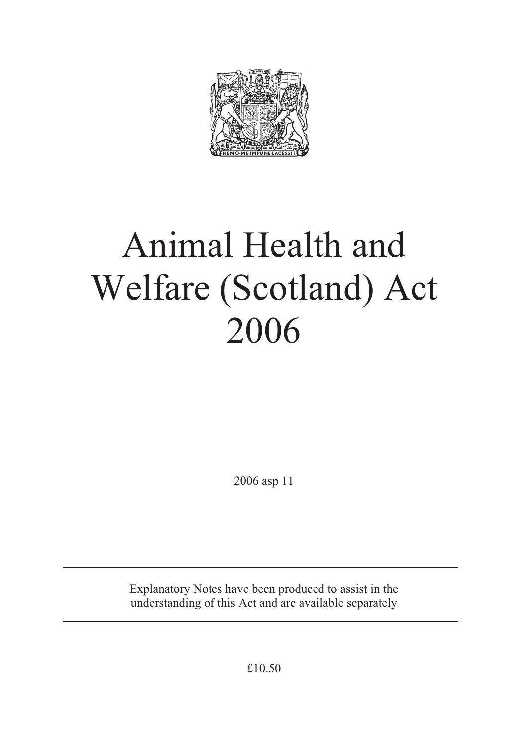# Animal Health and Welfare (Scotland) Act 2006

2006 asp 11

---

Explanatory Notes have been produced to assist in the understanding of this Act and are available separately

---

£10.50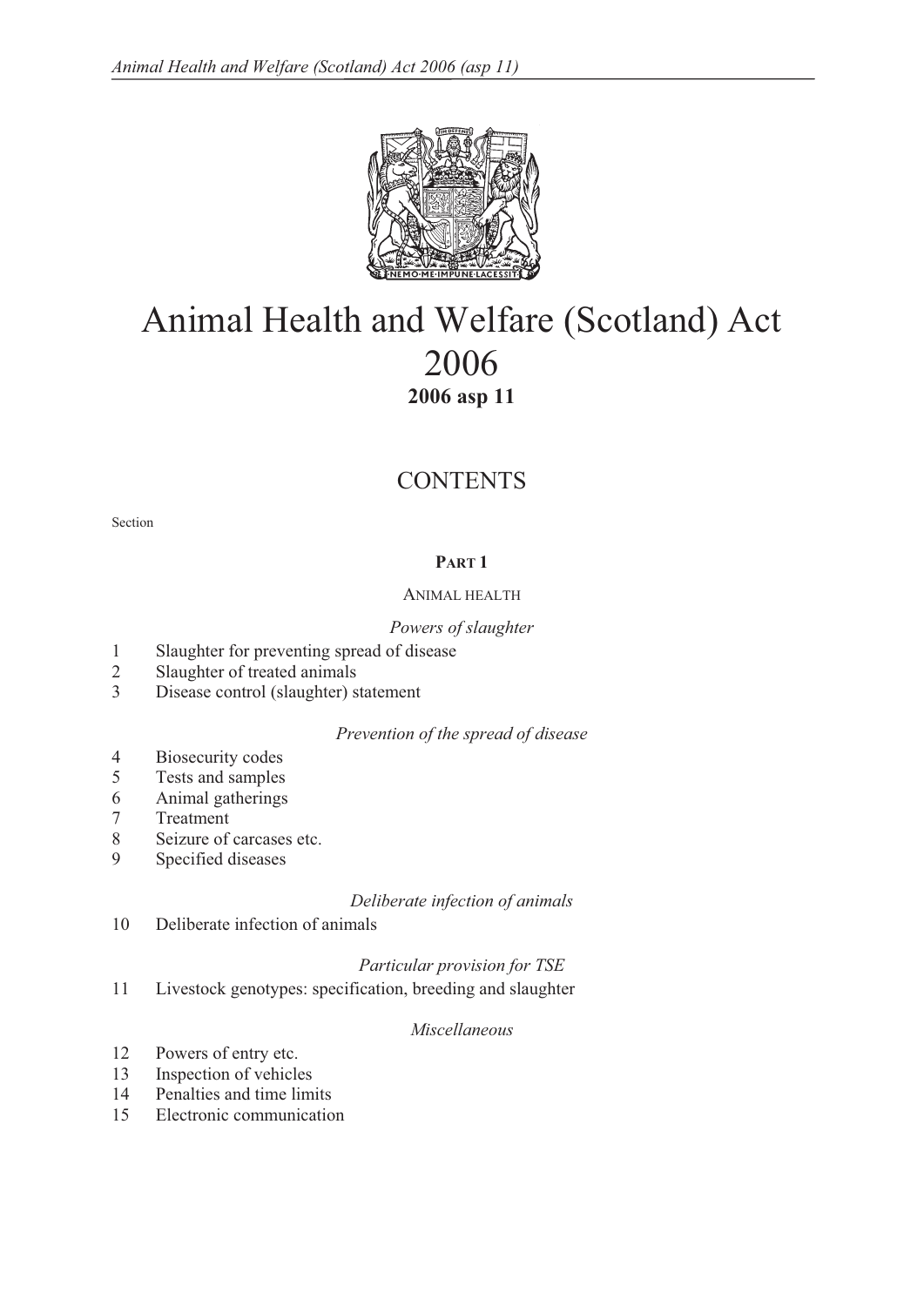# Animal Health and Welfare (Scotland) Act 2006

**2006 asp 11**

## CONTENTS

Section

### PART 1

ANIMAL HEALTH

*Powers of slaughter*

1 Slaughter for preventing spread of disease
2 Slaughter of treated animals
3 Disease control (slaughter) statement

*Prevention of the spread of disease*

4 Biosecurity codes
5 Tests and samples
6 Animal gatherings
7 Treatment
8 Seizure of carcases etc.
9 Specified diseases

*Deliberate infection of animals*

10 Deliberate infection of animals

*Particular provision for TSE*

11 Livestock genotypes: specification, breeding and slaughter

*Miscellaneous*

12 Powers of entry etc.
13 Inspection of vehicles
14 Penalties and time limits
15 Electronic communication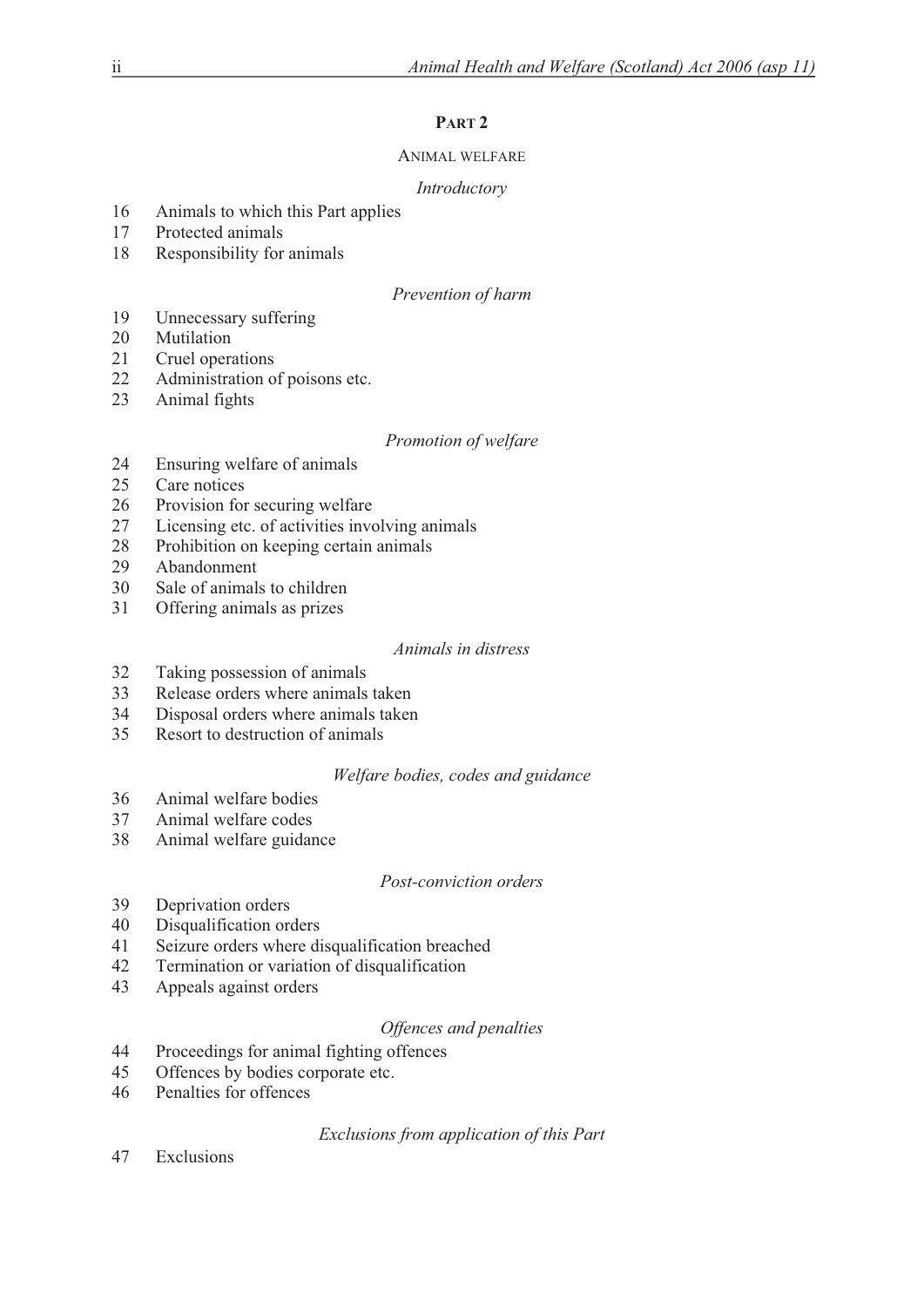## PART 2

### ANIMAL WELFARE

*Introductory*

16 Animals to which this Part applies
17 Protected animals
18 Responsibility for animals

*Prevention of harm*

19 Unnecessary suffering
20 Mutilation
21 Cruel operations
22 Administration of poisons etc.
23 Animal fights

*Promotion of welfare*

24 Ensuring welfare of animals
25 Care notices
26 Provision for securing welfare
27 Licensing etc. of activities involving animals
28 Prohibition on keeping certain animals
29 Abandonment
30 Sale of animals to children
31 Offering animals as prizes

*Animals in distress*

32 Taking possession of animals
33 Release orders where animals taken
34 Disposal orders where animals taken
35 Resort to destruction of animals

*Welfare bodies, codes and guidance*

36 Animal welfare bodies
37 Animal welfare codes
38 Animal welfare guidance

*Post-conviction orders*

39 Deprivation orders
40 Disqualification orders
41 Seizure orders where disqualification breached
42 Termination or variation of disqualification
43 Appeals against orders

*Offences and penalties*

44 Proceedings for animal fighting offences
45 Offences by bodies corporate etc.
46 Penalties for offences

*Exclusions from application of this Part*

47 Exclusions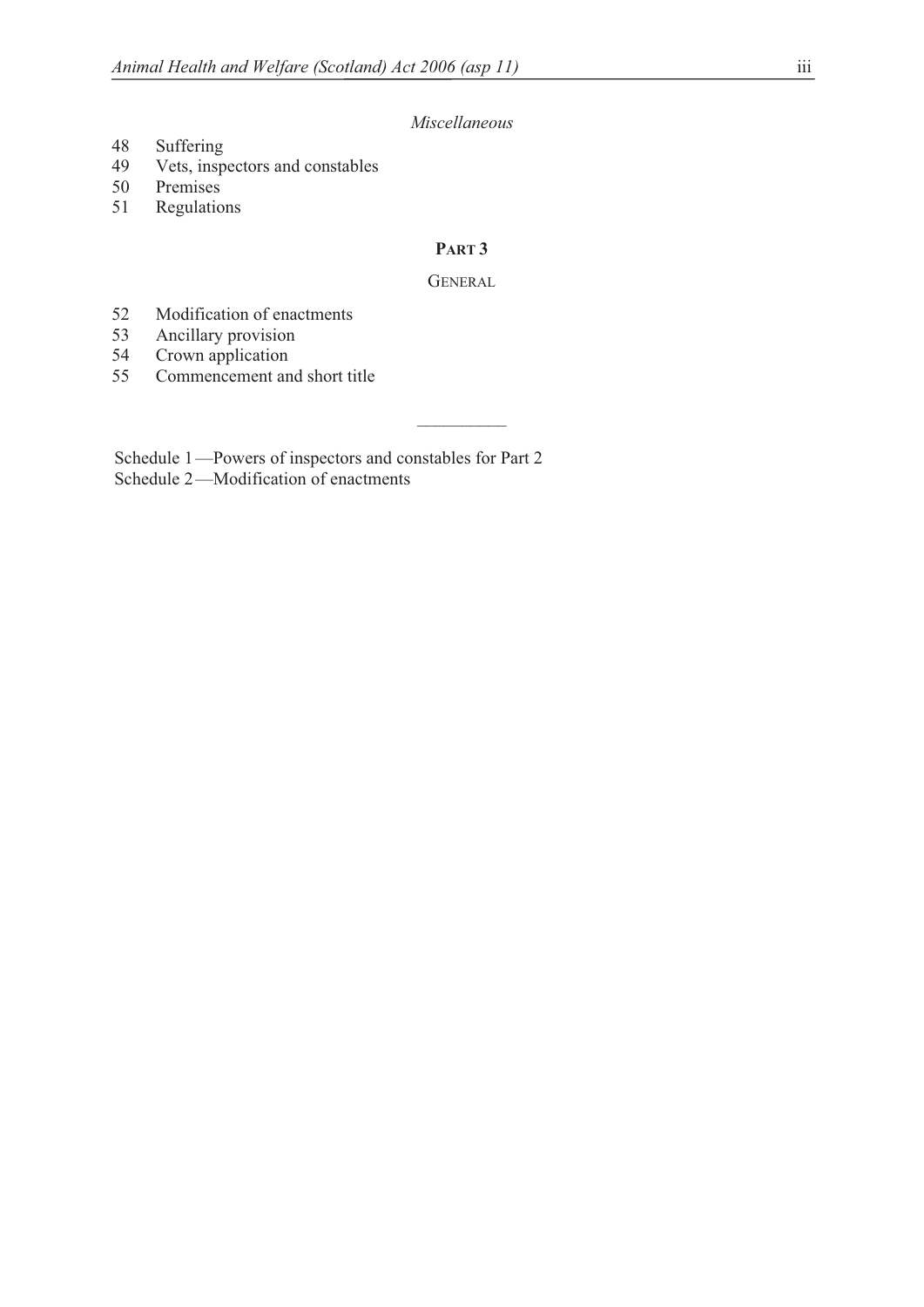*Miscellaneous*

48 Suffering
49 Vets, inspectors and constables
50 Premises
51 Regulations

## PART 3

### GENERAL

52 Modification of enactments
53 Ancillary provision
54 Crown application
55 Commencement and short title

---

Schedule 1—Powers of inspectors and constables for Part 2
Schedule 2—Modification of enactments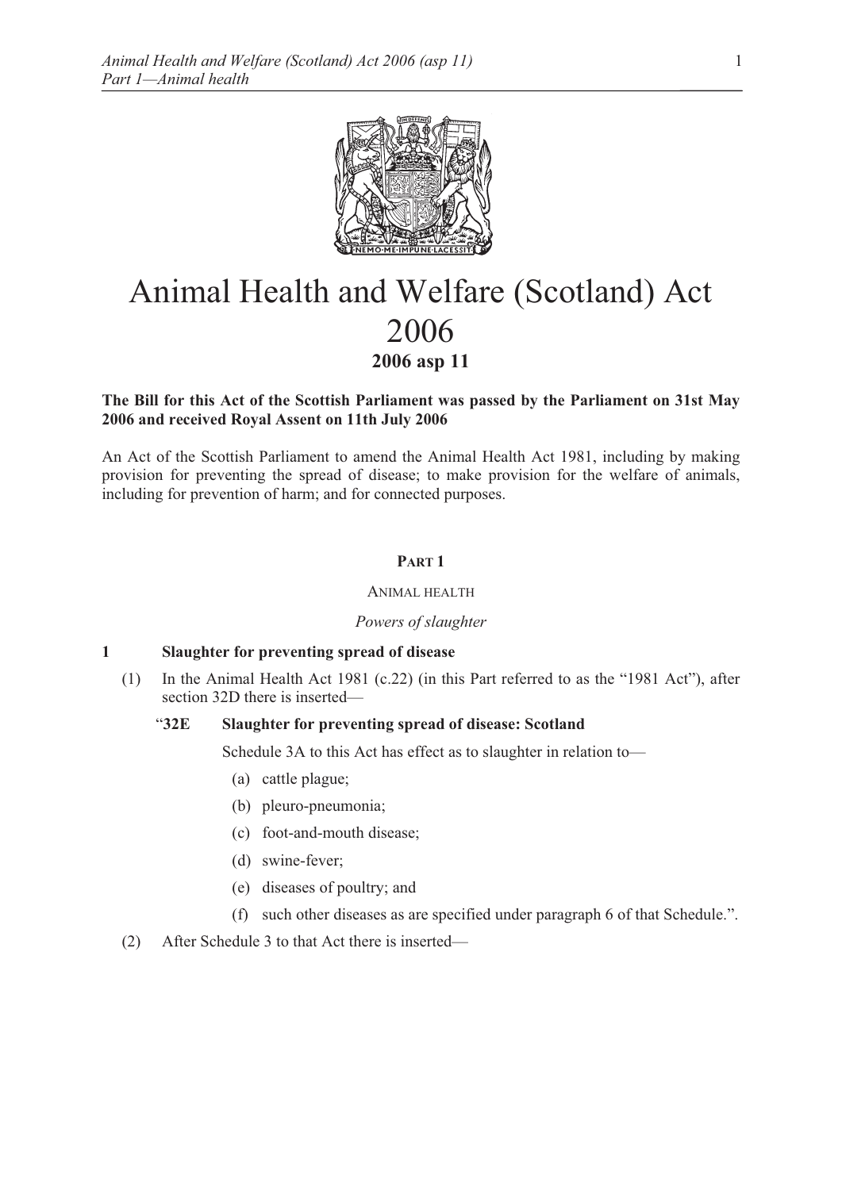# Animal Health and Welfare (Scotland) Act 2006

**2006 asp 11**

**The Bill for this Act of the Scottish Parliament was passed by the Parliament on 31st May 2006 and received Royal Assent on 11th July 2006**

An Act of the Scottish Parliament to amend the Animal Health Act 1981, including by making provision for preventing the spread of disease; to make provision for the welfare of animals, including for prevention of harm; and for connected purposes.

## PART 1

### ANIMAL HEALTH

*Powers of slaughter*

#### 1 Slaughter for preventing spread of disease

(1) In the Animal Health Act 1981 (c.22) (in this Part referred to as the "1981 Act"), after section 32D there is inserted—

"**32E Slaughter for preventing spread of disease: Scotland**

Schedule 3A to this Act has effect as to slaughter in relation to—

(a) cattle plague;

(b) pleuro-pneumonia;

(c) foot-and-mouth disease;

(d) swine-fever;

(e) diseases of poultry; and

(f) such other diseases as are specified under paragraph 6 of that Schedule.".

(2) After Schedule 3 to that Act there is inserted—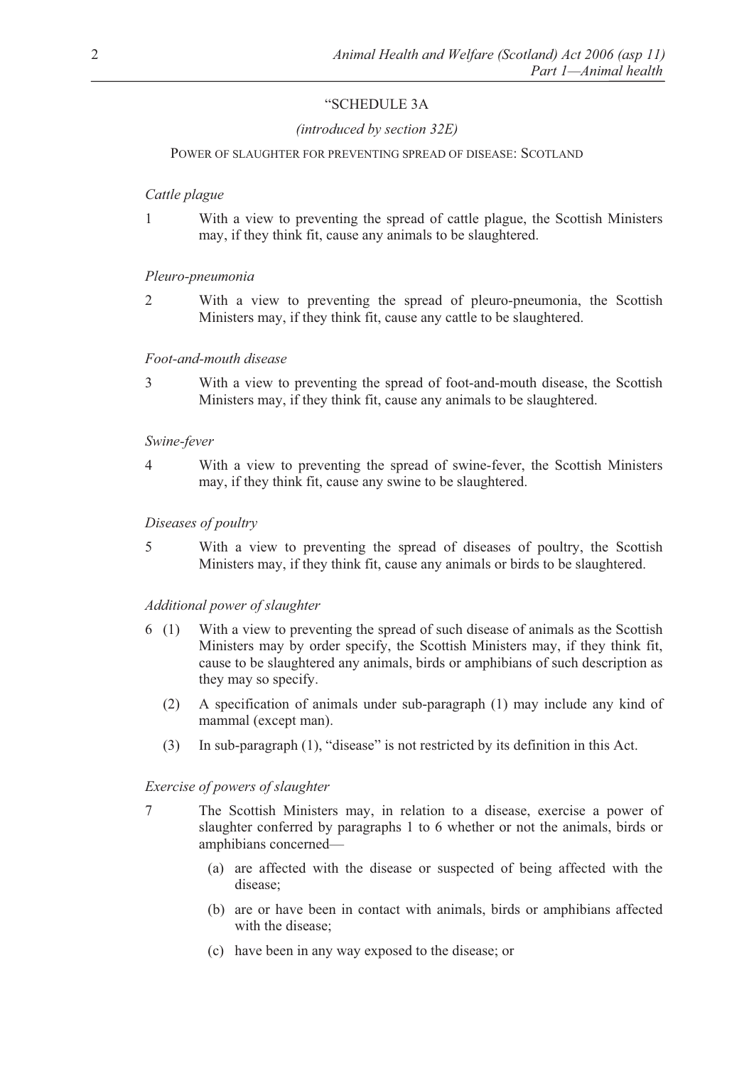"SCHEDULE 3A

*(introduced by section 32E)*

POWER OF SLAUGHTER FOR PREVENTING SPREAD OF DISEASE: SCOTLAND

*Cattle plague*

1 With a view to preventing the spread of cattle plague, the Scottish Ministers may, if they think fit, cause any animals to be slaughtered.

*Pleuro-pneumonia*

2 With a view to preventing the spread of pleuro-pneumonia, the Scottish Ministers may, if they think fit, cause any cattle to be slaughtered.

*Foot-and-mouth disease*

3 With a view to preventing the spread of foot-and-mouth disease, the Scottish Ministers may, if they think fit, cause any animals to be slaughtered.

*Swine-fever*

4 With a view to preventing the spread of swine-fever, the Scottish Ministers may, if they think fit, cause any swine to be slaughtered.

*Diseases of poultry*

5 With a view to preventing the spread of diseases of poultry, the Scottish Ministers may, if they think fit, cause any animals or birds to be slaughtered.

*Additional power of slaughter*

6 (1) With a view to preventing the spread of such disease of animals as the Scottish Ministers may by order specify, the Scottish Ministers may, if they think fit, cause to be slaughtered any animals, birds or amphibians of such description as they may so specify.

(2) A specification of animals under sub-paragraph (1) may include any kind of mammal (except man).

(3) In sub-paragraph (1), "disease" is not restricted by its definition in this Act.

*Exercise of powers of slaughter*

7 The Scottish Ministers may, in relation to a disease, exercise a power of slaughter conferred by paragraphs 1 to 6 whether or not the animals, birds or amphibians concerned—

(a) are affected with the disease or suspected of being affected with the disease;

(b) are or have been in contact with animals, birds or amphibians affected with the disease;

(c) have been in any way exposed to the disease; or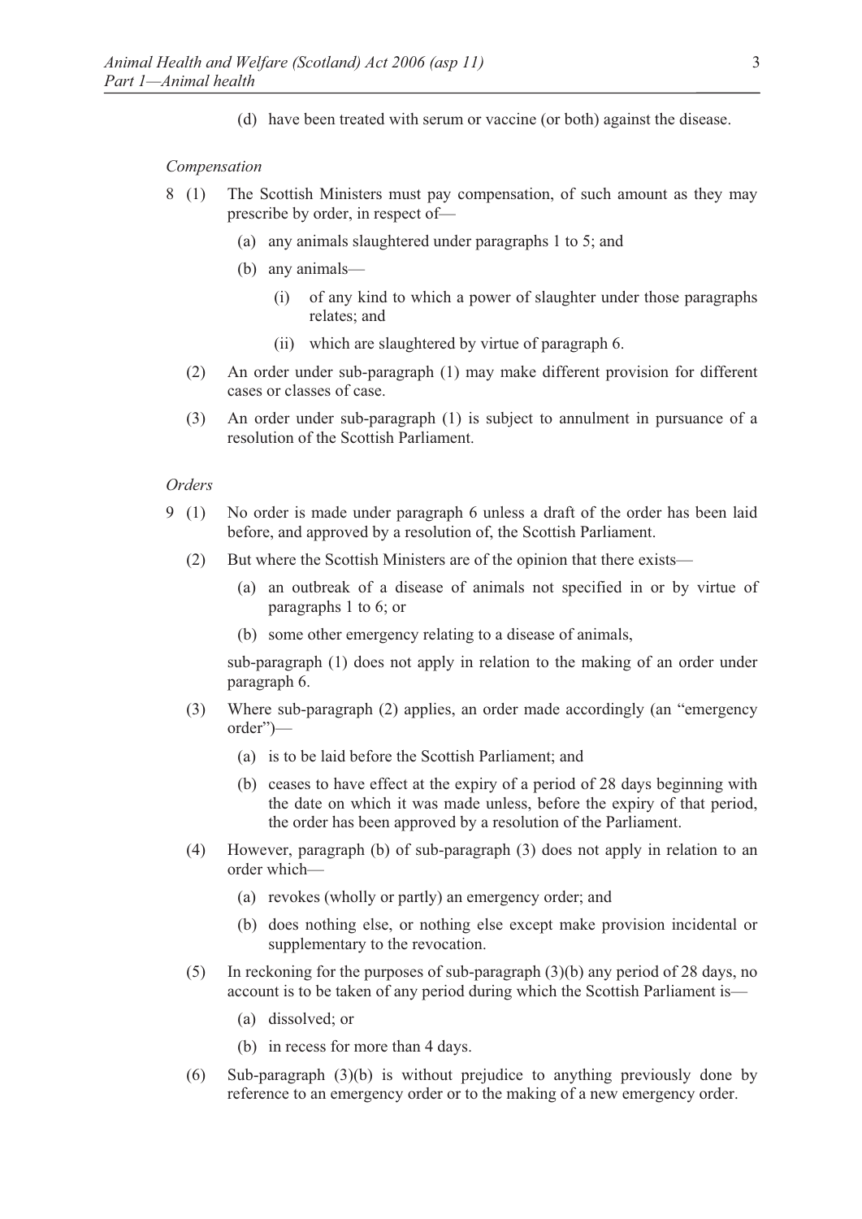(d) have been treated with serum or vaccine (or both) against the disease.

*Compensation*

8 (1) The Scottish Ministers must pay compensation, of such amount as they may prescribe by order, in respect of—

(a) any animals slaughtered under paragraphs 1 to 5; and

(b) any animals—

(i) of any kind to which a power of slaughter under those paragraphs relates; and

(ii) which are slaughtered by virtue of paragraph 6.

(2) An order under sub-paragraph (1) may make different provision for different cases or classes of case.

(3) An order under sub-paragraph (1) is subject to annulment in pursuance of a resolution of the Scottish Parliament.

*Orders*

9 (1) No order is made under paragraph 6 unless a draft of the order has been laid before, and approved by a resolution of, the Scottish Parliament.

(2) But where the Scottish Ministers are of the opinion that there exists—

(a) an outbreak of a disease of animals not specified in or by virtue of paragraphs 1 to 6; or

(b) some other emergency relating to a disease of animals,

sub-paragraph (1) does not apply in relation to the making of an order under paragraph 6.

(3) Where sub-paragraph (2) applies, an order made accordingly (an "emergency order")—

(a) is to be laid before the Scottish Parliament; and

(b) ceases to have effect at the expiry of a period of 28 days beginning with the date on which it was made unless, before the expiry of that period, the order has been approved by a resolution of the Parliament.

(4) However, paragraph (b) of sub-paragraph (3) does not apply in relation to an order which—

(a) revokes (wholly or partly) an emergency order; and

(b) does nothing else, or nothing else except make provision incidental or supplementary to the revocation.

(5) In reckoning for the purposes of sub-paragraph (3)(b) any period of 28 days, no account is to be taken of any period during which the Scottish Parliament is—

(a) dissolved; or

(b) in recess for more than 4 days.

(6) Sub-paragraph (3)(b) is without prejudice to anything previously done by reference to an emergency order or to the making of a new emergency order.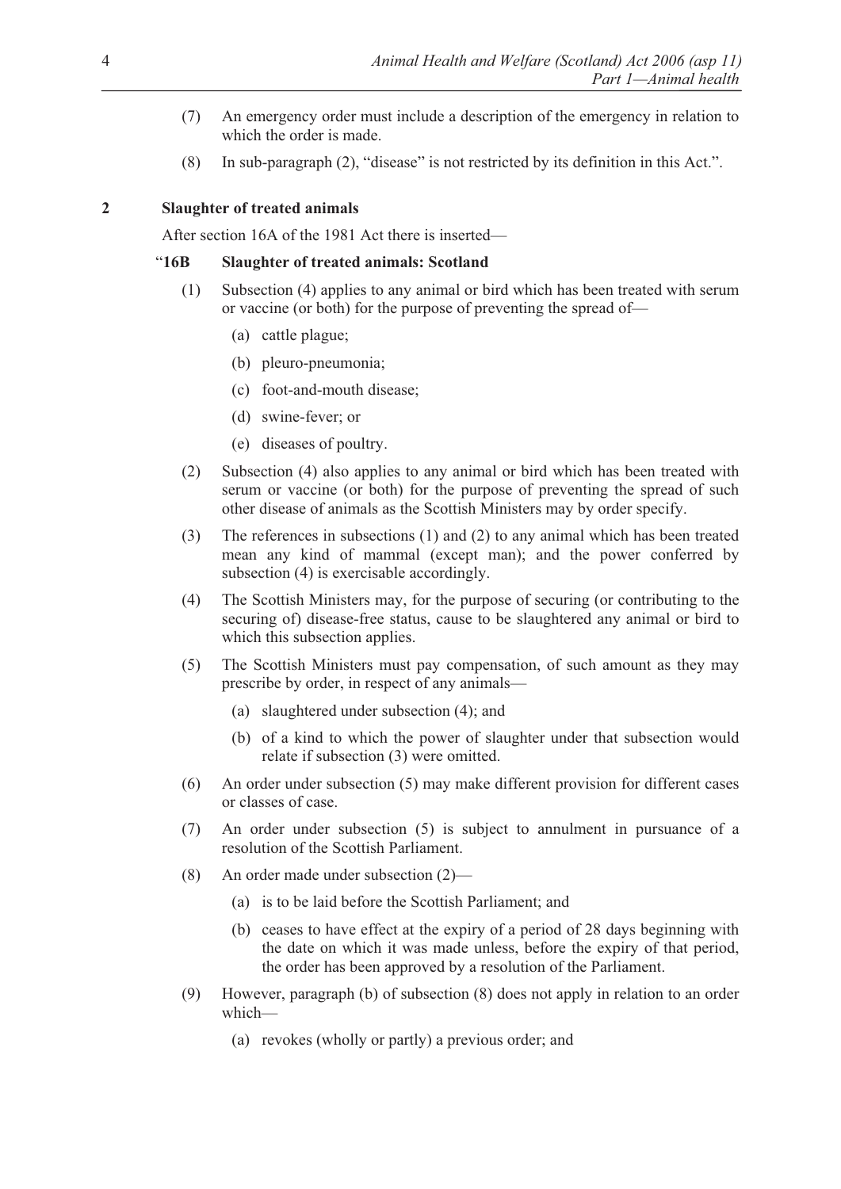(7) An emergency order must include a description of the emergency in relation to which the order is made.

(8) In sub-paragraph (2), "disease" is not restricted by its definition in this Act.".

**2 Slaughter of treated animals**

After section 16A of the 1981 Act there is inserted—

"**16B Slaughter of treated animals: Scotland**

(1) Subsection (4) applies to any animal or bird which has been treated with serum or vaccine (or both) for the purpose of preventing the spread of—

(a) cattle plague;

(b) pleuro-pneumonia;

(c) foot-and-mouth disease;

(d) swine-fever; or

(e) diseases of poultry.

(2) Subsection (4) also applies to any animal or bird which has been treated with serum or vaccine (or both) for the purpose of preventing the spread of such other disease of animals as the Scottish Ministers may by order specify.

(3) The references in subsections (1) and (2) to any animal which has been treated mean any kind of mammal (except man); and the power conferred by subsection (4) is exercisable accordingly.

(4) The Scottish Ministers may, for the purpose of securing (or contributing to the securing of) disease-free status, cause to be slaughtered any animal or bird to which this subsection applies.

(5) The Scottish Ministers must pay compensation, of such amount as they may prescribe by order, in respect of any animals—

(a) slaughtered under subsection (4); and

(b) of a kind to which the power of slaughter under that subsection would relate if subsection (3) were omitted.

(6) An order under subsection (5) may make different provision for different cases or classes of case.

(7) An order under subsection (5) is subject to annulment in pursuance of a resolution of the Scottish Parliament.

(8) An order made under subsection (2)—

(a) is to be laid before the Scottish Parliament; and

(b) ceases to have effect at the expiry of a period of 28 days beginning with the date on which it was made unless, before the expiry of that period, the order has been approved by a resolution of the Parliament.

(9) However, paragraph (b) of subsection (8) does not apply in relation to an order which—

(a) revokes (wholly or partly) a previous order; and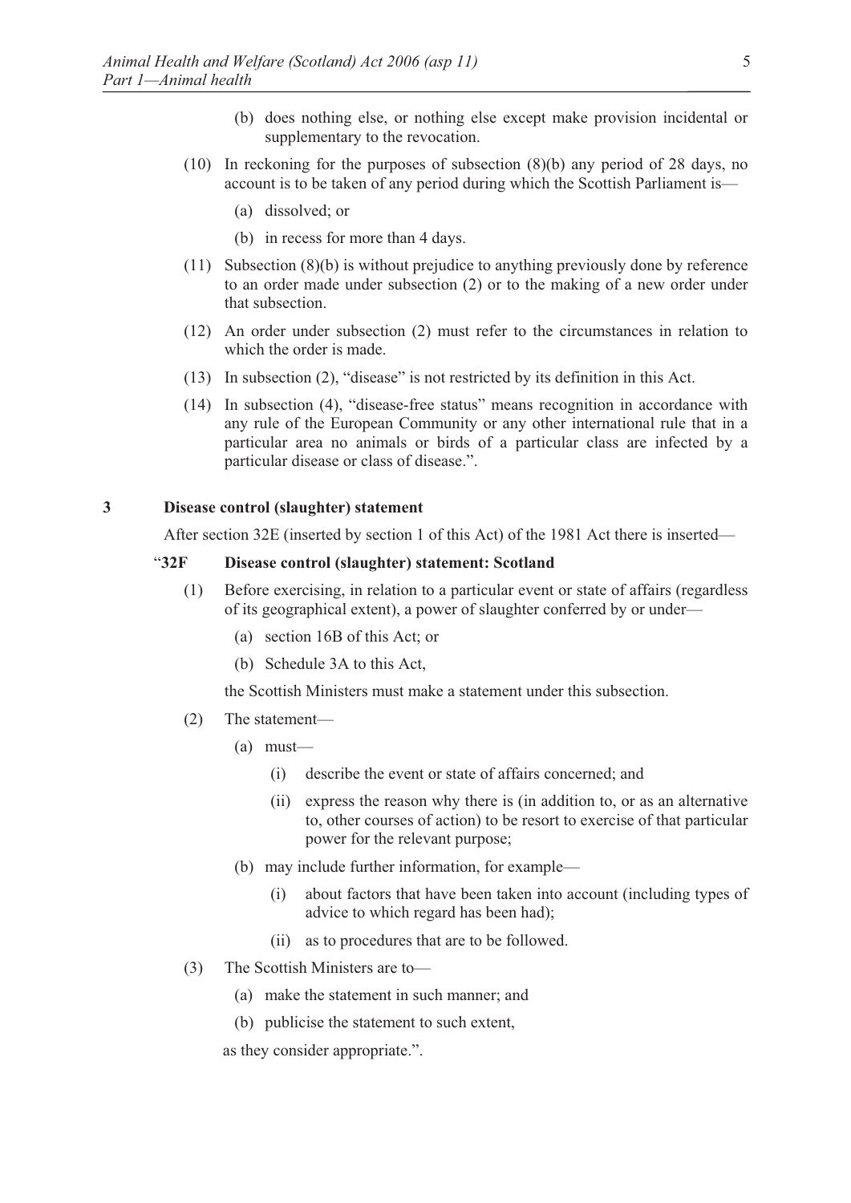(b) does nothing else, or nothing else except make provision incidental or supplementary to the revocation.

(10) In reckoning for the purposes of subsection (8)(b) any period of 28 days, no account is to be taken of any period during which the Scottish Parliament is—

(a) dissolved; or

(b) in recess for more than 4 days.

(11) Subsection (8)(b) is without prejudice to anything previously done by reference to an order made under subsection (2) or to the making of a new order under that subsection.

(12) An order under subsection (2) must refer to the circumstances in relation to which the order is made.

(13) In subsection (2), "disease" is not restricted by its definition in this Act.

(14) In subsection (4), "disease-free status" means recognition in accordance with any rule of the European Community or any other international rule that in a particular area no animals or birds of a particular class are infected by a particular disease or class of disease.".

### 3 Disease control (slaughter) statement

After section 32E (inserted by section 1 of this Act) of the 1981 Act there is inserted—

#### "32F Disease control (slaughter) statement: Scotland

(1) Before exercising, in relation to a particular event or state of affairs (regardless of its geographical extent), a power of slaughter conferred by or under—

(a) section 16B of this Act; or

(b) Schedule 3A to this Act,

the Scottish Ministers must make a statement under this subsection.

(2) The statement—

(a) must—

(i) describe the event or state of affairs concerned; and

(ii) express the reason why there is (in addition to, or as an alternative to, other courses of action) to be resort to exercise of that particular power for the relevant purpose;

(b) may include further information, for example—

(i) about factors that have been taken into account (including types of advice to which regard has been had);

(ii) as to procedures that are to be followed.

(3) The Scottish Ministers are to—

(a) make the statement in such manner; and

(b) publicise the statement to such extent,

as they consider appropriate.".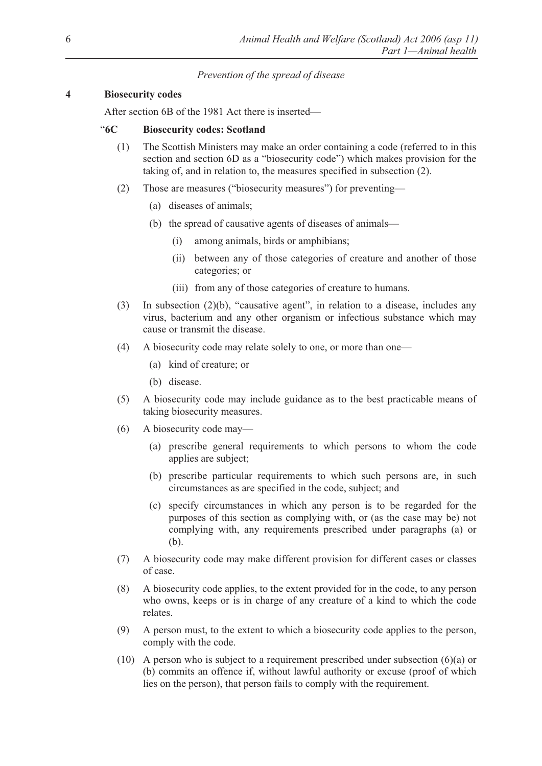*Prevention of the spread of disease*

**4 Biosecurity codes**

After section 6B of the 1981 Act there is inserted—

"**6C Biosecurity codes: Scotland**

(1) The Scottish Ministers may make an order containing a code (referred to in this section and section 6D as a "biosecurity code") which makes provision for the taking of, and in relation to, the measures specified in subsection (2).

(2) Those are measures ("biosecurity measures") for preventing—

(a) diseases of animals;

(b) the spread of causative agents of diseases of animals—

(i) among animals, birds or amphibians;

(ii) between any of those categories of creature and another of those categories; or

(iii) from any of those categories of creature to humans.

(3) In subsection (2)(b), "causative agent", in relation to a disease, includes any virus, bacterium and any other organism or infectious substance which may cause or transmit the disease.

(4) A biosecurity code may relate solely to one, or more than one—

(a) kind of creature; or

(b) disease.

(5) A biosecurity code may include guidance as to the best practicable means of taking biosecurity measures.

(6) A biosecurity code may—

(a) prescribe general requirements to which persons to whom the code applies are subject;

(b) prescribe particular requirements to which such persons are, in such circumstances as are specified in the code, subject; and

(c) specify circumstances in which any person is to be regarded for the purposes of this section as complying with, or (as the case may be) not complying with, any requirements prescribed under paragraphs (a) or (b).

(7) A biosecurity code may make different provision for different cases or classes of case.

(8) A biosecurity code applies, to the extent provided for in the code, to any person who owns, keeps or is in charge of any creature of a kind to which the code relates.

(9) A person must, to the extent to which a biosecurity code applies to the person, comply with the code.

(10) A person who is subject to a requirement prescribed under subsection (6)(a) or (b) commits an offence if, without lawful authority or excuse (proof of which lies on the person), that person fails to comply with the requirement.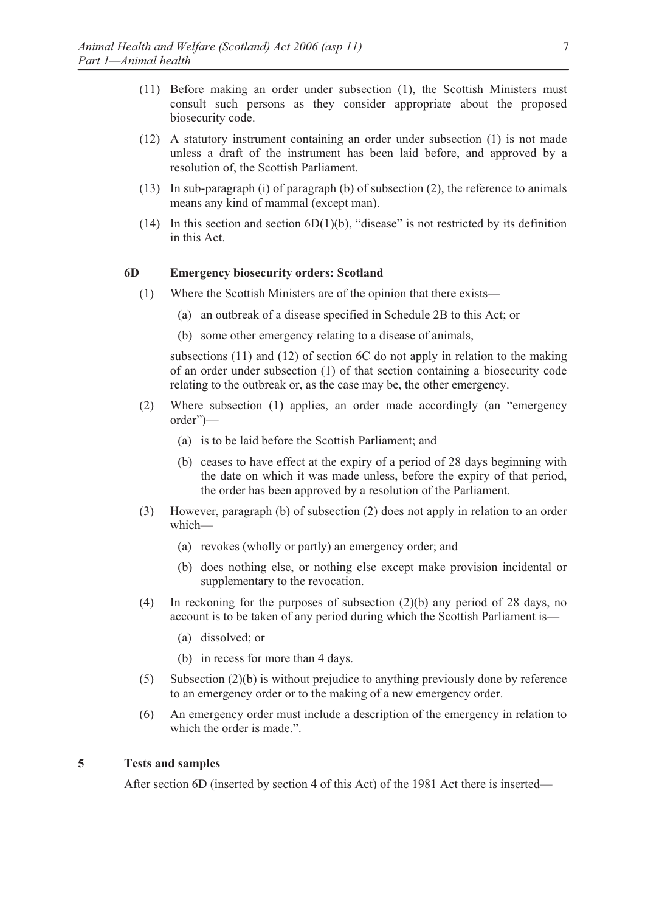(11) Before making an order under subsection (1), the Scottish Ministers must consult such persons as they consider appropriate about the proposed biosecurity code.

(12) A statutory instrument containing an order under subsection (1) is not made unless a draft of the instrument has been laid before, and approved by a resolution of, the Scottish Parliament.

(13) In sub-paragraph (i) of paragraph (b) of subsection (2), the reference to animals means any kind of mammal (except man).

(14) In this section and section 6D(1)(b), "disease" is not restricted by its definition in this Act.

**6D Emergency biosecurity orders: Scotland**

(1) Where the Scottish Ministers are of the opinion that there exists—

(a) an outbreak of a disease specified in Schedule 2B to this Act; or

(b) some other emergency relating to a disease of animals,

subsections (11) and (12) of section 6C do not apply in relation to the making of an order under subsection (1) of that section containing a biosecurity code relating to the outbreak or, as the case may be, the other emergency.

(2) Where subsection (1) applies, an order made accordingly (an "emergency order")—

(a) is to be laid before the Scottish Parliament; and

(b) ceases to have effect at the expiry of a period of 28 days beginning with the date on which it was made unless, before the expiry of that period, the order has been approved by a resolution of the Parliament.

(3) However, paragraph (b) of subsection (2) does not apply in relation to an order which—

(a) revokes (wholly or partly) an emergency order; and

(b) does nothing else, or nothing else except make provision incidental or supplementary to the revocation.

(4) In reckoning for the purposes of subsection (2)(b) any period of 28 days, no account is to be taken of any period during which the Scottish Parliament is—

(a) dissolved; or

(b) in recess for more than 4 days.

(5) Subsection (2)(b) is without prejudice to anything previously done by reference to an emergency order or to the making of a new emergency order.

(6) An emergency order must include a description of the emergency in relation to which the order is made.".

**5 Tests and samples**

After section 6D (inserted by section 4 of this Act) of the 1981 Act there is inserted—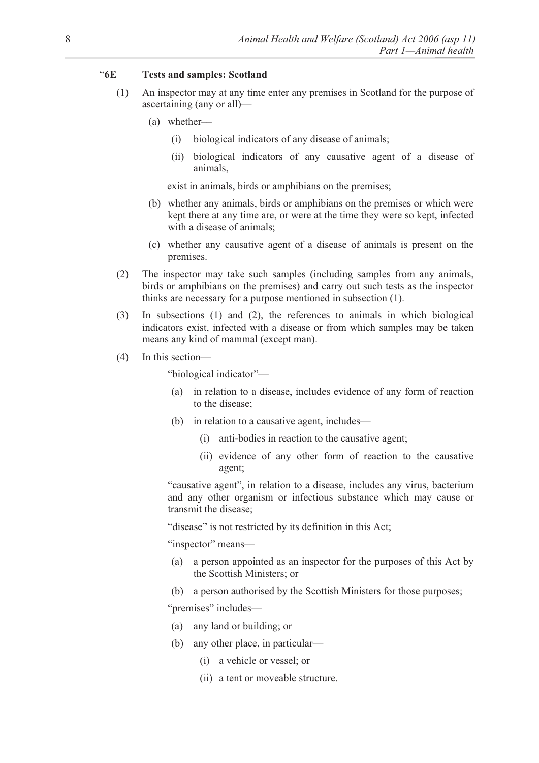"**6E Tests and samples: Scotland**

(1) An inspector may at any time enter any premises in Scotland for the purpose of ascertaining (any or all)—

(a) whether—

(i) biological indicators of any disease of animals;

(ii) biological indicators of any causative agent of a disease of animals,

exist in animals, birds or amphibians on the premises;

(b) whether any animals, birds or amphibians on the premises or which were kept there at any time are, or were at the time they were so kept, infected with a disease of animals;

(c) whether any causative agent of a disease of animals is present on the premises.

(2) The inspector may take such samples (including samples from any animals, birds or amphibians on the premises) and carry out such tests as the inspector thinks are necessary for a purpose mentioned in subsection (1).

(3) In subsections (1) and (2), the references to animals in which biological indicators exist, infected with a disease or from which samples may be taken means any kind of mammal (except man).

(4) In this section—

"biological indicator"—

(a) in relation to a disease, includes evidence of any form of reaction to the disease;

(b) in relation to a causative agent, includes—

(i) anti-bodies in reaction to the causative agent;

(ii) evidence of any other form of reaction to the causative agent;

"causative agent", in relation to a disease, includes any virus, bacterium and any other organism or infectious substance which may cause or transmit the disease;

"disease" is not restricted by its definition in this Act;

"inspector" means—

(a) a person appointed as an inspector for the purposes of this Act by the Scottish Ministers; or

(b) a person authorised by the Scottish Ministers for those purposes;

"premises" includes—

(a) any land or building; or

(b) any other place, in particular—

(i) a vehicle or vessel; or

(ii) a tent or moveable structure.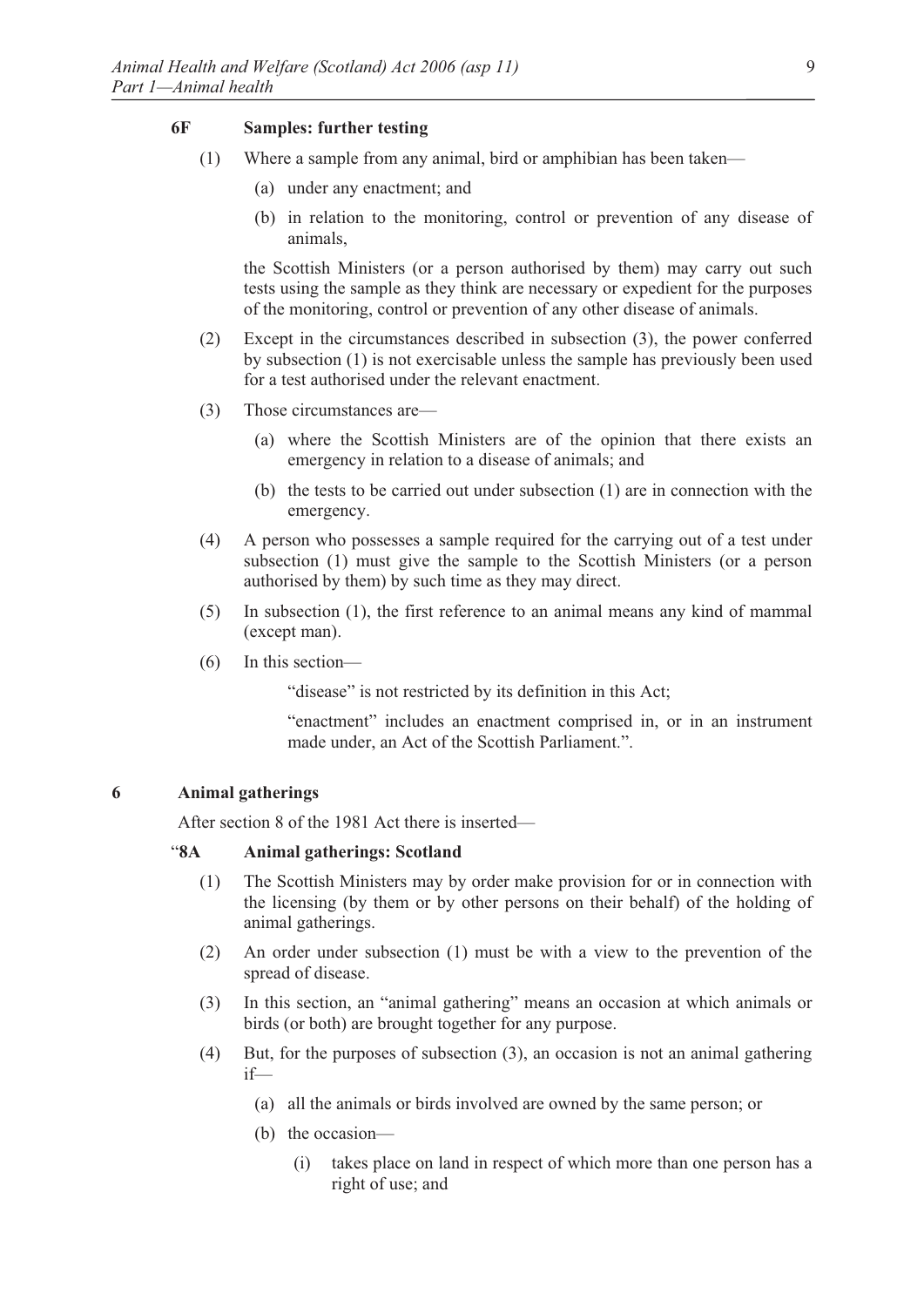**6F Samples: further testing**

(1) Where a sample from any animal, bird or amphibian has been taken—

(a) under any enactment; and

(b) in relation to the monitoring, control or prevention of any disease of animals,

the Scottish Ministers (or a person authorised by them) may carry out such tests using the sample as they think are necessary or expedient for the purposes of the monitoring, control or prevention of any other disease of animals.

(2) Except in the circumstances described in subsection (3), the power conferred by subsection (1) is not exercisable unless the sample has previously been used for a test authorised under the relevant enactment.

(3) Those circumstances are—

(a) where the Scottish Ministers are of the opinion that there exists an emergency in relation to a disease of animals; and

(b) the tests to be carried out under subsection (1) are in connection with the emergency.

(4) A person who possesses a sample required for the carrying out of a test under subsection (1) must give the sample to the Scottish Ministers (or a person authorised by them) by such time as they may direct.

(5) In subsection (1), the first reference to an animal means any kind of mammal (except man).

(6) In this section—

"disease" is not restricted by its definition in this Act;

"enactment" includes an enactment comprised in, or in an instrument made under, an Act of the Scottish Parliament.".

## 6 Animal gatherings

After section 8 of the 1981 Act there is inserted—

**"8A Animal gatherings: Scotland**

(1) The Scottish Ministers may by order make provision for or in connection with the licensing (by them or by other persons on their behalf) of the holding of animal gatherings.

(2) An order under subsection (1) must be with a view to the prevention of the spread of disease.

(3) In this section, an "animal gathering" means an occasion at which animals or birds (or both) are brought together for any purpose.

(4) But, for the purposes of subsection (3), an occasion is not an animal gathering if—

(a) all the animals or birds involved are owned by the same person; or

(b) the occasion—

(i) takes place on land in respect of which more than one person has a right of use; and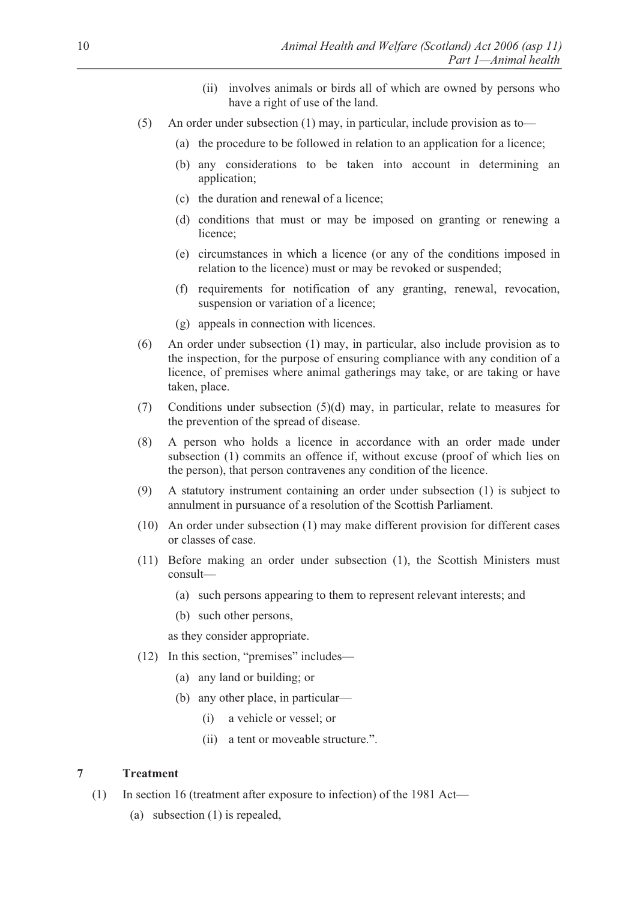(ii) involves animals or birds all of which are owned by persons who have a right of use of the land.

(5) An order under subsection (1) may, in particular, include provision as to—

(a) the procedure to be followed in relation to an application for a licence;

(b) any considerations to be taken into account in determining an application;

(c) the duration and renewal of a licence;

(d) conditions that must or may be imposed on granting or renewing a licence;

(e) circumstances in which a licence (or any of the conditions imposed in relation to the licence) must or may be revoked or suspended;

(f) requirements for notification of any granting, renewal, revocation, suspension or variation of a licence;

(g) appeals in connection with licences.

(6) An order under subsection (1) may, in particular, also include provision as to the inspection, for the purpose of ensuring compliance with any condition of a licence, of premises where animal gatherings may take, or are taking or have taken, place.

(7) Conditions under subsection (5)(d) may, in particular, relate to measures for the prevention of the spread of disease.

(8) A person who holds a licence in accordance with an order made under subsection (1) commits an offence if, without excuse (proof of which lies on the person), that person contravenes any condition of the licence.

(9) A statutory instrument containing an order under subsection (1) is subject to annulment in pursuance of a resolution of the Scottish Parliament.

(10) An order under subsection (1) may make different provision for different cases or classes of case.

(11) Before making an order under subsection (1), the Scottish Ministers must consult—

(a) such persons appearing to them to represent relevant interests; and

(b) such other persons,

as they consider appropriate.

(12) In this section, "premises" includes—

(a) any land or building; or

(b) any other place, in particular—

(i) a vehicle or vessel; or

(ii) a tent or moveable structure.".

## 7 Treatment

(1) In section 16 (treatment after exposure to infection) of the 1981 Act—

(a) subsection (1) is repealed,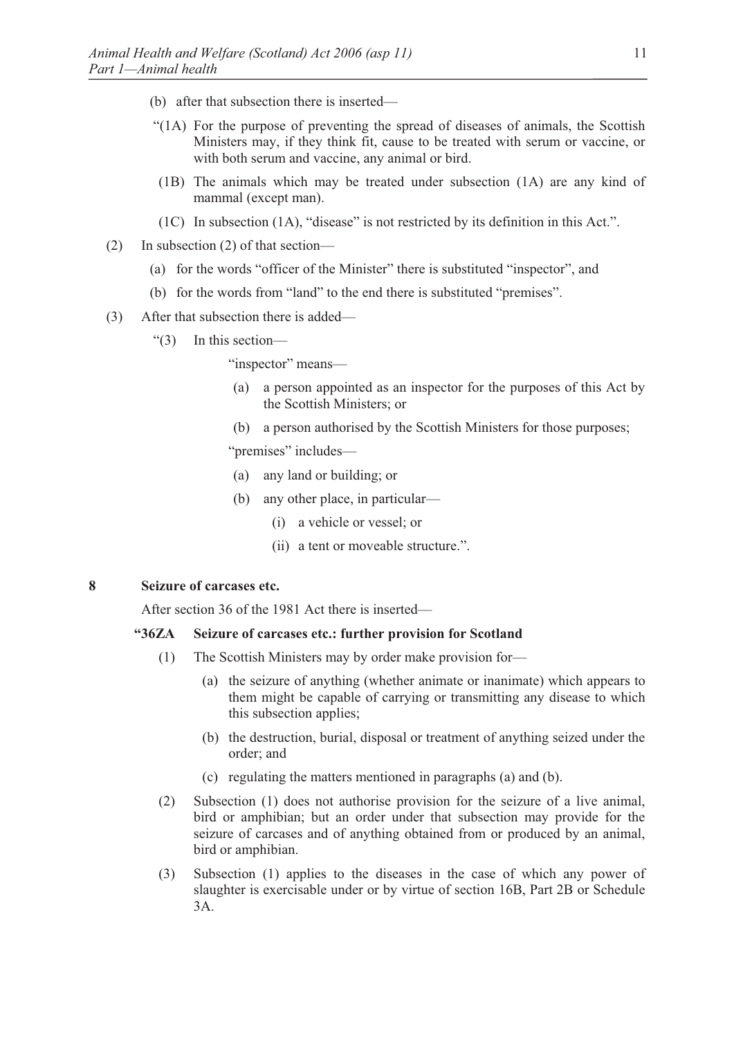(b) after that subsection there is inserted—

"(1A) For the purpose of preventing the spread of diseases of animals, the Scottish Ministers may, if they think fit, cause to be treated with serum or vaccine, or with both serum and vaccine, any animal or bird.

(1B) The animals which may be treated under subsection (1A) are any kind of mammal (except man).

(1C) In subsection (1A), "disease" is not restricted by its definition in this Act.".

(2) In subsection (2) of that section—

(a) for the words "officer of the Minister" there is substituted "inspector", and

(b) for the words from "land" to the end there is substituted "premises".

(3) After that subsection there is added—

"(3) In this section—

"inspector" means—

(a) a person appointed as an inspector for the purposes of this Act by the Scottish Ministers; or

(b) a person authorised by the Scottish Ministers for those purposes;

"premises" includes—

(a) any land or building; or

(b) any other place, in particular—

(i) a vehicle or vessel; or

(ii) a tent or moveable structure.".

## 8 Seizure of carcases etc.

After section 36 of the 1981 Act there is inserted—

### "36ZA Seizure of carcases etc.: further provision for Scotland

(1) The Scottish Ministers may by order make provision for—

(a) the seizure of anything (whether animate or inanimate) which appears to them might be capable of carrying or transmitting any disease to which this subsection applies;

(b) the destruction, burial, disposal or treatment of anything seized under the order; and

(c) regulating the matters mentioned in paragraphs (a) and (b).

(2) Subsection (1) does not authorise provision for the seizure of a live animal, bird or amphibian; but an order under that subsection may provide for the seizure of carcases and of anything obtained from or produced by an animal, bird or amphibian.

(3) Subsection (1) applies to the diseases in the case of which any power of slaughter is exercisable under or by virtue of section 16B, Part 2B or Schedule 3A.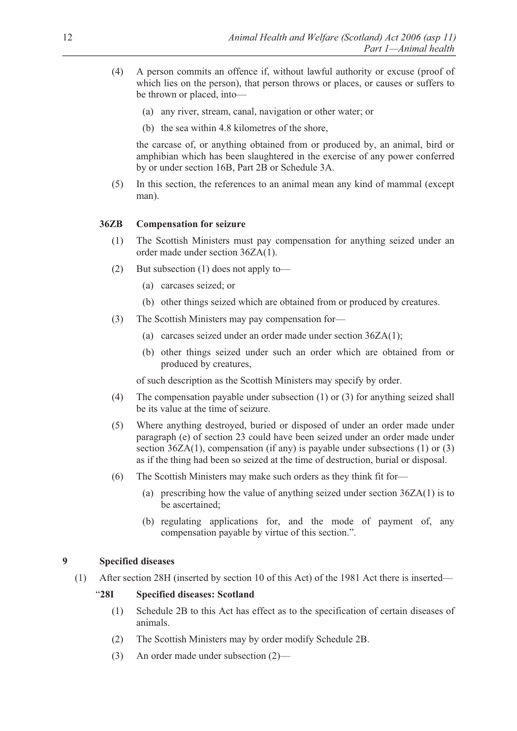(4) A person commits an offence if, without lawful authority or excuse (proof of which lies on the person), that person throws or places, or causes or suffers to be thrown or placed, into—

(a) any river, stream, canal, navigation or other water; or

(b) the sea within 4.8 kilometres of the shore,

the carcase of, or anything obtained from or produced by, an animal, bird or amphibian which has been slaughtered in the exercise of any power conferred by or under section 16B, Part 2B or Schedule 3A.

(5) In this section, the references to an animal mean any kind of mammal (except man).

**36ZB Compensation for seizure**

(1) The Scottish Ministers must pay compensation for anything seized under an order made under section 36ZA(1).

(2) But subsection (1) does not apply to—

(a) carcases seized; or

(b) other things seized which are obtained from or produced by creatures.

(3) The Scottish Ministers may pay compensation for—

(a) carcases seized under an order made under section 36ZA(1);

(b) other things seized under such an order which are obtained from or produced by creatures,

of such description as the Scottish Ministers may specify by order.

(4) The compensation payable under subsection (1) or (3) for anything seized shall be its value at the time of seizure.

(5) Where anything destroyed, buried or disposed of under an order made under paragraph (e) of section 23 could have been seized under an order made under section 36ZA(1), compensation (if any) is payable under subsections (1) or (3) as if the thing had been so seized at the time of destruction, burial or disposal.

(6) The Scottish Ministers may make such orders as they think fit for—

(a) prescribing how the value of anything seized under section 36ZA(1) is to be ascertained;

(b) regulating applications for, and the mode of payment of, any compensation payable by virtue of this section.".

## 9 Specified diseases

(1) After section 28H (inserted by section 10 of this Act) of the 1981 Act there is inserted—

**"28I Specified diseases: Scotland**

(1) Schedule 2B to this Act has effect as to the specification of certain diseases of animals.

(2) The Scottish Ministers may by order modify Schedule 2B.

(3) An order made under subsection (2)—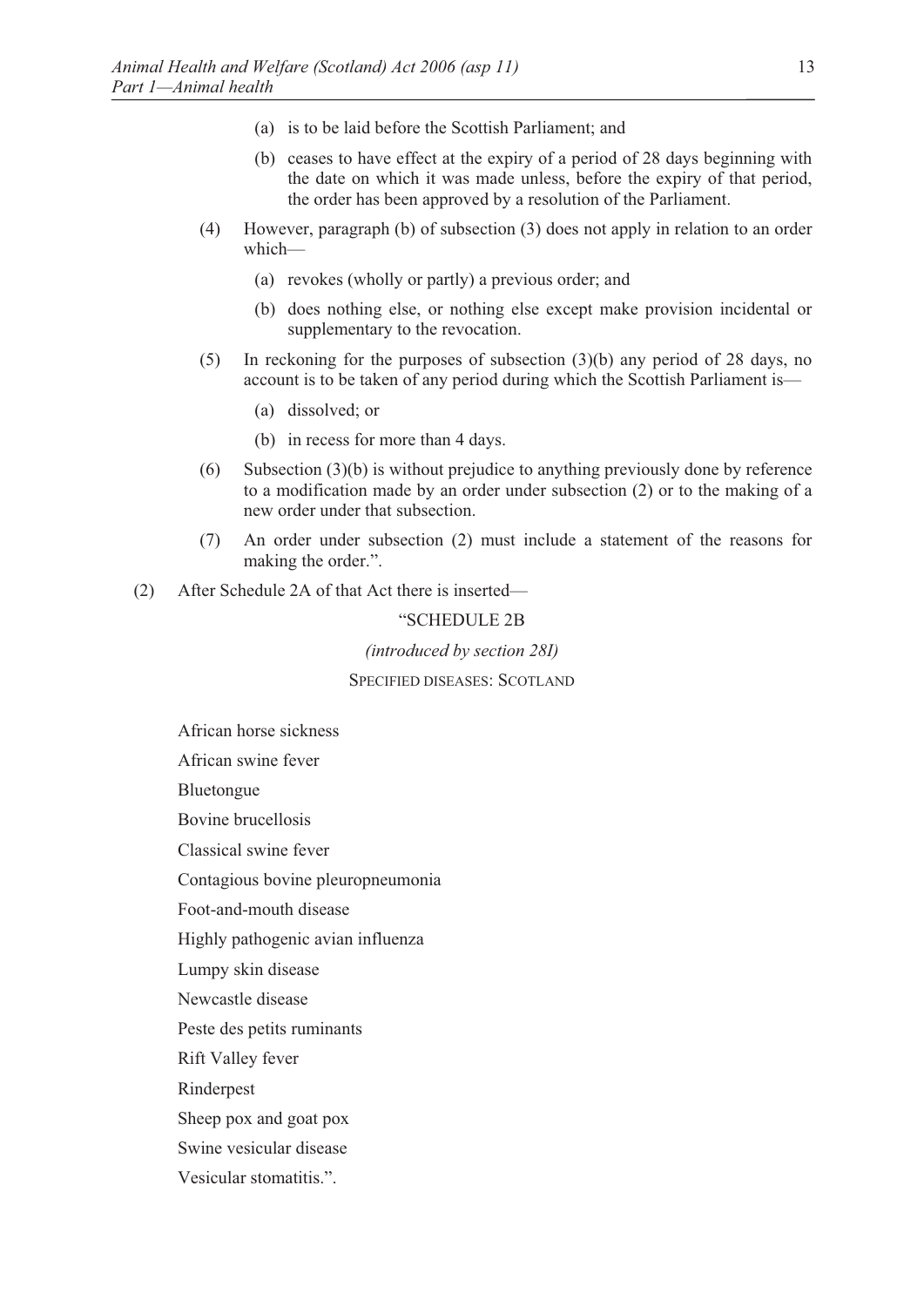(a) is to be laid before the Scottish Parliament; and

(b) ceases to have effect at the expiry of a period of 28 days beginning with the date on which it was made unless, before the expiry of that period, the order has been approved by a resolution of the Parliament.

(4) However, paragraph (b) of subsection (3) does not apply in relation to an order which—

(a) revokes (wholly or partly) a previous order; and

(b) does nothing else, or nothing else except make provision incidental or supplementary to the revocation.

(5) In reckoning for the purposes of subsection (3)(b) any period of 28 days, no account is to be taken of any period during which the Scottish Parliament is—

(a) dissolved; or

(b) in recess for more than 4 days.

(6) Subsection (3)(b) is without prejudice to anything previously done by reference to a modification made by an order under subsection (2) or to the making of a new order under that subsection.

(7) An order under subsection (2) must include a statement of the reasons for making the order.".

(2) After Schedule 2A of that Act there is inserted—

"SCHEDULE 2B

*(introduced by section 28I)*

SPECIFIED DISEASES: SCOTLAND

African horse sickness

African swine fever

Bluetongue

Bovine brucellosis

Classical swine fever

Contagious bovine pleuropneumonia

Foot-and-mouth disease

Highly pathogenic avian influenza

Lumpy skin disease

Newcastle disease

Peste des petits ruminants

Rift Valley fever

Rinderpest

Sheep pox and goat pox

Swine vesicular disease

Vesicular stomatitis.".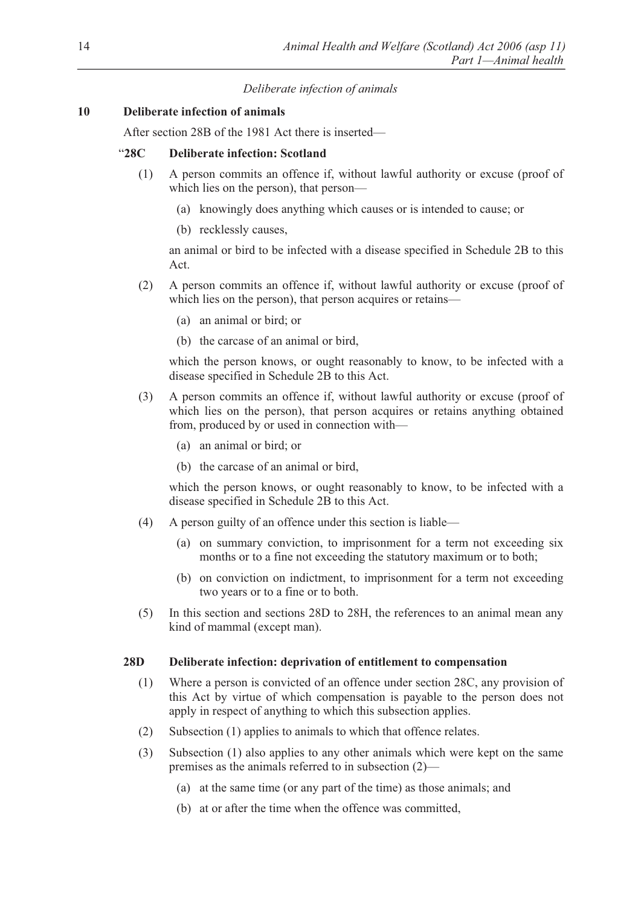*Deliberate infection of animals*

**10 Deliberate infection of animals**

After section 28B of the 1981 Act there is inserted—

“**28C Deliberate infection: Scotland**

(1) A person commits an offence if, without lawful authority or excuse (proof of which lies on the person), that person—

(a) knowingly does anything which causes or is intended to cause; or

(b) recklessly causes,

an animal or bird to be infected with a disease specified in Schedule 2B to this Act.

(2) A person commits an offence if, without lawful authority or excuse (proof of which lies on the person), that person acquires or retains—

(a) an animal or bird; or

(b) the carcase of an animal or bird,

which the person knows, or ought reasonably to know, to be infected with a disease specified in Schedule 2B to this Act.

(3) A person commits an offence if, without lawful authority or excuse (proof of which lies on the person), that person acquires or retains anything obtained from, produced by or used in connection with—

(a) an animal or bird; or

(b) the carcase of an animal or bird,

which the person knows, or ought reasonably to know, to be infected with a disease specified in Schedule 2B to this Act.

(4) A person guilty of an offence under this section is liable—

(a) on summary conviction, to imprisonment for a term not exceeding six months or to a fine not exceeding the statutory maximum or to both;

(b) on conviction on indictment, to imprisonment for a term not exceeding two years or to a fine or to both.

(5) In this section and sections 28D to 28H, the references to an animal mean any kind of mammal (except man).

**28D Deliberate infection: deprivation of entitlement to compensation**

(1) Where a person is convicted of an offence under section 28C, any provision of this Act by virtue of which compensation is payable to the person does not apply in respect of anything to which this subsection applies.

(2) Subsection (1) applies to animals to which that offence relates.

(3) Subsection (1) also applies to any other animals which were kept on the same premises as the animals referred to in subsection (2)—

(a) at the same time (or any part of the time) as those animals; and

(b) at or after the time when the offence was committed,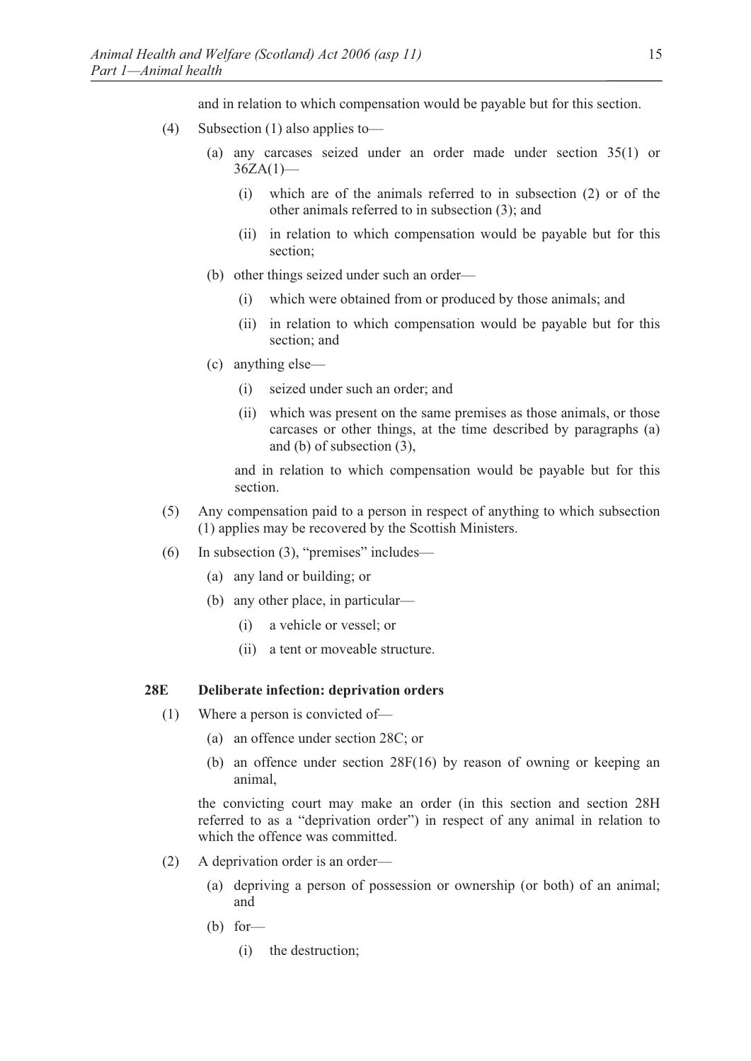and in relation to which compensation would be payable but for this section.

(4) Subsection (1) also applies to—

(a) any carcases seized under an order made under section 35(1) or 36ZA(1)—

(i) which are of the animals referred to in subsection (2) or of the other animals referred to in subsection (3); and

(ii) in relation to which compensation would be payable but for this section;

(b) other things seized under such an order—

(i) which were obtained from or produced by those animals; and

(ii) in relation to which compensation would be payable but for this section; and

(c) anything else—

(i) seized under such an order; and

(ii) which was present on the same premises as those animals, or those carcases or other things, at the time described by paragraphs (a) and (b) of subsection (3),

and in relation to which compensation would be payable but for this section.

(5) Any compensation paid to a person in respect of anything to which subsection (1) applies may be recovered by the Scottish Ministers.

(6) In subsection (3), "premises" includes—

(a) any land or building; or

(b) any other place, in particular—

(i) a vehicle or vessel; or

(ii) a tent or moveable structure.

### 28E Deliberate infection: deprivation orders

(1) Where a person is convicted of—

(a) an offence under section 28C; or

(b) an offence under section 28F(16) by reason of owning or keeping an animal,

the convicting court may make an order (in this section and section 28H referred to as a "deprivation order") in respect of any animal in relation to which the offence was committed.

(2) A deprivation order is an order—

(a) depriving a person of possession or ownership (or both) of an animal; and

(b) for—

(i) the destruction;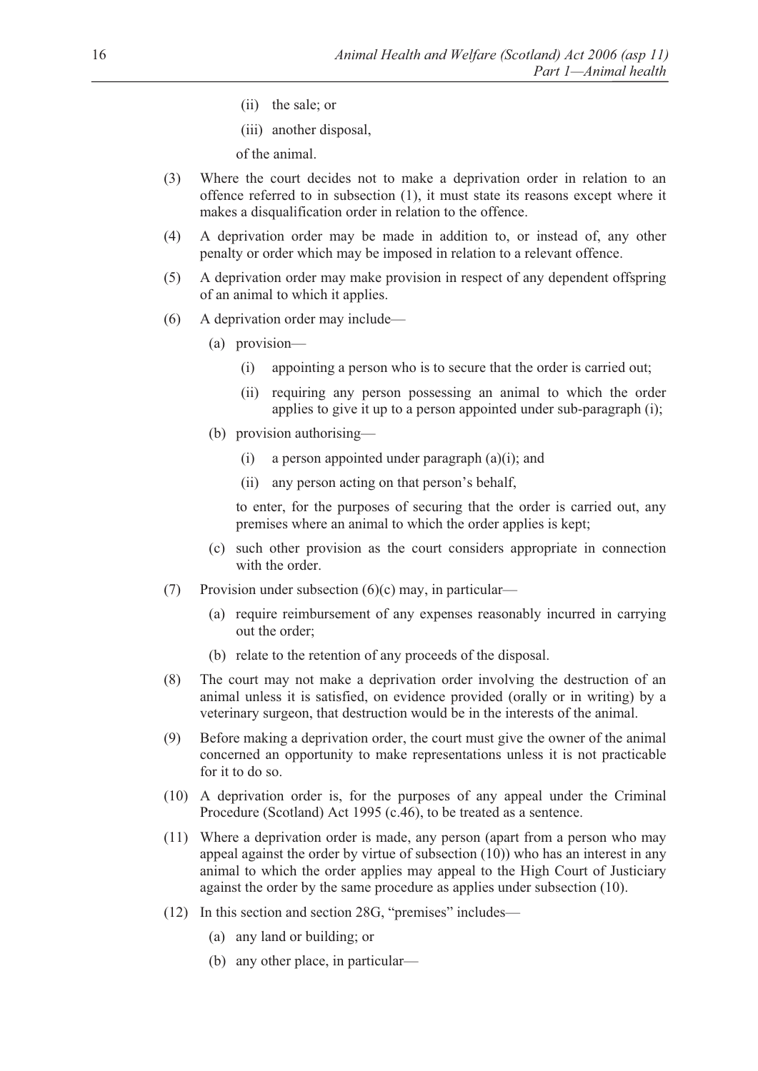(ii) the sale; or

(iii) another disposal,

of the animal.

(3) Where the court decides not to make a deprivation order in relation to an offence referred to in subsection (1), it must state its reasons except where it makes a disqualification order in relation to the offence.

(4) A deprivation order may be made in addition to, or instead of, any other penalty or order which may be imposed in relation to a relevant offence.

(5) A deprivation order may make provision in respect of any dependent offspring of an animal to which it applies.

(6) A deprivation order may include—

(a) provision—

(i) appointing a person who is to secure that the order is carried out;

(ii) requiring any person possessing an animal to which the order applies to give it up to a person appointed under sub-paragraph (i);

(b) provision authorising—

(i) a person appointed under paragraph (a)(i); and

(ii) any person acting on that person's behalf,

to enter, for the purposes of securing that the order is carried out, any premises where an animal to which the order applies is kept;

(c) such other provision as the court considers appropriate in connection with the order.

(7) Provision under subsection (6)(c) may, in particular—

(a) require reimbursement of any expenses reasonably incurred in carrying out the order;

(b) relate to the retention of any proceeds of the disposal.

(8) The court may not make a deprivation order involving the destruction of an animal unless it is satisfied, on evidence provided (orally or in writing) by a veterinary surgeon, that destruction would be in the interests of the animal.

(9) Before making a deprivation order, the court must give the owner of the animal concerned an opportunity to make representations unless it is not practicable for it to do so.

(10) A deprivation order is, for the purposes of any appeal under the Criminal Procedure (Scotland) Act 1995 (c.46), to be treated as a sentence.

(11) Where a deprivation order is made, any person (apart from a person who may appeal against the order by virtue of subsection (10)) who has an interest in any animal to which the order applies may appeal to the High Court of Justiciary against the order by the same procedure as applies under subsection (10).

(12) In this section and section 28G, "premises" includes—

(a) any land or building; or

(b) any other place, in particular—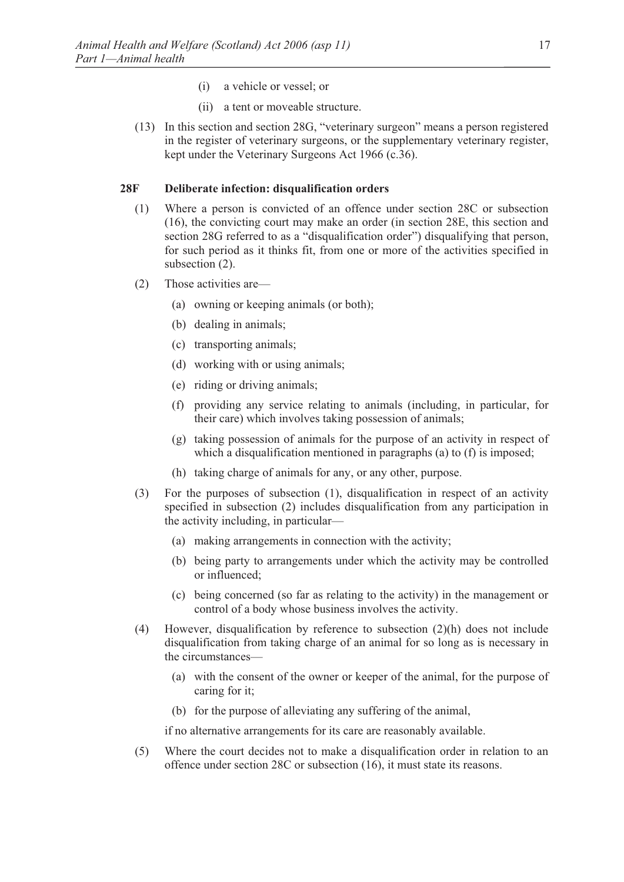(i) a vehicle or vessel; or

(ii) a tent or moveable structure.

(13) In this section and section 28G, "veterinary surgeon" means a person registered in the register of veterinary surgeons, or the supplementary veterinary register, kept under the Veterinary Surgeons Act 1966 (c.36).

### 28F Deliberate infection: disqualification orders

(1) Where a person is convicted of an offence under section 28C or subsection (16), the convicting court may make an order (in section 28E, this section and section 28G referred to as a "disqualification order") disqualifying that person, for such period as it thinks fit, from one or more of the activities specified in subsection (2).

(2) Those activities are—

- (a) owning or keeping animals (or both);
- (b) dealing in animals;
- (c) transporting animals;
- (d) working with or using animals;
- (e) riding or driving animals;
- (f) providing any service relating to animals (including, in particular, for their care) which involves taking possession of animals;
- (g) taking possession of animals for the purpose of an activity in respect of which a disqualification mentioned in paragraphs (a) to (f) is imposed;
- (h) taking charge of animals for any, or any other, purpose.

(3) For the purposes of subsection (1), disqualification in respect of an activity specified in subsection (2) includes disqualification from any participation in the activity including, in particular—

- (a) making arrangements in connection with the activity;
- (b) being party to arrangements under which the activity may be controlled or influenced;
- (c) being concerned (so far as relating to the activity) in the management or control of a body whose business involves the activity.

(4) However, disqualification by reference to subsection (2)(h) does not include disqualification from taking charge of an animal for so long as is necessary in the circumstances—

- (a) with the consent of the owner or keeper of the animal, for the purpose of caring for it;
- (b) for the purpose of alleviating any suffering of the animal,

if no alternative arrangements for its care are reasonably available.

(5) Where the court decides not to make a disqualification order in relation to an offence under section 28C or subsection (16), it must state its reasons.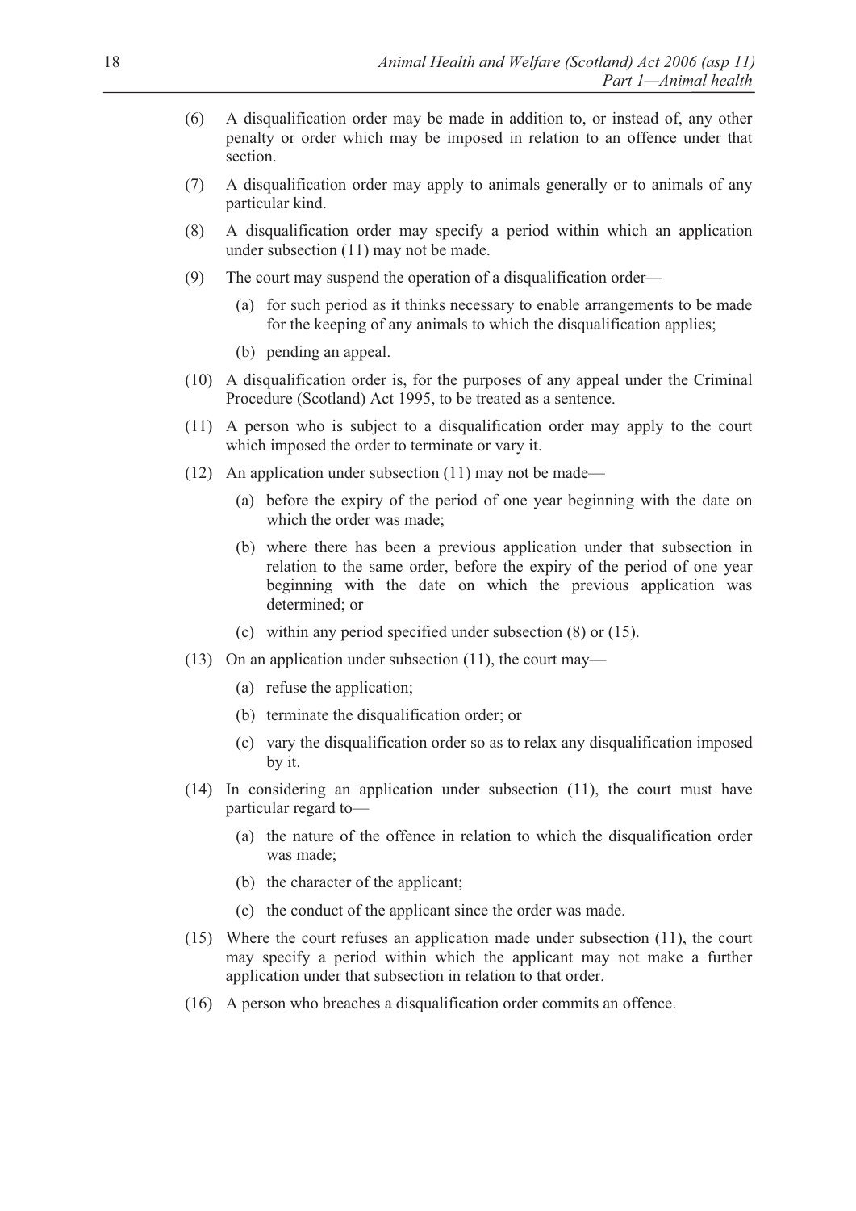(6) A disqualification order may be made in addition to, or instead of, any other penalty or order which may be imposed in relation to an offence under that section.

(7) A disqualification order may apply to animals generally or to animals of any particular kind.

(8) A disqualification order may specify a period within which an application under subsection (11) may not be made.

(9) The court may suspend the operation of a disqualification order—

(a) for such period as it thinks necessary to enable arrangements to be made for the keeping of any animals to which the disqualification applies;

(b) pending an appeal.

(10) A disqualification order is, for the purposes of any appeal under the Criminal Procedure (Scotland) Act 1995, to be treated as a sentence.

(11) A person who is subject to a disqualification order may apply to the court which imposed the order to terminate or vary it.

(12) An application under subsection (11) may not be made—

(a) before the expiry of the period of one year beginning with the date on which the order was made;

(b) where there has been a previous application under that subsection in relation to the same order, before the expiry of the period of one year beginning with the date on which the previous application was determined; or

(c) within any period specified under subsection (8) or (15).

(13) On an application under subsection (11), the court may—

(a) refuse the application;

(b) terminate the disqualification order; or

(c) vary the disqualification order so as to relax any disqualification imposed by it.

(14) In considering an application under subsection (11), the court must have particular regard to—

(a) the nature of the offence in relation to which the disqualification order was made;

(b) the character of the applicant;

(c) the conduct of the applicant since the order was made.

(15) Where the court refuses an application made under subsection (11), the court may specify a period within which the applicant may not make a further application under that subsection in relation to that order.

(16) A person who breaches a disqualification order commits an offence.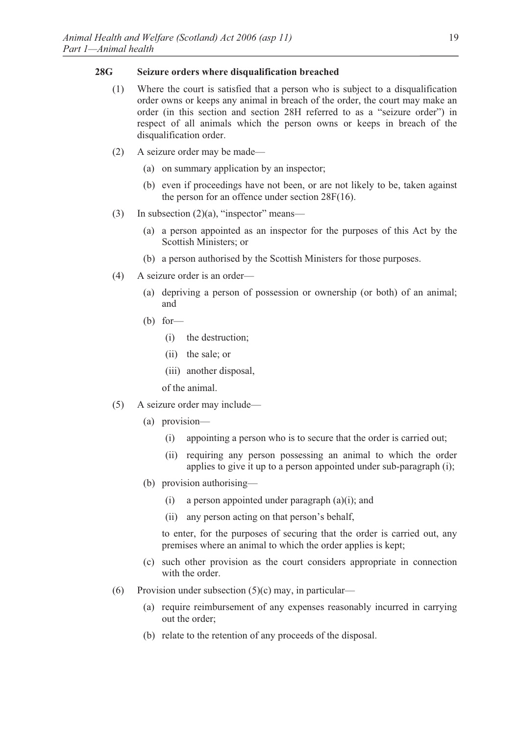### 28G Seizure orders where disqualification breached

(1) Where the court is satisfied that a person who is subject to a disqualification order owns or keeps any animal in breach of the order, the court may make an order (in this section and section 28H referred to as a "seizure order") in respect of all animals which the person owns or keeps in breach of the disqualification order.

(2) A seizure order may be made—

(a) on summary application by an inspector;

(b) even if proceedings have not been, or are not likely to be, taken against the person for an offence under section 28F(16).

(3) In subsection (2)(a), "inspector" means—

(a) a person appointed as an inspector for the purposes of this Act by the Scottish Ministers; or

(b) a person authorised by the Scottish Ministers for those purposes.

(4) A seizure order is an order—

(a) depriving a person of possession or ownership (or both) of an animal; and

(b) for—

(i) the destruction;

(ii) the sale; or

(iii) another disposal,

of the animal.

(5) A seizure order may include—

(a) provision—

(i) appointing a person who is to secure that the order is carried out;

(ii) requiring any person possessing an animal to which the order applies to give it up to a person appointed under sub-paragraph (i);

(b) provision authorising—

(i) a person appointed under paragraph (a)(i); and

(ii) any person acting on that person's behalf,

to enter, for the purposes of securing that the order is carried out, any premises where an animal to which the order applies is kept;

(c) such other provision as the court considers appropriate in connection with the order.

(6) Provision under subsection (5)(c) may, in particular—

(a) require reimbursement of any expenses reasonably incurred in carrying out the order;

(b) relate to the retention of any proceeds of the disposal.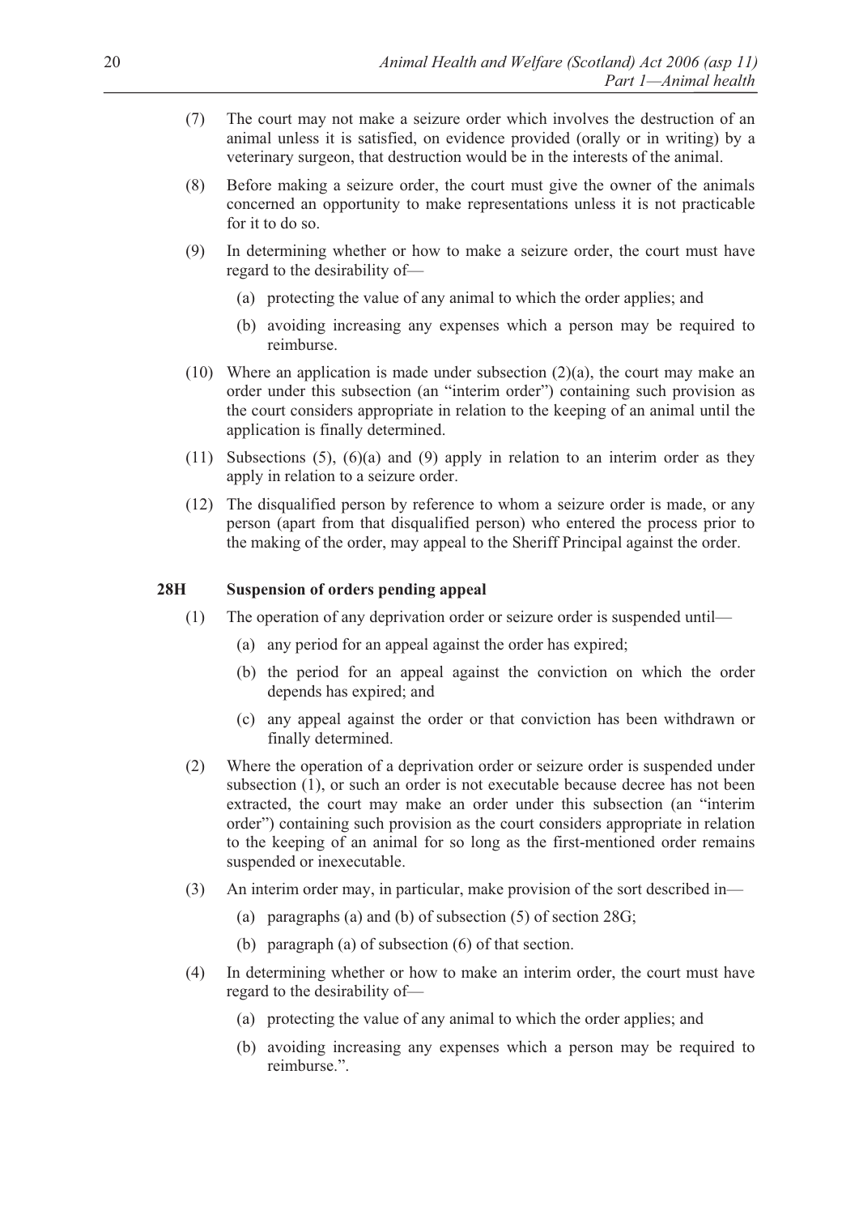(7) The court may not make a seizure order which involves the destruction of an animal unless it is satisfied, on evidence provided (orally or in writing) by a veterinary surgeon, that destruction would be in the interests of the animal.

(8) Before making a seizure order, the court must give the owner of the animals concerned an opportunity to make representations unless it is not practicable for it to do so.

(9) In determining whether or how to make a seizure order, the court must have regard to the desirability of—

(a) protecting the value of any animal to which the order applies; and

(b) avoiding increasing any expenses which a person may be required to reimburse.

(10) Where an application is made under subsection (2)(a), the court may make an order under this subsection (an "interim order") containing such provision as the court considers appropriate in relation to the keeping of an animal until the application is finally determined.

(11) Subsections (5), (6)(a) and (9) apply in relation to an interim order as they apply in relation to a seizure order.

(12) The disqualified person by reference to whom a seizure order is made, or any person (apart from that disqualified person) who entered the process prior to the making of the order, may appeal to the Sheriff Principal against the order.

### 28H Suspension of orders pending appeal

(1) The operation of any deprivation order or seizure order is suspended until—

(a) any period for an appeal against the order has expired;

(b) the period for an appeal against the conviction on which the order depends has expired; and

(c) any appeal against the order or that conviction has been withdrawn or finally determined.

(2) Where the operation of a deprivation order or seizure order is suspended under subsection (1), or such an order is not executable because decree has not been extracted, the court may make an order under this subsection (an "interim order") containing such provision as the court considers appropriate in relation to the keeping of an animal for so long as the first-mentioned order remains suspended or inexecutable.

(3) An interim order may, in particular, make provision of the sort described in—

(a) paragraphs (a) and (b) of subsection (5) of section 28G;

(b) paragraph (a) of subsection (6) of that section.

(4) In determining whether or how to make an interim order, the court must have regard to the desirability of—

(a) protecting the value of any animal to which the order applies; and

(b) avoiding increasing any expenses which a person may be required to reimburse.".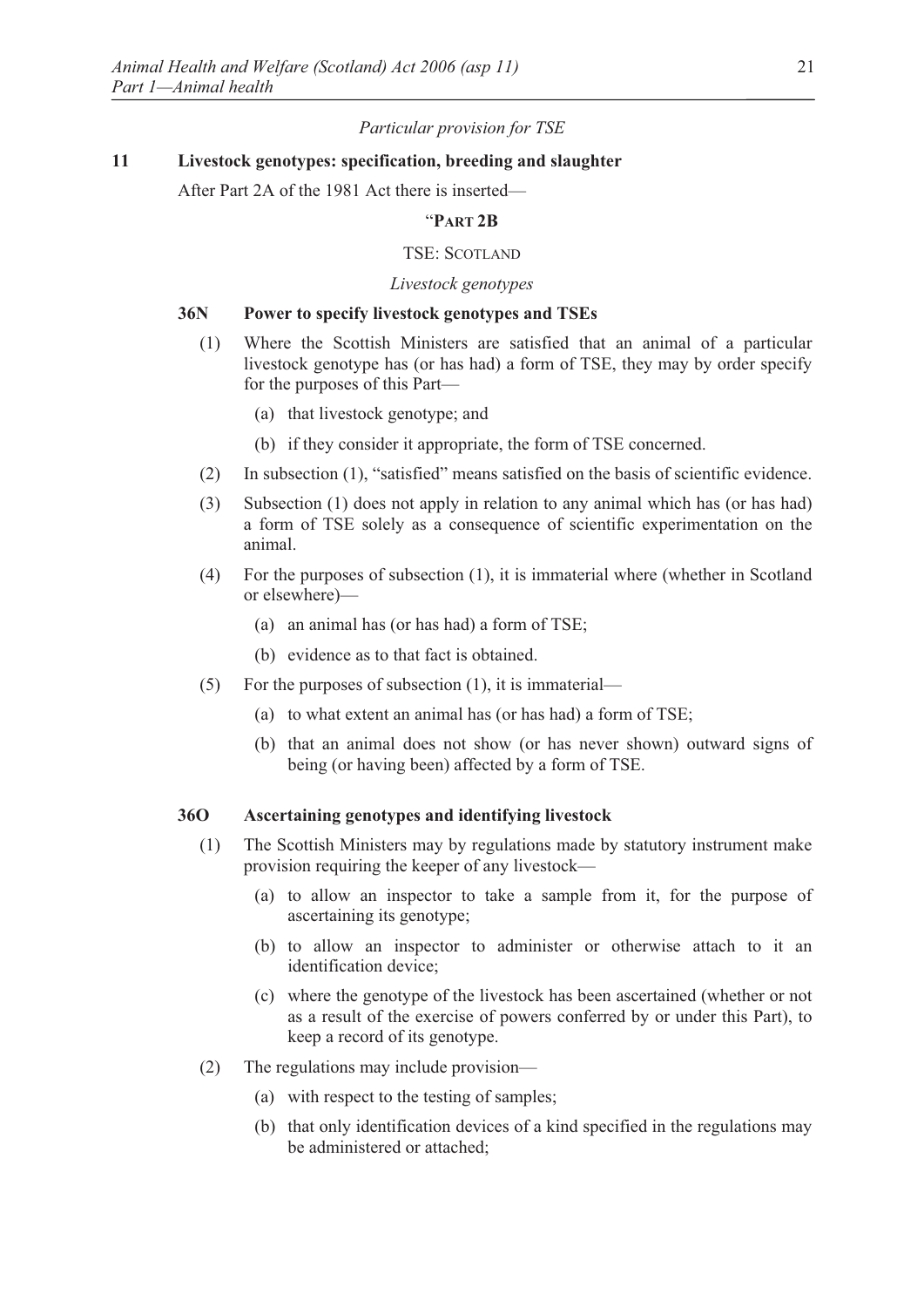*Particular provision for TSE*

## 11 Livestock genotypes: specification, breeding and slaughter

After Part 2A of the 1981 Act there is inserted—

"**PART 2B**

TSE: SCOTLAND

*Livestock genotypes*

### 36N Power to specify livestock genotypes and TSEs

(1) Where the Scottish Ministers are satisfied that an animal of a particular livestock genotype has (or has had) a form of TSE, they may by order specify for the purposes of this Part—

(a) that livestock genotype; and

(b) if they consider it appropriate, the form of TSE concerned.

(2) In subsection (1), "satisfied" means satisfied on the basis of scientific evidence.

(3) Subsection (1) does not apply in relation to any animal which has (or has had) a form of TSE solely as a consequence of scientific experimentation on the animal.

(4) For the purposes of subsection (1), it is immaterial where (whether in Scotland or elsewhere)—

(a) an animal has (or has had) a form of TSE;

(b) evidence as to that fact is obtained.

(5) For the purposes of subsection (1), it is immaterial—

(a) to what extent an animal has (or has had) a form of TSE;

(b) that an animal does not show (or has never shown) outward signs of being (or having been) affected by a form of TSE.

### 36O Ascertaining genotypes and identifying livestock

(1) The Scottish Ministers may by regulations made by statutory instrument make provision requiring the keeper of any livestock—

(a) to allow an inspector to take a sample from it, for the purpose of ascertaining its genotype;

(b) to allow an inspector to administer or otherwise attach to it an identification device;

(c) where the genotype of the livestock has been ascertained (whether or not as a result of the exercise of powers conferred by or under this Part), to keep a record of its genotype.

(2) The regulations may include provision—

(a) with respect to the testing of samples;

(b) that only identification devices of a kind specified in the regulations may be administered or attached;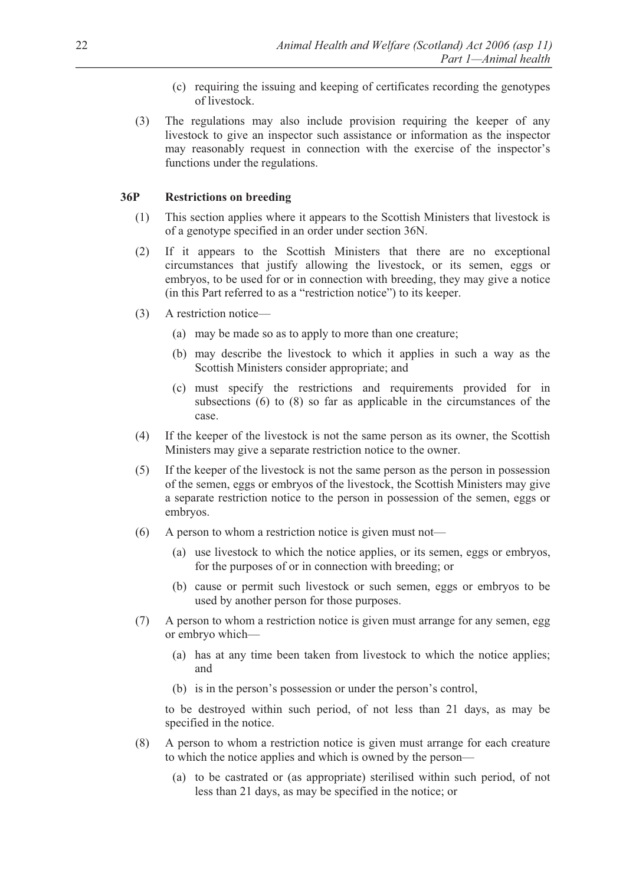(c) requiring the issuing and keeping of certificates recording the genotypes of livestock.

(3) The regulations may also include provision requiring the keeper of any livestock to give an inspector such assistance or information as the inspector may reasonably request in connection with the exercise of the inspector's functions under the regulations.

### 36P Restrictions on breeding

(1) This section applies where it appears to the Scottish Ministers that livestock is of a genotype specified in an order under section 36N.

(2) If it appears to the Scottish Ministers that there are no exceptional circumstances that justify allowing the livestock, or its semen, eggs or embryos, to be used for or in connection with breeding, they may give a notice (in this Part referred to as a "restriction notice") to its keeper.

(3) A restriction notice—

- (a) may be made so as to apply to more than one creature;
- (b) may describe the livestock to which it applies in such a way as the Scottish Ministers consider appropriate; and
- (c) must specify the restrictions and requirements provided for in subsections (6) to (8) so far as applicable in the circumstances of the case.

(4) If the keeper of the livestock is not the same person as its owner, the Scottish Ministers may give a separate restriction notice to the owner.

(5) If the keeper of the livestock is not the same person as the person in possession of the semen, eggs or embryos of the livestock, the Scottish Ministers may give a separate restriction notice to the person in possession of the semen, eggs or embryos.

(6) A person to whom a restriction notice is given must not—

- (a) use livestock to which the notice applies, or its semen, eggs or embryos, for the purposes of or in connection with breeding; or
- (b) cause or permit such livestock or such semen, eggs or embryos to be used by another person for those purposes.

(7) A person to whom a restriction notice is given must arrange for any semen, egg or embryo which—

- (a) has at any time been taken from livestock to which the notice applies; and
- (b) is in the person's possession or under the person's control,

to be destroyed within such period, of not less than 21 days, as may be specified in the notice.

(8) A person to whom a restriction notice is given must arrange for each creature to which the notice applies and which is owned by the person—

- (a) to be castrated or (as appropriate) sterilised within such period, of not less than 21 days, as may be specified in the notice; or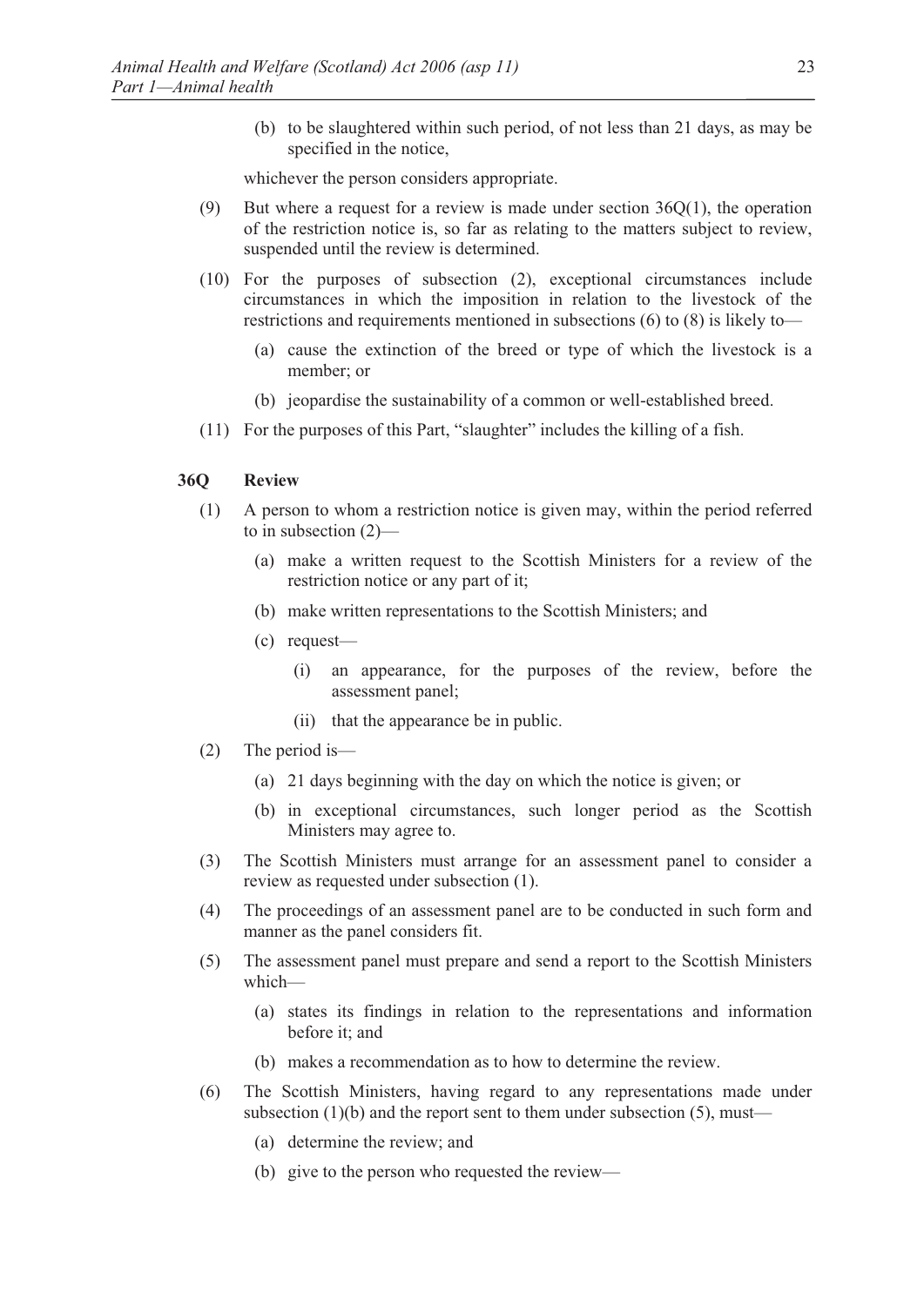(b) to be slaughtered within such period, of not less than 21 days, as may be specified in the notice,

whichever the person considers appropriate.

(9) But where a request for a review is made under section 36Q(1), the operation of the restriction notice is, so far as relating to the matters subject to review, suspended until the review is determined.

(10) For the purposes of subsection (2), exceptional circumstances include circumstances in which the imposition in relation to the livestock of the restrictions and requirements mentioned in subsections (6) to (8) is likely to—

(a) cause the extinction of the breed or type of which the livestock is a member; or

(b) jeopardise the sustainability of a common or well-established breed.

(11) For the purposes of this Part, "slaughter" includes the killing of a fish.

### 36Q Review

(1) A person to whom a restriction notice is given may, within the period referred to in subsection (2)—

(a) make a written request to the Scottish Ministers for a review of the restriction notice or any part of it;

(b) make written representations to the Scottish Ministers; and

(c) request—

(i) an appearance, for the purposes of the review, before the assessment panel;

(ii) that the appearance be in public.

(2) The period is—

(a) 21 days beginning with the day on which the notice is given; or

(b) in exceptional circumstances, such longer period as the Scottish Ministers may agree to.

(3) The Scottish Ministers must arrange for an assessment panel to consider a review as requested under subsection (1).

(4) The proceedings of an assessment panel are to be conducted in such form and manner as the panel considers fit.

(5) The assessment panel must prepare and send a report to the Scottish Ministers which—

(a) states its findings in relation to the representations and information before it; and

(b) makes a recommendation as to how to determine the review.

(6) The Scottish Ministers, having regard to any representations made under subsection (1)(b) and the report sent to them under subsection (5), must—

(a) determine the review; and

(b) give to the person who requested the review—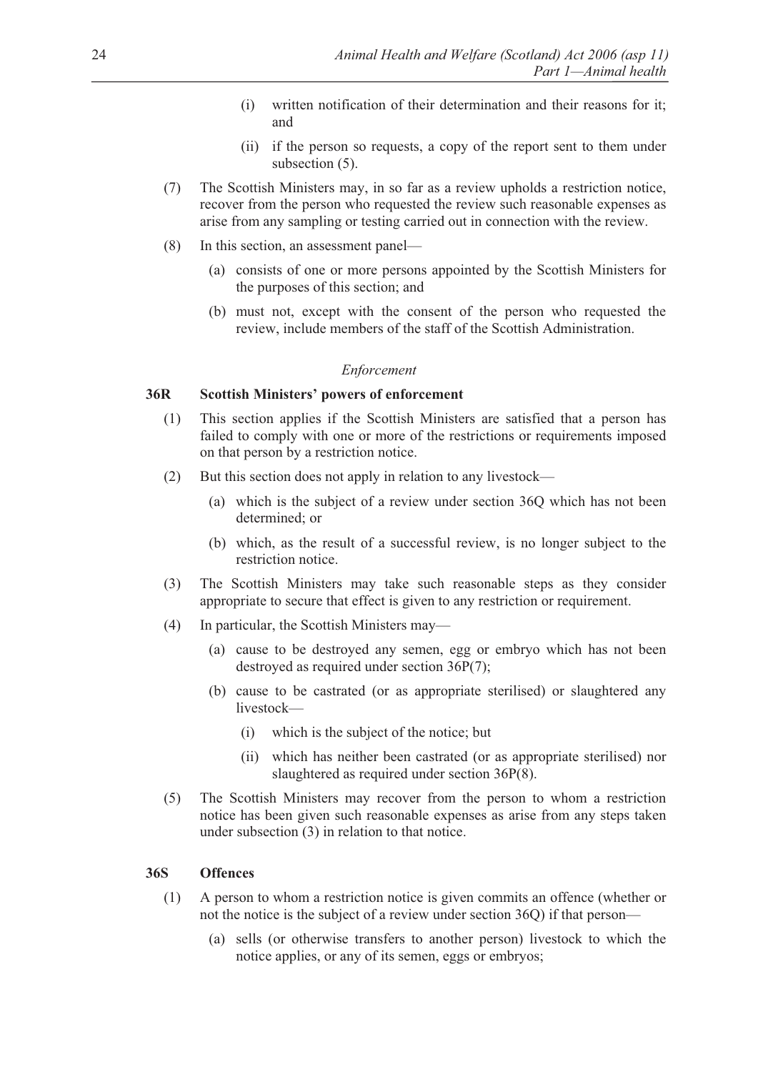(i) written notification of their determination and their reasons for it; and

(ii) if the person so requests, a copy of the report sent to them under subsection (5).

(7) The Scottish Ministers may, in so far as a review upholds a restriction notice, recover from the person who requested the review such reasonable expenses as arise from any sampling or testing carried out in connection with the review.

(8) In this section, an assessment panel—

(a) consists of one or more persons appointed by the Scottish Ministers for the purposes of this section; and

(b) must not, except with the consent of the person who requested the review, include members of the staff of the Scottish Administration.

*Enforcement*

**36R Scottish Ministers' powers of enforcement**

(1) This section applies if the Scottish Ministers are satisfied that a person has failed to comply with one or more of the restrictions or requirements imposed on that person by a restriction notice.

(2) But this section does not apply in relation to any livestock—

(a) which is the subject of a review under section 36Q which has not been determined; or

(b) which, as the result of a successful review, is no longer subject to the restriction notice.

(3) The Scottish Ministers may take such reasonable steps as they consider appropriate to secure that effect is given to any restriction or requirement.

(4) In particular, the Scottish Ministers may—

(a) cause to be destroyed any semen, egg or embryo which has not been destroyed as required under section 36P(7);

(b) cause to be castrated (or as appropriate sterilised) or slaughtered any livestock—

(i) which is the subject of the notice; but

(ii) which has neither been castrated (or as appropriate sterilised) nor slaughtered as required under section 36P(8).

(5) The Scottish Ministers may recover from the person to whom a restriction notice has been given such reasonable expenses as arise from any steps taken under subsection (3) in relation to that notice.

**36S Offences**

(1) A person to whom a restriction notice is given commits an offence (whether or not the notice is the subject of a review under section 36Q) if that person—

(a) sells (or otherwise transfers to another person) livestock to which the notice applies, or any of its semen, eggs or embryos;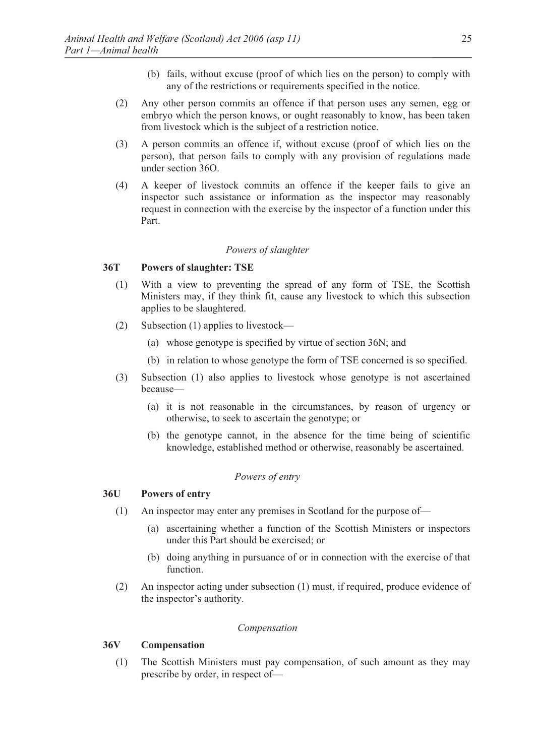(b) fails, without excuse (proof of which lies on the person) to comply with any of the restrictions or requirements specified in the notice.

(2) Any other person commits an offence if that person uses any semen, egg or embryo which the person knows, or ought reasonably to know, has been taken from livestock which is the subject of a restriction notice.

(3) A person commits an offence if, without excuse (proof of which lies on the person), that person fails to comply with any provision of regulations made under section 36O.

(4) A keeper of livestock commits an offence if the keeper fails to give an inspector such assistance or information as the inspector may reasonably request in connection with the exercise by the inspector of a function under this Part.

*Powers of slaughter*

### 36T Powers of slaughter: TSE

(1) With a view to preventing the spread of any form of TSE, the Scottish Ministers may, if they think fit, cause any livestock to which this subsection applies to be slaughtered.

(2) Subsection (1) applies to livestock—

(a) whose genotype is specified by virtue of section 36N; and

(b) in relation to whose genotype the form of TSE concerned is so specified.

(3) Subsection (1) also applies to livestock whose genotype is not ascertained because—

(a) it is not reasonable in the circumstances, by reason of urgency or otherwise, to seek to ascertain the genotype; or

(b) the genotype cannot, in the absence for the time being of scientific knowledge, established method or otherwise, reasonably be ascertained.

*Powers of entry*

### 36U Powers of entry

(1) An inspector may enter any premises in Scotland for the purpose of—

(a) ascertaining whether a function of the Scottish Ministers or inspectors under this Part should be exercised; or

(b) doing anything in pursuance of or in connection with the exercise of that function.

(2) An inspector acting under subsection (1) must, if required, produce evidence of the inspector's authority.

*Compensation*

### 36V Compensation

(1) The Scottish Ministers must pay compensation, of such amount as they may prescribe by order, in respect of—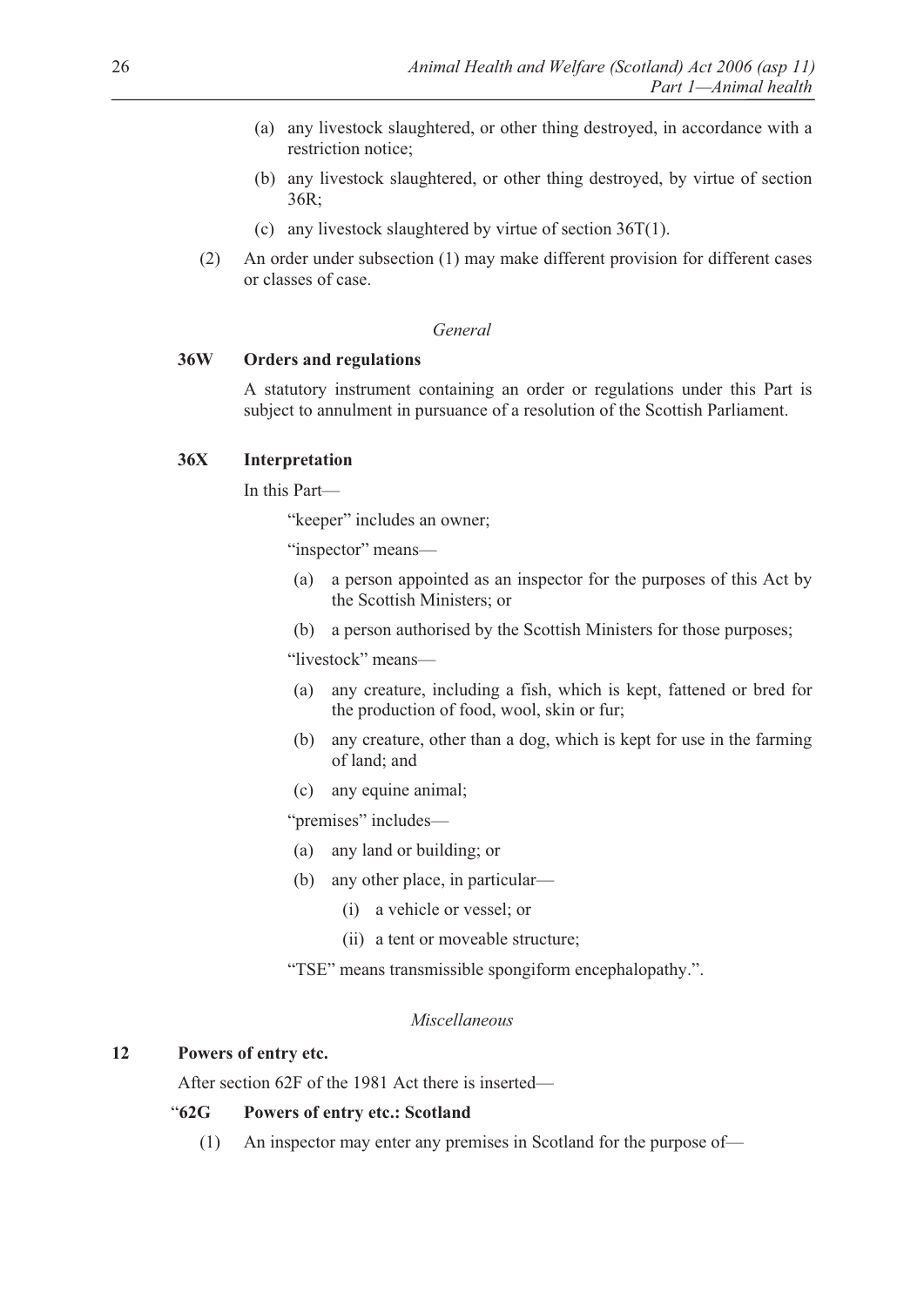(a) any livestock slaughtered, or other thing destroyed, in accordance with a restriction notice;

(b) any livestock slaughtered, or other thing destroyed, by virtue of section 36R;

(c) any livestock slaughtered by virtue of section 36T(1).

(2) An order under subsection (1) may make different provision for different cases or classes of case.

*General*

**36W Orders and regulations**

A statutory instrument containing an order or regulations under this Part is subject to annulment in pursuance of a resolution of the Scottish Parliament.

**36X Interpretation**

In this Part—

"keeper" includes an owner;

"inspector" means—

(a) a person appointed as an inspector for the purposes of this Act by the Scottish Ministers; or

(b) a person authorised by the Scottish Ministers for those purposes;

"livestock" means—

(a) any creature, including a fish, which is kept, fattened or bred for the production of food, wool, skin or fur;

(b) any creature, other than a dog, which is kept for use in the farming of land; and

(c) any equine animal;

"premises" includes—

(a) any land or building; or

(b) any other place, in particular—

(i) a vehicle or vessel; or

(ii) a tent or moveable structure;

"TSE" means transmissible spongiform encephalopathy.".

*Miscellaneous*

**12 Powers of entry etc.**

After section 62F of the 1981 Act there is inserted—

"**62G Powers of entry etc.: Scotland**

(1) An inspector may enter any premises in Scotland for the purpose of—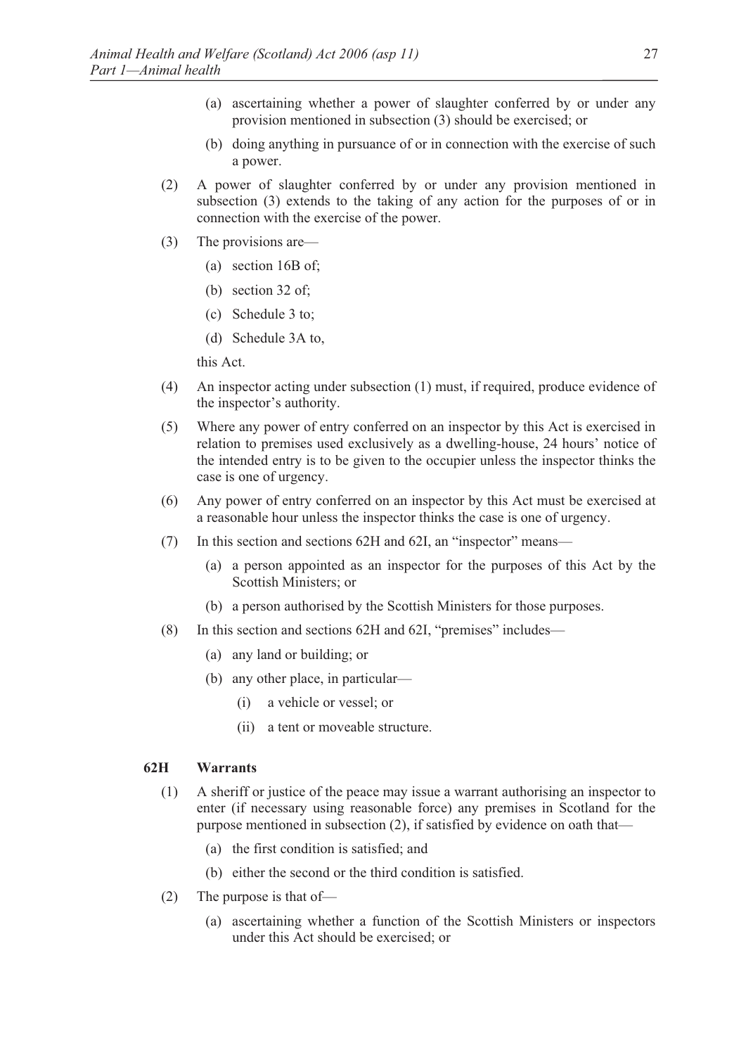(a) ascertaining whether a power of slaughter conferred by or under any provision mentioned in subsection (3) should be exercised; or

(b) doing anything in pursuance of or in connection with the exercise of such a power.

(2) A power of slaughter conferred by or under any provision mentioned in subsection (3) extends to the taking of any action for the purposes of or in connection with the exercise of the power.

(3) The provisions are—

(a) section 16B of;

(b) section 32 of;

(c) Schedule 3 to;

(d) Schedule 3A to,

this Act.

(4) An inspector acting under subsection (1) must, if required, produce evidence of the inspector's authority.

(5) Where any power of entry conferred on an inspector by this Act is exercised in relation to premises used exclusively as a dwelling-house, 24 hours' notice of the intended entry is to be given to the occupier unless the inspector thinks the case is one of urgency.

(6) Any power of entry conferred on an inspector by this Act must be exercised at a reasonable hour unless the inspector thinks the case is one of urgency.

(7) In this section and sections 62H and 62I, an "inspector" means—

(a) a person appointed as an inspector for the purposes of this Act by the Scottish Ministers; or

(b) a person authorised by the Scottish Ministers for those purposes.

(8) In this section and sections 62H and 62I, "premises" includes—

(a) any land or building; or

(b) any other place, in particular—

(i) a vehicle or vessel; or

(ii) a tent or moveable structure.

### 62H Warrants

(1) A sheriff or justice of the peace may issue a warrant authorising an inspector to enter (if necessary using reasonable force) any premises in Scotland for the purpose mentioned in subsection (2), if satisfied by evidence on oath that—

(a) the first condition is satisfied; and

(b) either the second or the third condition is satisfied.

(2) The purpose is that of—

(a) ascertaining whether a function of the Scottish Ministers or inspectors under this Act should be exercised; or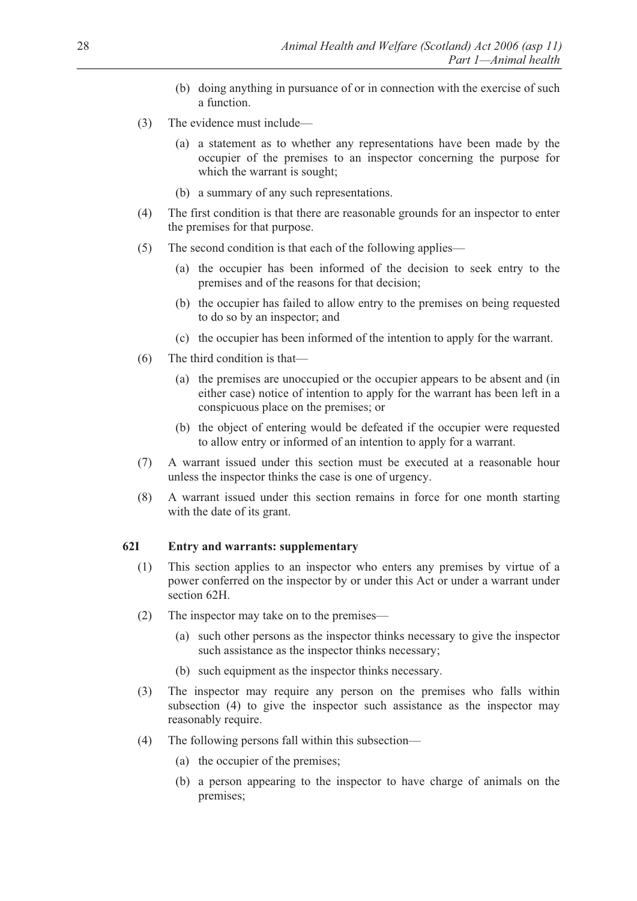(b) doing anything in pursuance of or in connection with the exercise of such a function.

(3) The evidence must include—

(a) a statement as to whether any representations have been made by the occupier of the premises to an inspector concerning the purpose for which the warrant is sought;

(b) a summary of any such representations.

(4) The first condition is that there are reasonable grounds for an inspector to enter the premises for that purpose.

(5) The second condition is that each of the following applies—

(a) the occupier has been informed of the decision to seek entry to the premises and of the reasons for that decision;

(b) the occupier has failed to allow entry to the premises on being requested to do so by an inspector; and

(c) the occupier has been informed of the intention to apply for the warrant.

(6) The third condition is that—

(a) the premises are unoccupied or the occupier appears to be absent and (in either case) notice of intention to apply for the warrant has been left in a conspicuous place on the premises; or

(b) the object of entering would be defeated if the occupier were requested to allow entry or informed of an intention to apply for a warrant.

(7) A warrant issued under this section must be executed at a reasonable hour unless the inspector thinks the case is one of urgency.

(8) A warrant issued under this section remains in force for one month starting with the date of its grant.

### 62I Entry and warrants: supplementary

(1) This section applies to an inspector who enters any premises by virtue of a power conferred on the inspector by or under this Act or under a warrant under section 62H.

(2) The inspector may take on to the premises—

(a) such other persons as the inspector thinks necessary to give the inspector such assistance as the inspector thinks necessary;

(b) such equipment as the inspector thinks necessary.

(3) The inspector may require any person on the premises who falls within subsection (4) to give the inspector such assistance as the inspector may reasonably require.

(4) The following persons fall within this subsection—

(a) the occupier of the premises;

(b) a person appearing to the inspector to have charge of animals on the premises;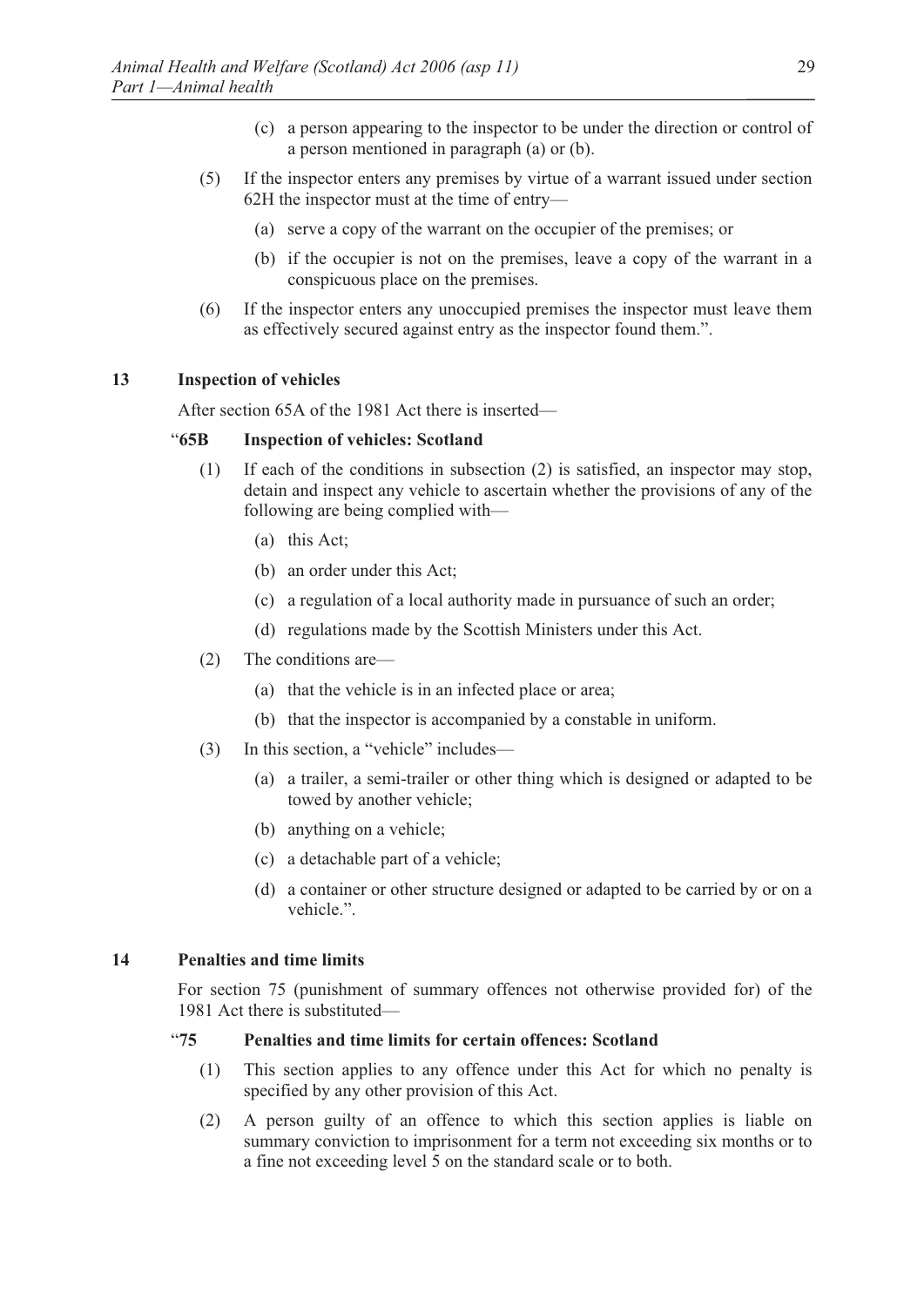(c) a person appearing to the inspector to be under the direction or control of a person mentioned in paragraph (a) or (b).

(5) If the inspector enters any premises by virtue of a warrant issued under section 62H the inspector must at the time of entry—

(a) serve a copy of the warrant on the occupier of the premises; or

(b) if the occupier is not on the premises, leave a copy of the warrant in a conspicuous place on the premises.

(6) If the inspector enters any unoccupied premises the inspector must leave them as effectively secured against entry as the inspector found them.".

### 13 Inspection of vehicles

After section 65A of the 1981 Act there is inserted—

**"65B Inspection of vehicles: Scotland**

(1) If each of the conditions in subsection (2) is satisfied, an inspector may stop, detain and inspect any vehicle to ascertain whether the provisions of any of the following are being complied with—

(a) this Act;

(b) an order under this Act;

(c) a regulation of a local authority made in pursuance of such an order;

(d) regulations made by the Scottish Ministers under this Act.

(2) The conditions are—

(a) that the vehicle is in an infected place or area;

(b) that the inspector is accompanied by a constable in uniform.

(3) In this section, a "vehicle" includes—

(a) a trailer, a semi-trailer or other thing which is designed or adapted to be towed by another vehicle;

(b) anything on a vehicle;

(c) a detachable part of a vehicle;

(d) a container or other structure designed or adapted to be carried by or on a vehicle.".

### 14 Penalties and time limits

For section 75 (punishment of summary offences not otherwise provided for) of the 1981 Act there is substituted—

**"75 Penalties and time limits for certain offences: Scotland**

(1) This section applies to any offence under this Act for which no penalty is specified by any other provision of this Act.

(2) A person guilty of an offence to which this section applies is liable on summary conviction to imprisonment for a term not exceeding six months or to a fine not exceeding level 5 on the standard scale or to both.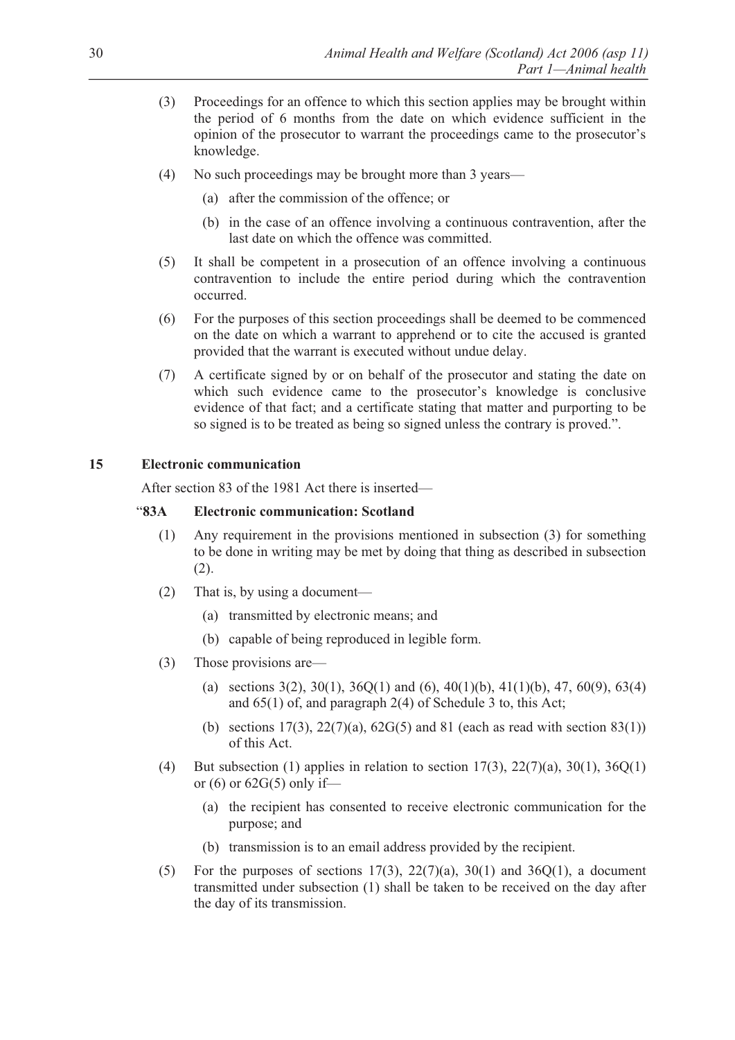(3) Proceedings for an offence to which this section applies may be brought within the period of 6 months from the date on which evidence sufficient in the opinion of the prosecutor to warrant the proceedings came to the prosecutor's knowledge.

(4) No such proceedings may be brought more than 3 years—

(a) after the commission of the offence; or

(b) in the case of an offence involving a continuous contravention, after the last date on which the offence was committed.

(5) It shall be competent in a prosecution of an offence involving a continuous contravention to include the entire period during which the contravention occurred.

(6) For the purposes of this section proceedings shall be deemed to be commenced on the date on which a warrant to apprehend or to cite the accused is granted provided that the warrant is executed without undue delay.

(7) A certificate signed by or on behalf of the prosecutor and stating the date on which such evidence came to the prosecutor's knowledge is conclusive evidence of that fact; and a certificate stating that matter and purporting to be so signed is to be treated as being so signed unless the contrary is proved.".

## 15 Electronic communication

After section 83 of the 1981 Act there is inserted—

### "83A Electronic communication: Scotland

(1) Any requirement in the provisions mentioned in subsection (3) for something to be done in writing may be met by doing that thing as described in subsection (2).

(2) That is, by using a document—

(a) transmitted by electronic means; and

(b) capable of being reproduced in legible form.

(3) Those provisions are—

(a) sections 3(2), 30(1), 36Q(1) and (6), 40(1)(b), 41(1)(b), 47, 60(9), 63(4) and 65(1) of, and paragraph 2(4) of Schedule 3 to, this Act;

(b) sections 17(3), 22(7)(a), 62G(5) and 81 (each as read with section 83(1)) of this Act.

(4) But subsection (1) applies in relation to section 17(3), 22(7)(a), 30(1), 36Q(1) or (6) or 62G(5) only if—

(a) the recipient has consented to receive electronic communication for the purpose; and

(b) transmission is to an email address provided by the recipient.

(5) For the purposes of sections 17(3), 22(7)(a), 30(1) and 36Q(1), a document transmitted under subsection (1) shall be taken to be received on the day after the day of its transmission.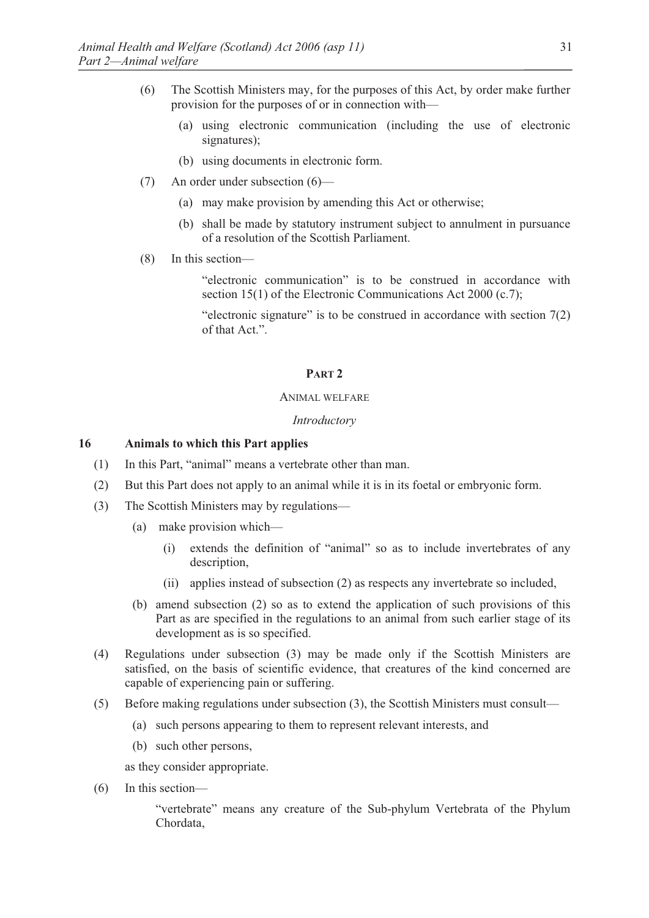(6) The Scottish Ministers may, for the purposes of this Act, by order make further provision for the purposes of or in connection with—

(a) using electronic communication (including the use of electronic signatures);

(b) using documents in electronic form.

(7) An order under subsection (6)—

(a) may make provision by amending this Act or otherwise;

(b) shall be made by statutory instrument subject to annulment in pursuance of a resolution of the Scottish Parliament.

(8) In this section—

"electronic communication" is to be construed in accordance with section 15(1) of the Electronic Communications Act 2000 (c.7);

"electronic signature" is to be construed in accordance with section 7(2) of that Act.".

## PART 2

### ANIMAL WELFARE

*Introductory*

### 16 Animals to which this Part applies

(1) In this Part, "animal" means a vertebrate other than man.

(2) But this Part does not apply to an animal while it is in its foetal or embryonic form.

(3) The Scottish Ministers may by regulations—

(a) make provision which—

(i) extends the definition of "animal" so as to include invertebrates of any description,

(ii) applies instead of subsection (2) as respects any invertebrate so included,

(b) amend subsection (2) so as to extend the application of such provisions of this Part as are specified in the regulations to an animal from such earlier stage of its development as is so specified.

(4) Regulations under subsection (3) may be made only if the Scottish Ministers are satisfied, on the basis of scientific evidence, that creatures of the kind concerned are capable of experiencing pain or suffering.

(5) Before making regulations under subsection (3), the Scottish Ministers must consult—

(a) such persons appearing to them to represent relevant interests, and

(b) such other persons,

as they consider appropriate.

(6) In this section—

"vertebrate" means any creature of the Sub-phylum Vertebrata of the Phylum Chordata,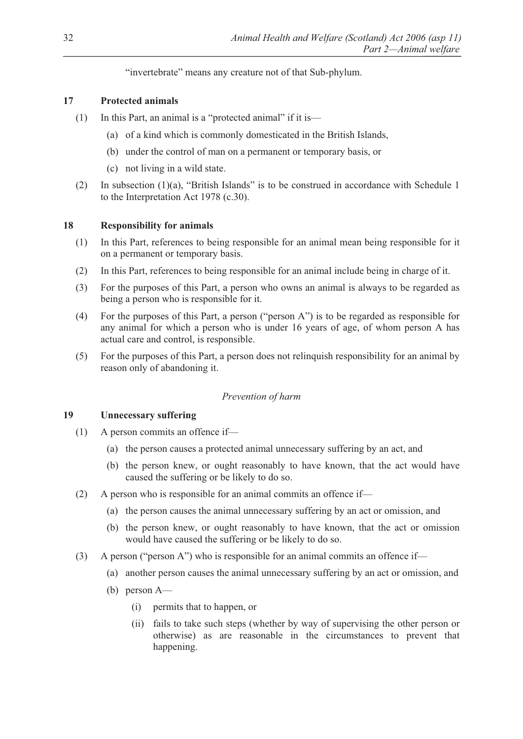"invertebrate" means any creature not of that Sub-phylum.

### 17 Protected animals

(1) In this Part, an animal is a "protected animal" if it is—

(a) of a kind which is commonly domesticated in the British Islands,

(b) under the control of man on a permanent or temporary basis, or

(c) not living in a wild state.

(2) In subsection (1)(a), "British Islands" is to be construed in accordance with Schedule 1 to the Interpretation Act 1978 (c.30).

### 18 Responsibility for animals

(1) In this Part, references to being responsible for an animal mean being responsible for it on a permanent or temporary basis.

(2) In this Part, references to being responsible for an animal include being in charge of it.

(3) For the purposes of this Part, a person who owns an animal is always to be regarded as being a person who is responsible for it.

(4) For the purposes of this Part, a person ("person A") is to be regarded as responsible for any animal for which a person who is under 16 years of age, of whom person A has actual care and control, is responsible.

(5) For the purposes of this Part, a person does not relinquish responsibility for an animal by reason only of abandoning it.

*Prevention of harm*

### 19 Unnecessary suffering

(1) A person commits an offence if—

(a) the person causes a protected animal unnecessary suffering by an act, and

(b) the person knew, or ought reasonably to have known, that the act would have caused the suffering or be likely to do so.

(2) A person who is responsible for an animal commits an offence if—

(a) the person causes the animal unnecessary suffering by an act or omission, and

(b) the person knew, or ought reasonably to have known, that the act or omission would have caused the suffering or be likely to do so.

(3) A person ("person A") who is responsible for an animal commits an offence if—

(a) another person causes the animal unnecessary suffering by an act or omission, and

(b) person A—

(i) permits that to happen, or

(ii) fails to take such steps (whether by way of supervising the other person or otherwise) as are reasonable in the circumstances to prevent that happening.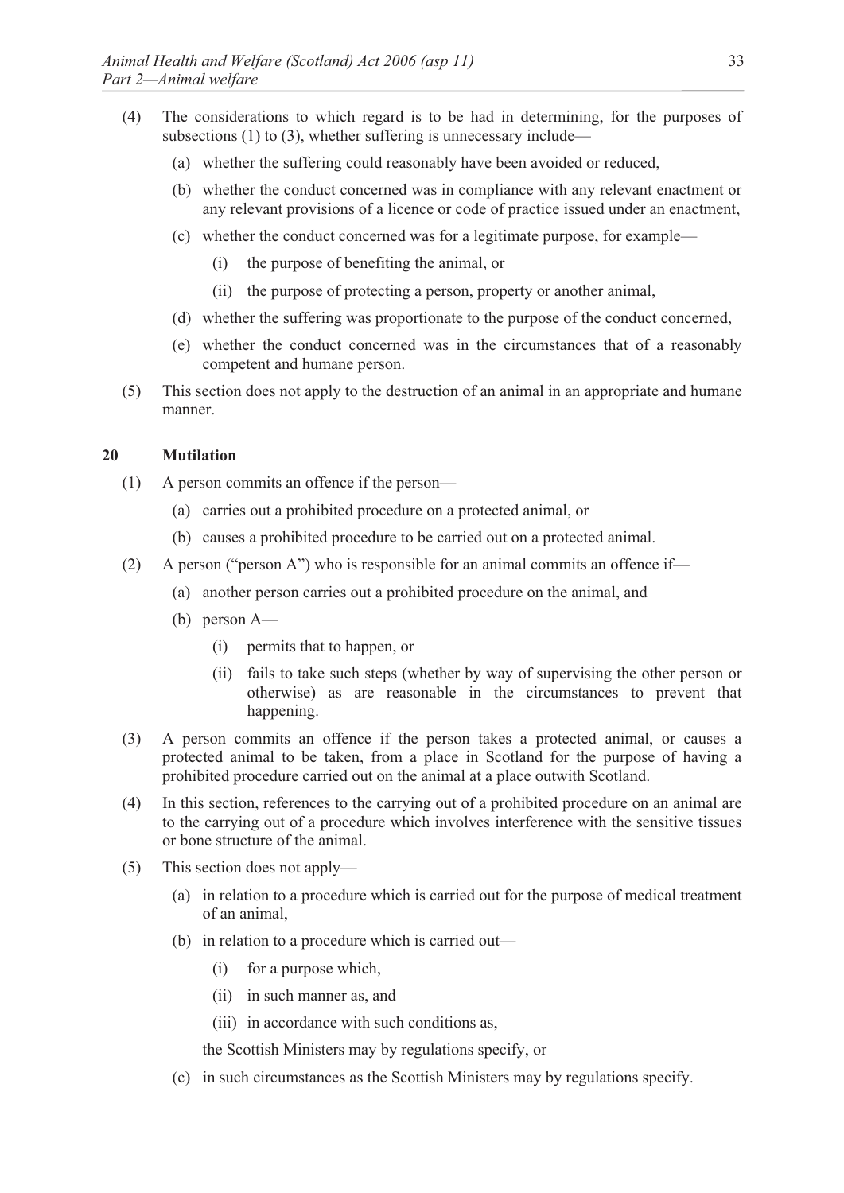(4) The considerations to which regard is to be had in determining, for the purposes of subsections (1) to (3), whether suffering is unnecessary include—

  (a) whether the suffering could reasonably have been avoided or reduced,

  (b) whether the conduct concerned was in compliance with any relevant enactment or any relevant provisions of a licence or code of practice issued under an enactment,

  (c) whether the conduct concerned was for a legitimate purpose, for example—

    (i) the purpose of benefiting the animal, or

    (ii) the purpose of protecting a person, property or another animal,

  (d) whether the suffering was proportionate to the purpose of the conduct concerned,

  (e) whether the conduct concerned was in the circumstances that of a reasonably competent and humane person.

(5) This section does not apply to the destruction of an animal in an appropriate and humane manner.

### 20 Mutilation

(1) A person commits an offence if the person—

  (a) carries out a prohibited procedure on a protected animal, or

  (b) causes a prohibited procedure to be carried out on a protected animal.

(2) A person ("person A") who is responsible for an animal commits an offence if—

  (a) another person carries out a prohibited procedure on the animal, and

  (b) person A—

    (i) permits that to happen, or

    (ii) fails to take such steps (whether by way of supervising the other person or otherwise) as are reasonable in the circumstances to prevent that happening.

(3) A person commits an offence if the person takes a protected animal, or causes a protected animal to be taken, from a place in Scotland for the purpose of having a prohibited procedure carried out on the animal at a place outwith Scotland.

(4) In this section, references to the carrying out of a prohibited procedure on an animal are to the carrying out of a procedure which involves interference with the sensitive tissues or bone structure of the animal.

(5) This section does not apply—

  (a) in relation to a procedure which is carried out for the purpose of medical treatment of an animal,

  (b) in relation to a procedure which is carried out—

    (i) for a purpose which,

    (ii) in such manner as, and

    (iii) in accordance with such conditions as,

  the Scottish Ministers may by regulations specify, or

  (c) in such circumstances as the Scottish Ministers may by regulations specify.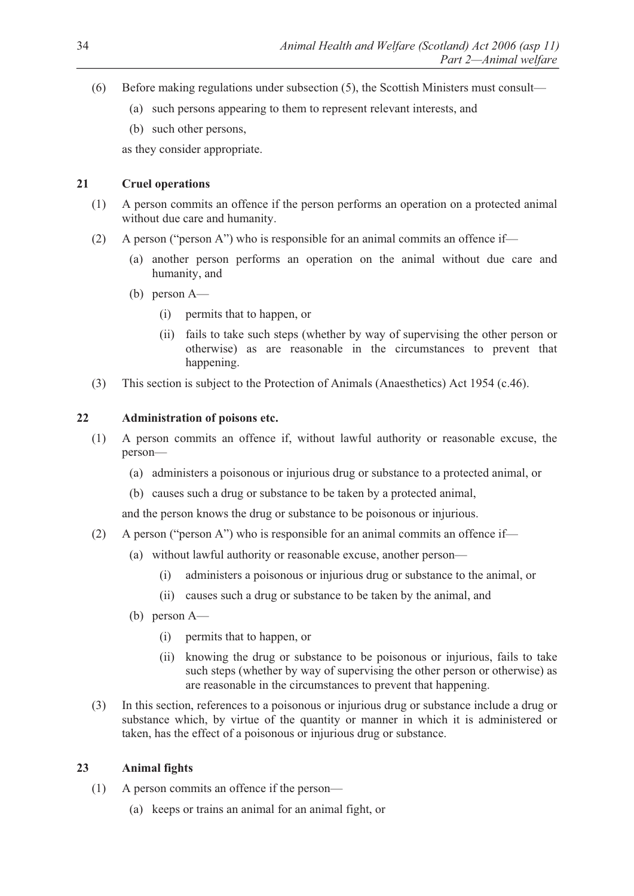(6) Before making regulations under subsection (5), the Scottish Ministers must consult—

  (a) such persons appearing to them to represent relevant interests, and

  (b) such other persons,

as they consider appropriate.

### 21 Cruel operations

(1) A person commits an offence if the person performs an operation on a protected animal without due care and humanity.

(2) A person ("person A") who is responsible for an animal commits an offence if—

  (a) another person performs an operation on the animal without due care and humanity, and

  (b) person A—

    (i) permits that to happen, or

    (ii) fails to take such steps (whether by way of supervising the other person or otherwise) as are reasonable in the circumstances to prevent that happening.

(3) This section is subject to the Protection of Animals (Anaesthetics) Act 1954 (c.46).

### 22 Administration of poisons etc.

(1) A person commits an offence if, without lawful authority or reasonable excuse, the person—

  (a) administers a poisonous or injurious drug or substance to a protected animal, or

  (b) causes such a drug or substance to be taken by a protected animal,

and the person knows the drug or substance to be poisonous or injurious.

(2) A person ("person A") who is responsible for an animal commits an offence if—

  (a) without lawful authority or reasonable excuse, another person—

    (i) administers a poisonous or injurious drug or substance to the animal, or

    (ii) causes such a drug or substance to be taken by the animal, and

  (b) person A—

    (i) permits that to happen, or

    (ii) knowing the drug or substance to be poisonous or injurious, fails to take such steps (whether by way of supervising the other person or otherwise) as are reasonable in the circumstances to prevent that happening.

(3) In this section, references to a poisonous or injurious drug or substance include a drug or substance which, by virtue of the quantity or manner in which it is administered or taken, has the effect of a poisonous or injurious drug or substance.

### 23 Animal fights

(1) A person commits an offence if the person—

  (a) keeps or trains an animal for an animal fight, or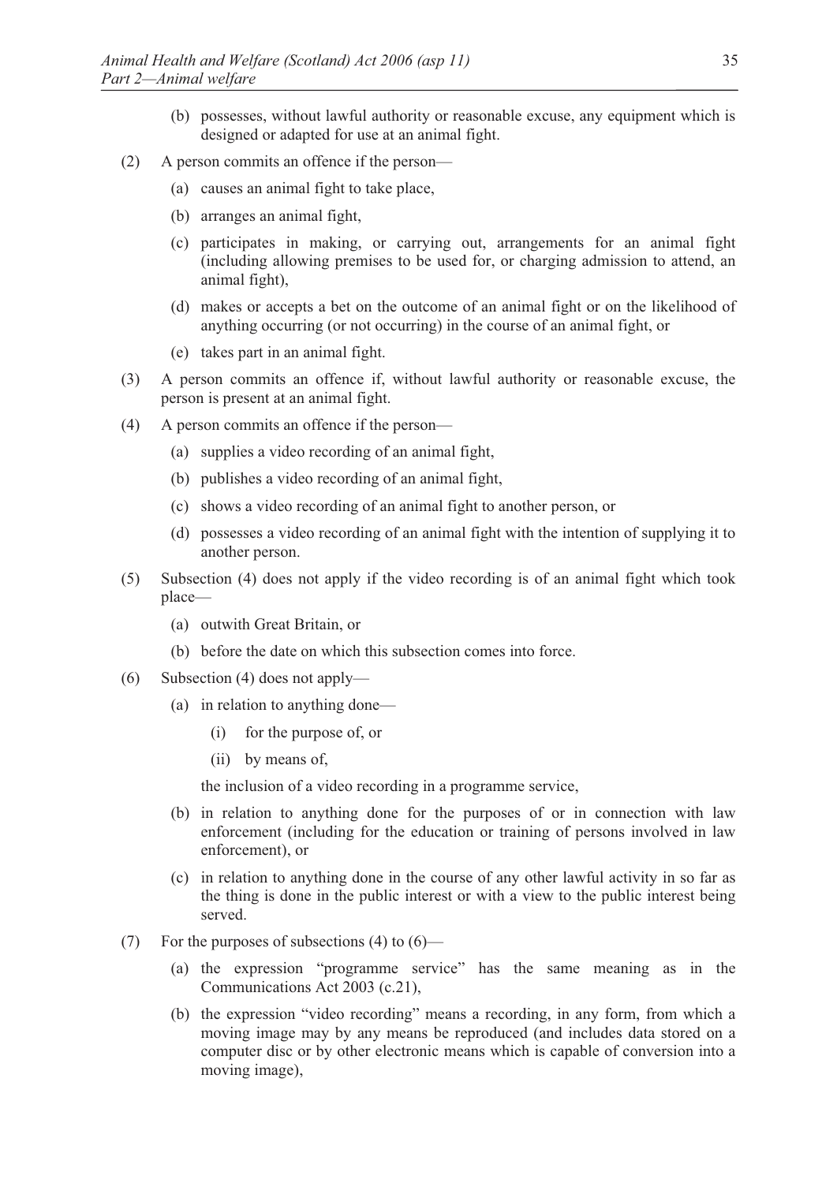(b) possesses, without lawful authority or reasonable excuse, any equipment which is designed or adapted for use at an animal fight.

(2) A person commits an offence if the person—

(a) causes an animal fight to take place,

(b) arranges an animal fight,

(c) participates in making, or carrying out, arrangements for an animal fight (including allowing premises to be used for, or charging admission to attend, an animal fight),

(d) makes or accepts a bet on the outcome of an animal fight or on the likelihood of anything occurring (or not occurring) in the course of an animal fight, or

(e) takes part in an animal fight.

(3) A person commits an offence if, without lawful authority or reasonable excuse, the person is present at an animal fight.

(4) A person commits an offence if the person—

(a) supplies a video recording of an animal fight,

(b) publishes a video recording of an animal fight,

(c) shows a video recording of an animal fight to another person, or

(d) possesses a video recording of an animal fight with the intention of supplying it to another person.

(5) Subsection (4) does not apply if the video recording is of an animal fight which took place—

(a) outwith Great Britain, or

(b) before the date on which this subsection comes into force.

(6) Subsection (4) does not apply—

(a) in relation to anything done—

(i) for the purpose of, or

(ii) by means of,

the inclusion of a video recording in a programme service,

(b) in relation to anything done for the purposes of or in connection with law enforcement (including for the education or training of persons involved in law enforcement), or

(c) in relation to anything done in the course of any other lawful activity in so far as the thing is done in the public interest or with a view to the public interest being served.

(7) For the purposes of subsections (4) to (6)—

(a) the expression "programme service" has the same meaning as in the Communications Act 2003 (c.21),

(b) the expression "video recording" means a recording, in any form, from which a moving image may by any means be reproduced (and includes data stored on a computer disc or by other electronic means which is capable of conversion into a moving image),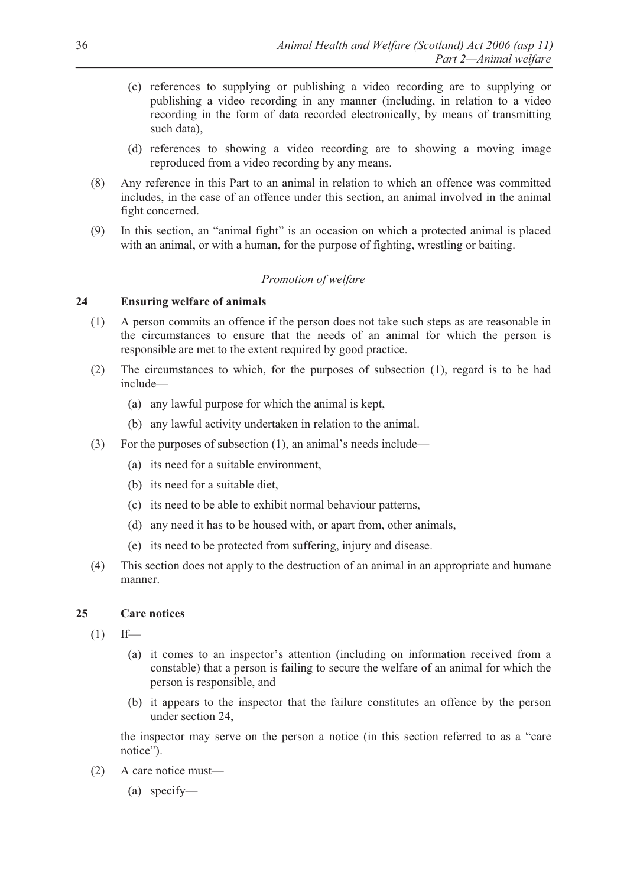(c) references to supplying or publishing a video recording are to supplying or publishing a video recording in any manner (including, in relation to a video recording in the form of data recorded electronically, by means of transmitting such data),

(d) references to showing a video recording are to showing a moving image reproduced from a video recording by any means.

(8) Any reference in this Part to an animal in relation to which an offence was committed includes, in the case of an offence under this section, an animal involved in the animal fight concerned.

(9) In this section, an "animal fight" is an occasion on which a protected animal is placed with an animal, or with a human, for the purpose of fighting, wrestling or baiting.

*Promotion of welfare*

### 24 Ensuring welfare of animals

(1) A person commits an offence if the person does not take such steps as are reasonable in the circumstances to ensure that the needs of an animal for which the person is responsible are met to the extent required by good practice.

(2) The circumstances to which, for the purposes of subsection (1), regard is to be had include—

(a) any lawful purpose for which the animal is kept,

(b) any lawful activity undertaken in relation to the animal.

(3) For the purposes of subsection (1), an animal's needs include—

(a) its need for a suitable environment,

(b) its need for a suitable diet,

(c) its need to be able to exhibit normal behaviour patterns,

(d) any need it has to be housed with, or apart from, other animals,

(e) its need to be protected from suffering, injury and disease.

(4) This section does not apply to the destruction of an animal in an appropriate and humane manner.

### 25 Care notices

(1) If—

(a) it comes to an inspector's attention (including on information received from a constable) that a person is failing to secure the welfare of an animal for which the person is responsible, and

(b) it appears to the inspector that the failure constitutes an offence by the person under section 24,

the inspector may serve on the person a notice (in this section referred to as a "care notice").

(2) A care notice must—

(a) specify—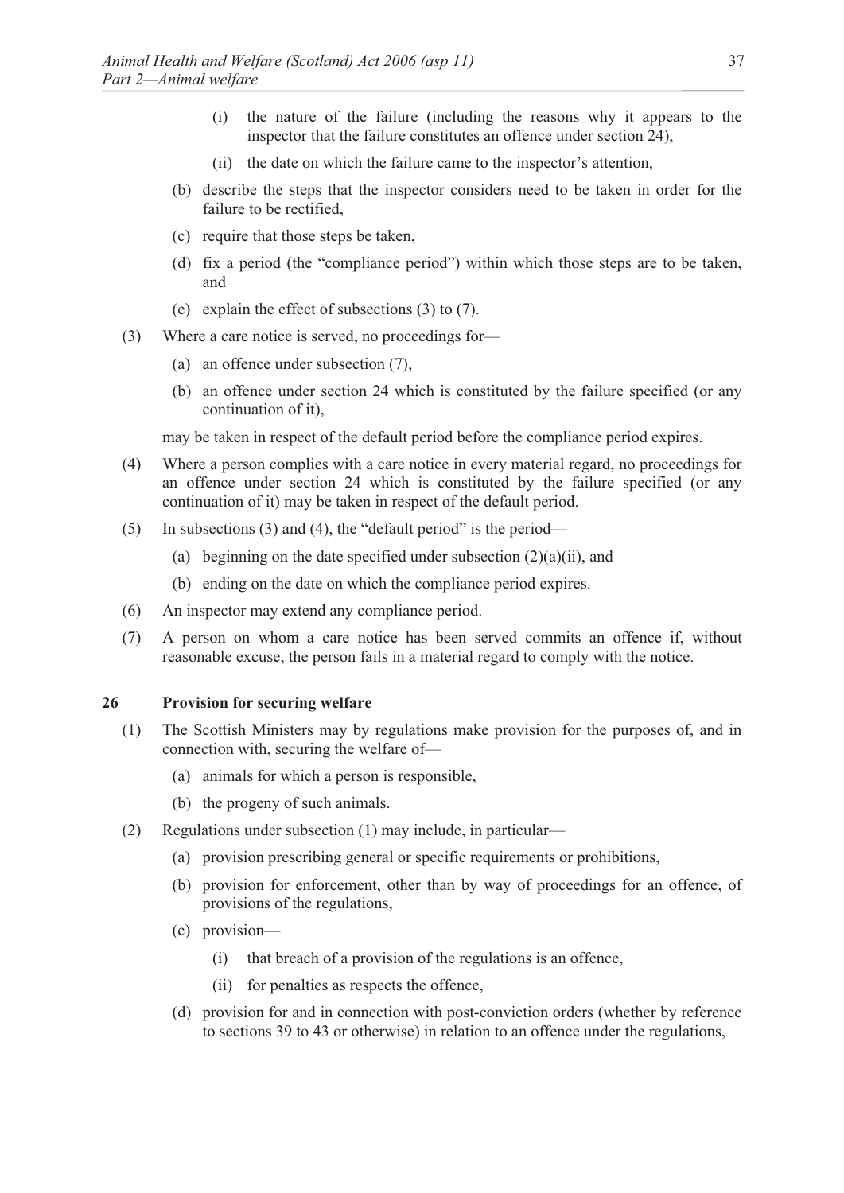(i) the nature of the failure (including the reasons why it appears to the inspector that the failure constitutes an offence under section 24),

(ii) the date on which the failure came to the inspector's attention,

(b) describe the steps that the inspector considers need to be taken in order for the failure to be rectified,

(c) require that those steps be taken,

(d) fix a period (the "compliance period") within which those steps are to be taken, and

(e) explain the effect of subsections (3) to (7).

(3) Where a care notice is served, no proceedings for—

(a) an offence under subsection (7),

(b) an offence under section 24 which is constituted by the failure specified (or any continuation of it),

may be taken in respect of the default period before the compliance period expires.

(4) Where a person complies with a care notice in every material regard, no proceedings for an offence under section 24 which is constituted by the failure specified (or any continuation of it) may be taken in respect of the default period.

(5) In subsections (3) and (4), the "default period" is the period—

(a) beginning on the date specified under subsection (2)(a)(ii), and

(b) ending on the date on which the compliance period expires.

(6) An inspector may extend any compliance period.

(7) A person on whom a care notice has been served commits an offence if, without reasonable excuse, the person fails in a material regard to comply with the notice.

### 26 Provision for securing welfare

(1) The Scottish Ministers may by regulations make provision for the purposes of, and in connection with, securing the welfare of—

(a) animals for which a person is responsible,

(b) the progeny of such animals.

(2) Regulations under subsection (1) may include, in particular—

(a) provision prescribing general or specific requirements or prohibitions,

(b) provision for enforcement, other than by way of proceedings for an offence, of provisions of the regulations,

(c) provision—

(i) that breach of a provision of the regulations is an offence,

(ii) for penalties as respects the offence,

(d) provision for and in connection with post-conviction orders (whether by reference to sections 39 to 43 or otherwise) in relation to an offence under the regulations,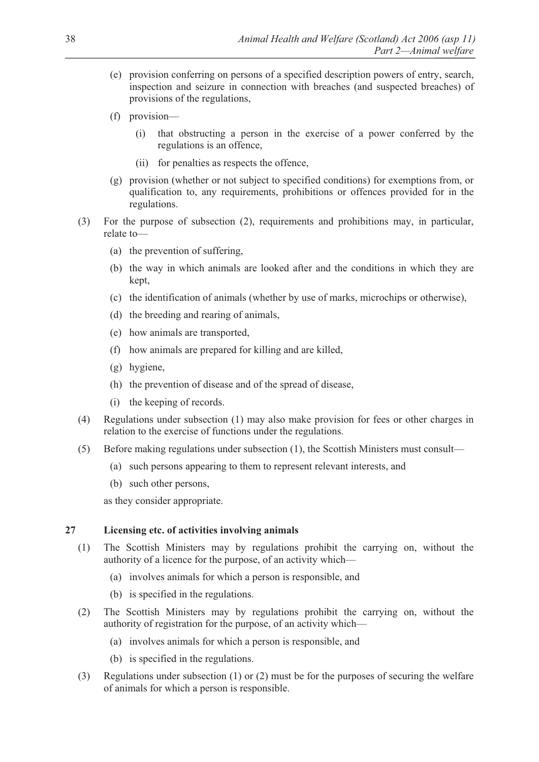(e) provision conferring on persons of a specified description powers of entry, search, inspection and seizure in connection with breaches (and suspected breaches) of provisions of the regulations,

(f) provision—

(i) that obstructing a person in the exercise of a power conferred by the regulations is an offence,

(ii) for penalties as respects the offence,

(g) provision (whether or not subject to specified conditions) for exemptions from, or qualification to, any requirements, prohibitions or offences provided for in the regulations.

(3) For the purpose of subsection (2), requirements and prohibitions may, in particular, relate to—

(a) the prevention of suffering,

(b) the way in which animals are looked after and the conditions in which they are kept,

(c) the identification of animals (whether by use of marks, microchips or otherwise),

(d) the breeding and rearing of animals,

(e) how animals are transported,

(f) how animals are prepared for killing and are killed,

(g) hygiene,

(h) the prevention of disease and of the spread of disease,

(i) the keeping of records.

(4) Regulations under subsection (1) may also make provision for fees or other charges in relation to the exercise of functions under the regulations.

(5) Before making regulations under subsection (1), the Scottish Ministers must consult—

(a) such persons appearing to them to represent relevant interests, and

(b) such other persons,

as they consider appropriate.

## 27 Licensing etc. of activities involving animals

(1) The Scottish Ministers may by regulations prohibit the carrying on, without the authority of a licence for the purpose, of an activity which—

(a) involves animals for which a person is responsible, and

(b) is specified in the regulations.

(2) The Scottish Ministers may by regulations prohibit the carrying on, without the authority of registration for the purpose, of an activity which—

(a) involves animals for which a person is responsible, and

(b) is specified in the regulations.

(3) Regulations under subsection (1) or (2) must be for the purposes of securing the welfare of animals for which a person is responsible.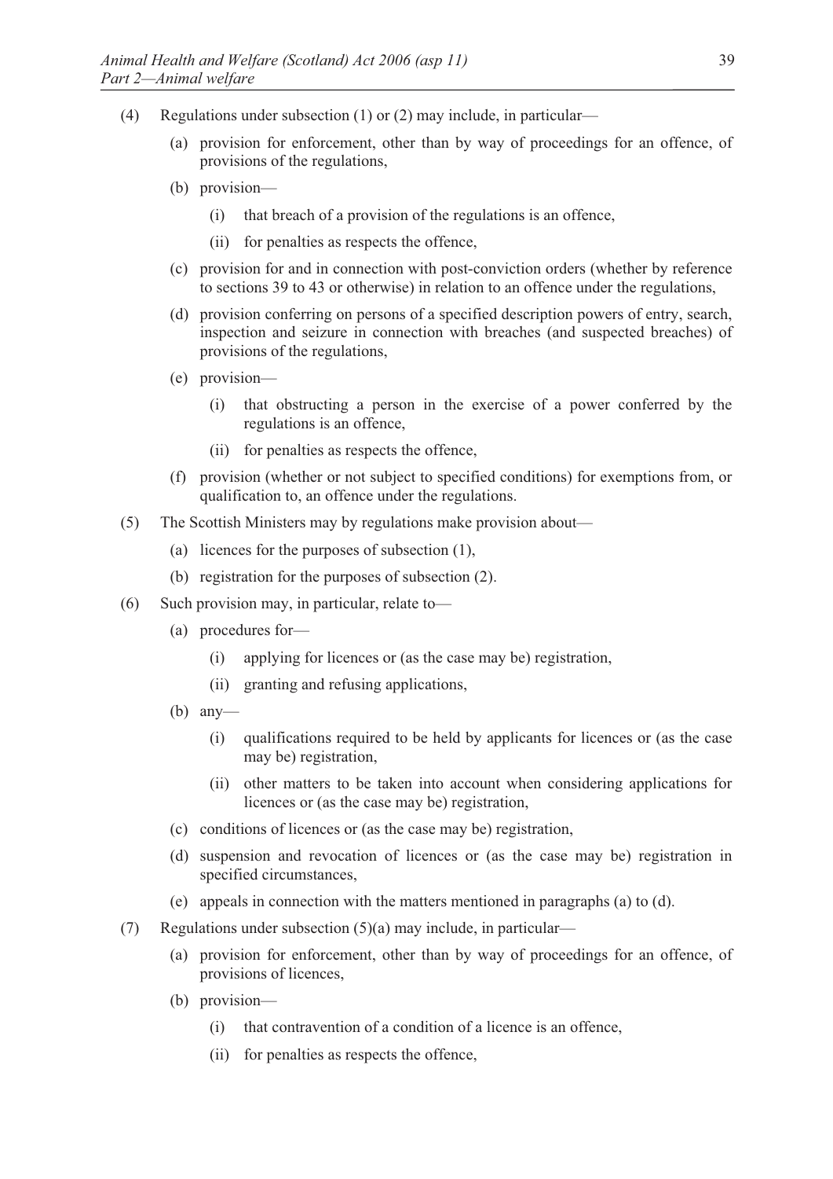(4) Regulations under subsection (1) or (2) may include, in particular—

  (a) provision for enforcement, other than by way of proceedings for an offence, of provisions of the regulations,

  (b) provision—

    (i) that breach of a provision of the regulations is an offence,

    (ii) for penalties as respects the offence,

  (c) provision for and in connection with post-conviction orders (whether by reference to sections 39 to 43 or otherwise) in relation to an offence under the regulations,

  (d) provision conferring on persons of a specified description powers of entry, search, inspection and seizure in connection with breaches (and suspected breaches) of provisions of the regulations,

  (e) provision—

    (i) that obstructing a person in the exercise of a power conferred by the regulations is an offence,

    (ii) for penalties as respects the offence,

  (f) provision (whether or not subject to specified conditions) for exemptions from, or qualification to, an offence under the regulations.

(5) The Scottish Ministers may by regulations make provision about—

  (a) licences for the purposes of subsection (1),

  (b) registration for the purposes of subsection (2).

(6) Such provision may, in particular, relate to—

  (a) procedures for—

    (i) applying for licences or (as the case may be) registration,

    (ii) granting and refusing applications,

  (b) any—

    (i) qualifications required to be held by applicants for licences or (as the case may be) registration,

    (ii) other matters to be taken into account when considering applications for licences or (as the case may be) registration,

  (c) conditions of licences or (as the case may be) registration,

  (d) suspension and revocation of licences or (as the case may be) registration in specified circumstances,

  (e) appeals in connection with the matters mentioned in paragraphs (a) to (d).

(7) Regulations under subsection (5)(a) may include, in particular—

  (a) provision for enforcement, other than by way of proceedings for an offence, of provisions of licences,

  (b) provision—

    (i) that contravention of a condition of a licence is an offence,

    (ii) for penalties as respects the offence,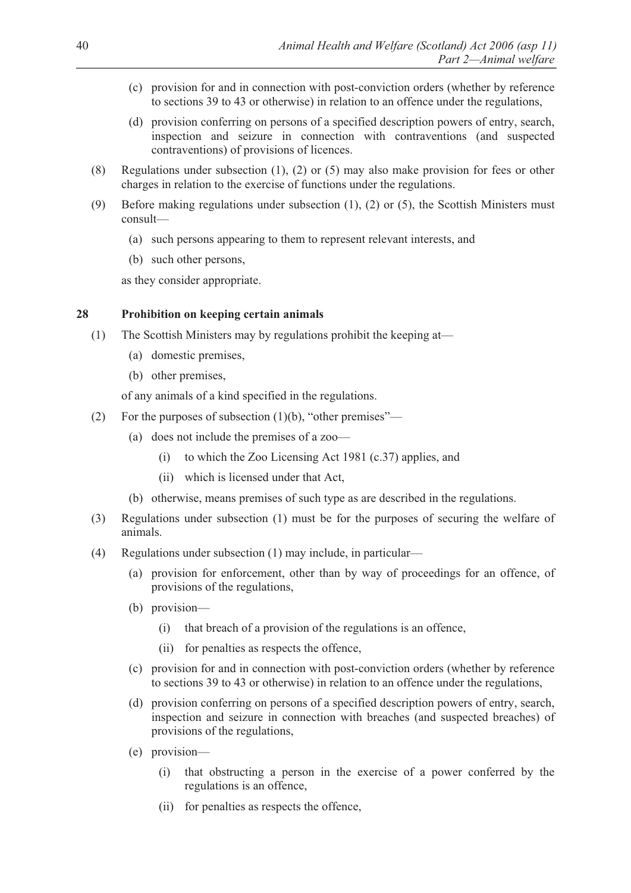(c) provision for and in connection with post-conviction orders (whether by reference to sections 39 to 43 or otherwise) in relation to an offence under the regulations,

(d) provision conferring on persons of a specified description powers of entry, search, inspection and seizure in connection with contraventions (and suspected contraventions) of provisions of licences.

(8) Regulations under subsection (1), (2) or (5) may also make provision for fees or other charges in relation to the exercise of functions under the regulations.

(9) Before making regulations under subsection (1), (2) or (5), the Scottish Ministers must consult—

(a) such persons appearing to them to represent relevant interests, and

(b) such other persons,

as they consider appropriate.

### 28 Prohibition on keeping certain animals

(1) The Scottish Ministers may by regulations prohibit the keeping at—

(a) domestic premises,

(b) other premises,

of any animals of a kind specified in the regulations.

(2) For the purposes of subsection (1)(b), "other premises"—

(a) does not include the premises of a zoo—

(i) to which the Zoo Licensing Act 1981 (c.37) applies, and

(ii) which is licensed under that Act,

(b) otherwise, means premises of such type as are described in the regulations.

(3) Regulations under subsection (1) must be for the purposes of securing the welfare of animals.

(4) Regulations under subsection (1) may include, in particular—

(a) provision for enforcement, other than by way of proceedings for an offence, of provisions of the regulations,

(b) provision—

(i) that breach of a provision of the regulations is an offence,

(ii) for penalties as respects the offence,

(c) provision for and in connection with post-conviction orders (whether by reference to sections 39 to 43 or otherwise) in relation to an offence under the regulations,

(d) provision conferring on persons of a specified description powers of entry, search, inspection and seizure in connection with breaches (and suspected breaches) of provisions of the regulations,

(e) provision—

(i) that obstructing a person in the exercise of a power conferred by the regulations is an offence,

(ii) for penalties as respects the offence,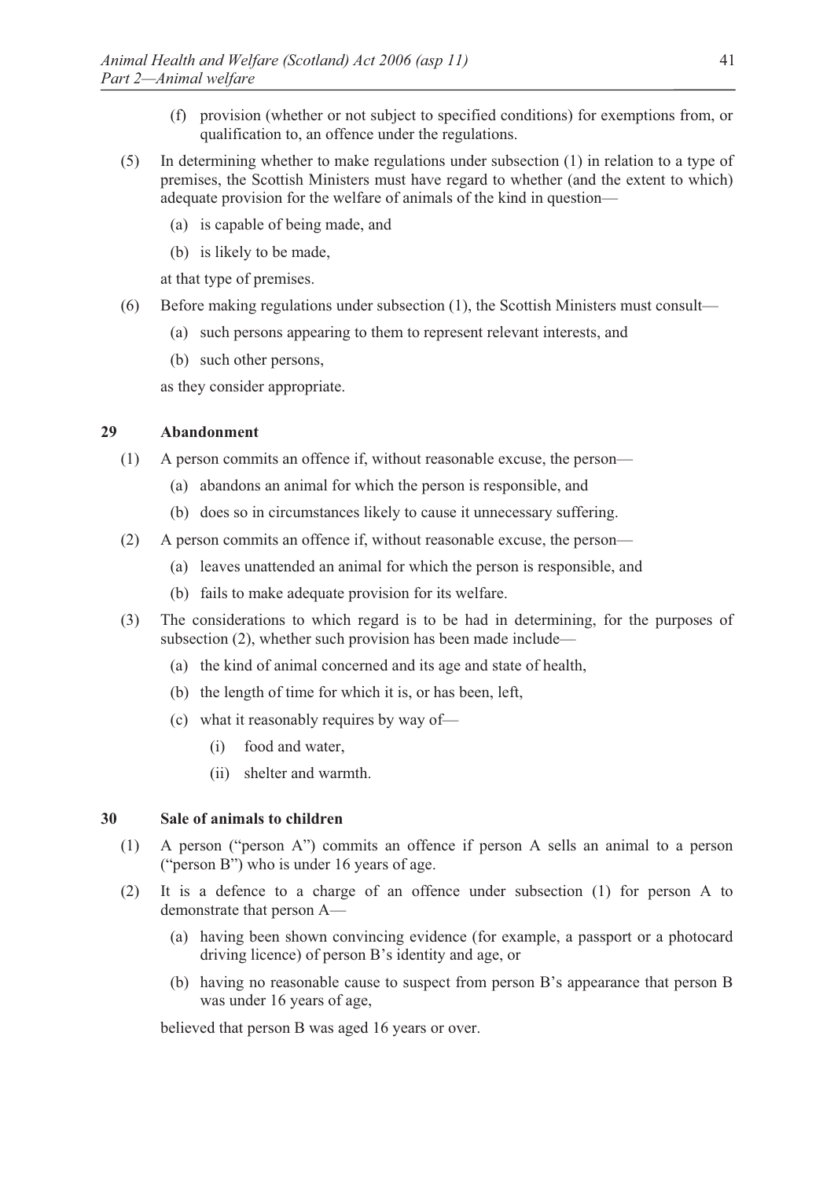(f) provision (whether or not subject to specified conditions) for exemptions from, or qualification to, an offence under the regulations.

(5) In determining whether to make regulations under subsection (1) in relation to a type of premises, the Scottish Ministers must have regard to whether (and the extent to which) adequate provision for the welfare of animals of the kind in question—

(a) is capable of being made, and

(b) is likely to be made,

at that type of premises.

(6) Before making regulations under subsection (1), the Scottish Ministers must consult—

(a) such persons appearing to them to represent relevant interests, and

(b) such other persons,

as they consider appropriate.

### 29 Abandonment

(1) A person commits an offence if, without reasonable excuse, the person—

(a) abandons an animal for which the person is responsible, and

(b) does so in circumstances likely to cause it unnecessary suffering.

(2) A person commits an offence if, without reasonable excuse, the person—

(a) leaves unattended an animal for which the person is responsible, and

(b) fails to make adequate provision for its welfare.

(3) The considerations to which regard is to be had in determining, for the purposes of subsection (2), whether such provision has been made include—

(a) the kind of animal concerned and its age and state of health,

(b) the length of time for which it is, or has been, left,

(c) what it reasonably requires by way of—

(i) food and water,

(ii) shelter and warmth.

### 30 Sale of animals to children

(1) A person ("person A") commits an offence if person A sells an animal to a person ("person B") who is under 16 years of age.

(2) It is a defence to a charge of an offence under subsection (1) for person A to demonstrate that person A—

(a) having been shown convincing evidence (for example, a passport or a photocard driving licence) of person B's identity and age, or

(b) having no reasonable cause to suspect from person B's appearance that person B was under 16 years of age,

believed that person B was aged 16 years or over.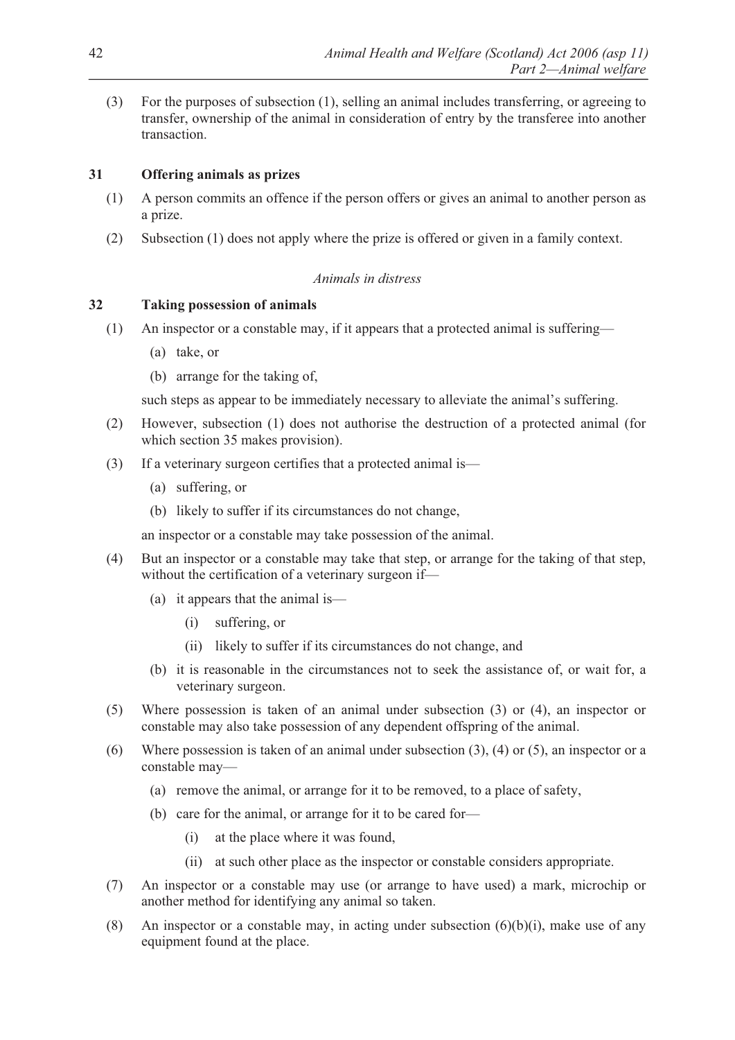(3) For the purposes of subsection (1), selling an animal includes transferring, or agreeing to transfer, ownership of the animal in consideration of entry by the transferee into another transaction.

### 31 Offering animals as prizes

(1) A person commits an offence if the person offers or gives an animal to another person as a prize.

(2) Subsection (1) does not apply where the prize is offered or given in a family context.

*Animals in distress*

### 32 Taking possession of animals

(1) An inspector or a constable may, if it appears that a protected animal is suffering—

(a) take, or

(b) arrange for the taking of,

such steps as appear to be immediately necessary to alleviate the animal's suffering.

(2) However, subsection (1) does not authorise the destruction of a protected animal (for which section 35 makes provision).

(3) If a veterinary surgeon certifies that a protected animal is—

(a) suffering, or

(b) likely to suffer if its circumstances do not change,

an inspector or a constable may take possession of the animal.

(4) But an inspector or a constable may take that step, or arrange for the taking of that step, without the certification of a veterinary surgeon if—

(a) it appears that the animal is—

(i) suffering, or

(ii) likely to suffer if its circumstances do not change, and

(b) it is reasonable in the circumstances not to seek the assistance of, or wait for, a veterinary surgeon.

(5) Where possession is taken of an animal under subsection (3) or (4), an inspector or constable may also take possession of any dependent offspring of the animal.

(6) Where possession is taken of an animal under subsection (3), (4) or (5), an inspector or a constable may—

(a) remove the animal, or arrange for it to be removed, to a place of safety,

(b) care for the animal, or arrange for it to be cared for—

(i) at the place where it was found,

(ii) at such other place as the inspector or constable considers appropriate.

(7) An inspector or a constable may use (or arrange to have used) a mark, microchip or another method for identifying any animal so taken.

(8) An inspector or a constable may, in acting under subsection (6)(b)(i), make use of any equipment found at the place.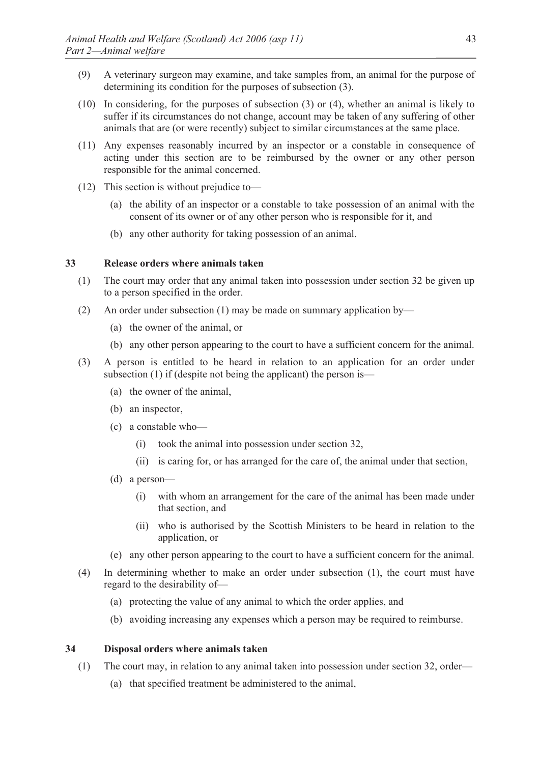(9) A veterinary surgeon may examine, and take samples from, an animal for the purpose of determining its condition for the purposes of subsection (3).

(10) In considering, for the purposes of subsection (3) or (4), whether an animal is likely to suffer if its circumstances do not change, account may be taken of any suffering of other animals that are (or were recently) subject to similar circumstances at the same place.

(11) Any expenses reasonably incurred by an inspector or a constable in consequence of acting under this section are to be reimbursed by the owner or any other person responsible for the animal concerned.

(12) This section is without prejudice to—

- (a) the ability of an inspector or a constable to take possession of an animal with the consent of its owner or of any other person who is responsible for it, and
- (b) any other authority for taking possession of an animal.

### 33 Release orders where animals taken

(1) The court may order that any animal taken into possession under section 32 be given up to a person specified in the order.

(2) An order under subsection (1) may be made on summary application by—

- (a) the owner of the animal, or
- (b) any other person appearing to the court to have a sufficient concern for the animal.

(3) A person is entitled to be heard in relation to an application for an order under subsection (1) if (despite not being the applicant) the person is—

- (a) the owner of the animal,
- (b) an inspector,
- (c) a constable who—
  - (i) took the animal into possession under section 32,
  - (ii) is caring for, or has arranged for the care of, the animal under that section,
- (d) a person—
  - (i) with whom an arrangement for the care of the animal has been made under that section, and
  - (ii) who is authorised by the Scottish Ministers to be heard in relation to the application, or
- (e) any other person appearing to the court to have a sufficient concern for the animal.

(4) In determining whether to make an order under subsection (1), the court must have regard to the desirability of—

- (a) protecting the value of any animal to which the order applies, and
- (b) avoiding increasing any expenses which a person may be required to reimburse.

### 34 Disposal orders where animals taken

(1) The court may, in relation to any animal taken into possession under section 32, order—

- (a) that specified treatment be administered to the animal,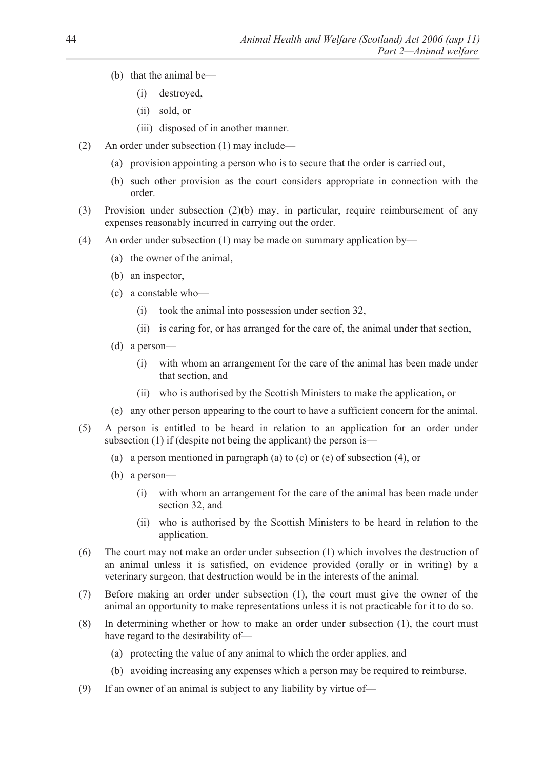(b) that the animal be—

(i) destroyed,

(ii) sold, or

(iii) disposed of in another manner.

(2) An order under subsection (1) may include—

(a) provision appointing a person who is to secure that the order is carried out,

(b) such other provision as the court considers appropriate in connection with the order.

(3) Provision under subsection (2)(b) may, in particular, require reimbursement of any expenses reasonably incurred in carrying out the order.

(4) An order under subsection (1) may be made on summary application by—

(a) the owner of the animal,

(b) an inspector,

(c) a constable who—

(i) took the animal into possession under section 32,

(ii) is caring for, or has arranged for the care of, the animal under that section,

(d) a person—

(i) with whom an arrangement for the care of the animal has been made under that section, and

(ii) who is authorised by the Scottish Ministers to make the application, or

(e) any other person appearing to the court to have a sufficient concern for the animal.

(5) A person is entitled to be heard in relation to an application for an order under subsection (1) if (despite not being the applicant) the person is—

(a) a person mentioned in paragraph (a) to (c) or (e) of subsection (4), or

(b) a person—

(i) with whom an arrangement for the care of the animal has been made under section 32, and

(ii) who is authorised by the Scottish Ministers to be heard in relation to the application.

(6) The court may not make an order under subsection (1) which involves the destruction of an animal unless it is satisfied, on evidence provided (orally or in writing) by a veterinary surgeon, that destruction would be in the interests of the animal.

(7) Before making an order under subsection (1), the court must give the owner of the animal an opportunity to make representations unless it is not practicable for it to do so.

(8) In determining whether or how to make an order under subsection (1), the court must have regard to the desirability of—

(a) protecting the value of any animal to which the order applies, and

(b) avoiding increasing any expenses which a person may be required to reimburse.

(9) If an owner of an animal is subject to any liability by virtue of—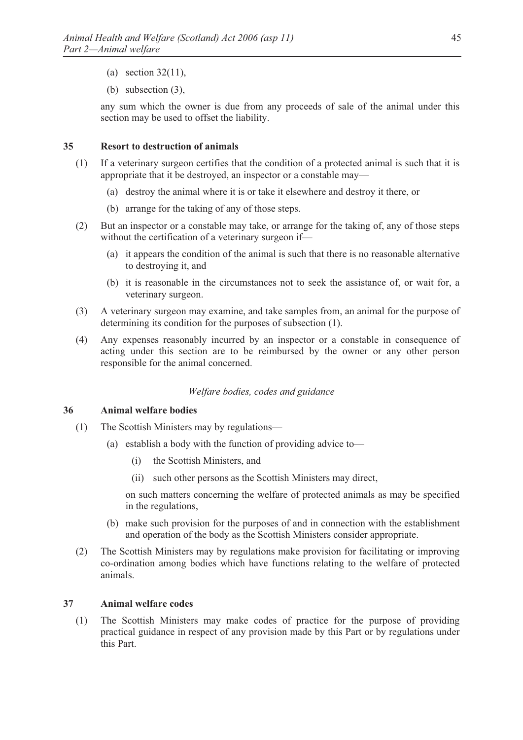(a) section 32(11),

(b) subsection (3),

any sum which the owner is due from any proceeds of sale of the animal under this section may be used to offset the liability.

**35 Resort to destruction of animals**

(1) If a veterinary surgeon certifies that the condition of a protected animal is such that it is appropriate that it be destroyed, an inspector or a constable may—

(a) destroy the animal where it is or take it elsewhere and destroy it there, or

(b) arrange for the taking of any of those steps.

(2) But an inspector or a constable may take, or arrange for the taking of, any of those steps without the certification of a veterinary surgeon if—

(a) it appears the condition of the animal is such that there is no reasonable alternative to destroying it, and

(b) it is reasonable in the circumstances not to seek the assistance of, or wait for, a veterinary surgeon.

(3) A veterinary surgeon may examine, and take samples from, an animal for the purpose of determining its condition for the purposes of subsection (1).

(4) Any expenses reasonably incurred by an inspector or a constable in consequence of acting under this section are to be reimbursed by the owner or any other person responsible for the animal concerned.

*Welfare bodies, codes and guidance*

**36 Animal welfare bodies**

(1) The Scottish Ministers may by regulations—

(a) establish a body with the function of providing advice to—

(i) the Scottish Ministers, and

(ii) such other persons as the Scottish Ministers may direct,

on such matters concerning the welfare of protected animals as may be specified in the regulations,

(b) make such provision for the purposes of and in connection with the establishment and operation of the body as the Scottish Ministers consider appropriate.

(2) The Scottish Ministers may by regulations make provision for facilitating or improving co-ordination among bodies which have functions relating to the welfare of protected animals.

**37 Animal welfare codes**

(1) The Scottish Ministers may make codes of practice for the purpose of providing practical guidance in respect of any provision made by this Part or by regulations under this Part.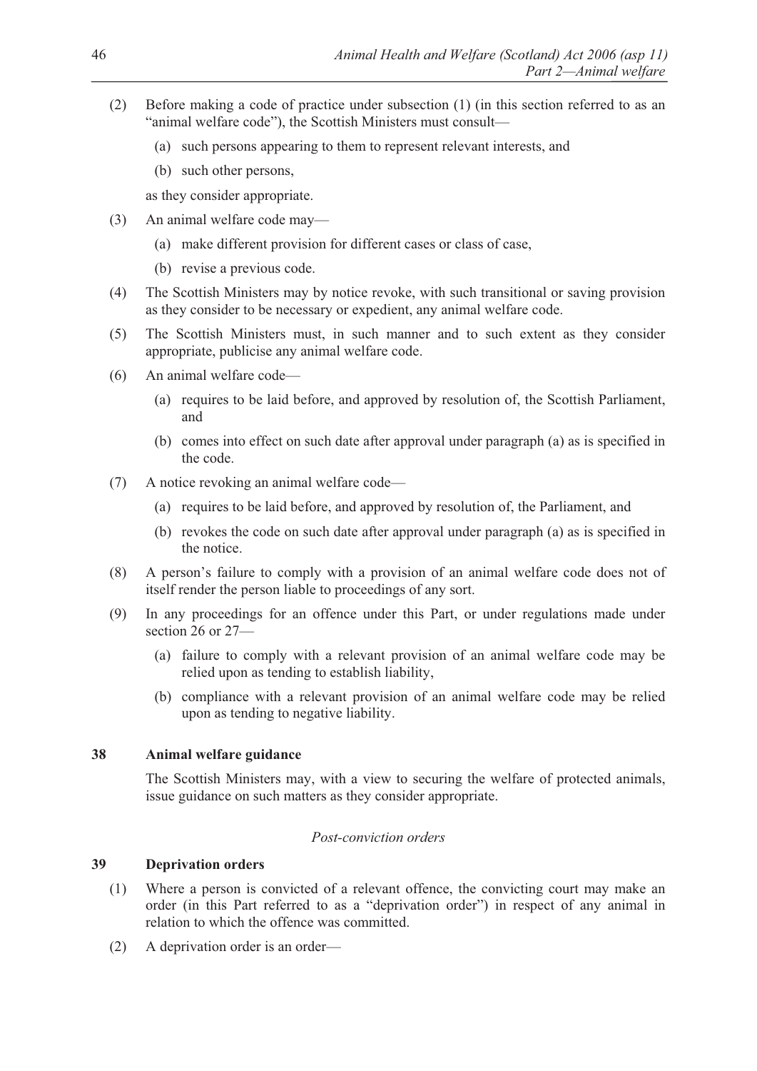(2) Before making a code of practice under subsection (1) (in this section referred to as an "animal welfare code"), the Scottish Ministers must consult—

   (a) such persons appearing to them to represent relevant interests, and

   (b) such other persons,

   as they consider appropriate.

(3) An animal welfare code may—

   (a) make different provision for different cases or class of case,

   (b) revise a previous code.

(4) The Scottish Ministers may by notice revoke, with such transitional or saving provision as they consider to be necessary or expedient, any animal welfare code.

(5) The Scottish Ministers must, in such manner and to such extent as they consider appropriate, publicise any animal welfare code.

(6) An animal welfare code—

   (a) requires to be laid before, and approved by resolution of, the Scottish Parliament, and

   (b) comes into effect on such date after approval under paragraph (a) as is specified in the code.

(7) A notice revoking an animal welfare code—

   (a) requires to be laid before, and approved by resolution of, the Parliament, and

   (b) revokes the code on such date after approval under paragraph (a) as is specified in the notice.

(8) A person's failure to comply with a provision of an animal welfare code does not of itself render the person liable to proceedings of any sort.

(9) In any proceedings for an offence under this Part, or under regulations made under section 26 or 27—

   (a) failure to comply with a relevant provision of an animal welfare code may be relied upon as tending to establish liability,

   (b) compliance with a relevant provision of an animal welfare code may be relied upon as tending to negative liability.

**38 Animal welfare guidance**

The Scottish Ministers may, with a view to securing the welfare of protected animals, issue guidance on such matters as they consider appropriate.

*Post-conviction orders*

**39 Deprivation orders**

(1) Where a person is convicted of a relevant offence, the convicting court may make an order (in this Part referred to as a "deprivation order") in respect of any animal in relation to which the offence was committed.

(2) A deprivation order is an order—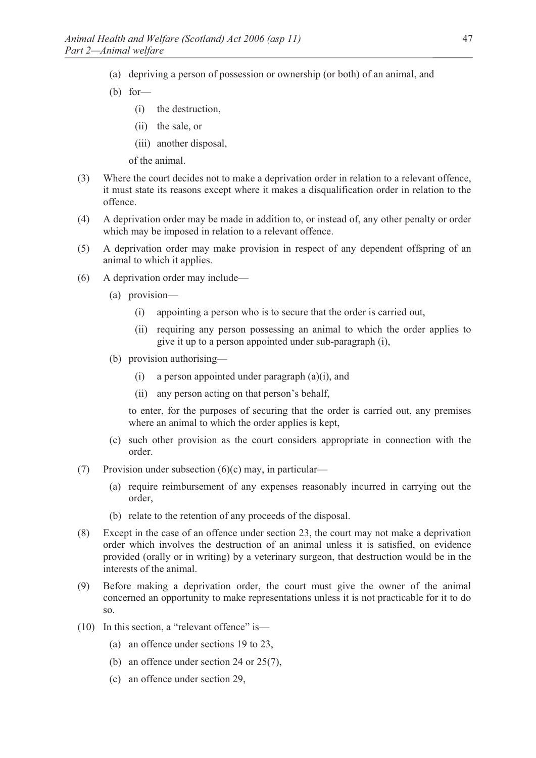(a) depriving a person of possession or ownership (or both) of an animal, and

(b) for—

(i) the destruction,

(ii) the sale, or

(iii) another disposal,

of the animal.

(3) Where the court decides not to make a deprivation order in relation to a relevant offence, it must state its reasons except where it makes a disqualification order in relation to the offence.

(4) A deprivation order may be made in addition to, or instead of, any other penalty or order which may be imposed in relation to a relevant offence.

(5) A deprivation order may make provision in respect of any dependent offspring of an animal to which it applies.

(6) A deprivation order may include—

(a) provision—

(i) appointing a person who is to secure that the order is carried out,

(ii) requiring any person possessing an animal to which the order applies to give it up to a person appointed under sub-paragraph (i),

(b) provision authorising—

(i) a person appointed under paragraph (a)(i), and

(ii) any person acting on that person's behalf,

to enter, for the purposes of securing that the order is carried out, any premises where an animal to which the order applies is kept,

(c) such other provision as the court considers appropriate in connection with the order.

(7) Provision under subsection (6)(c) may, in particular—

(a) require reimbursement of any expenses reasonably incurred in carrying out the order,

(b) relate to the retention of any proceeds of the disposal.

(8) Except in the case of an offence under section 23, the court may not make a deprivation order which involves the destruction of an animal unless it is satisfied, on evidence provided (orally or in writing) by a veterinary surgeon, that destruction would be in the interests of the animal.

(9) Before making a deprivation order, the court must give the owner of the animal concerned an opportunity to make representations unless it is not practicable for it to do so.

(10) In this section, a "relevant offence" is—

(a) an offence under sections 19 to 23,

(b) an offence under section 24 or 25(7),

(c) an offence under section 29,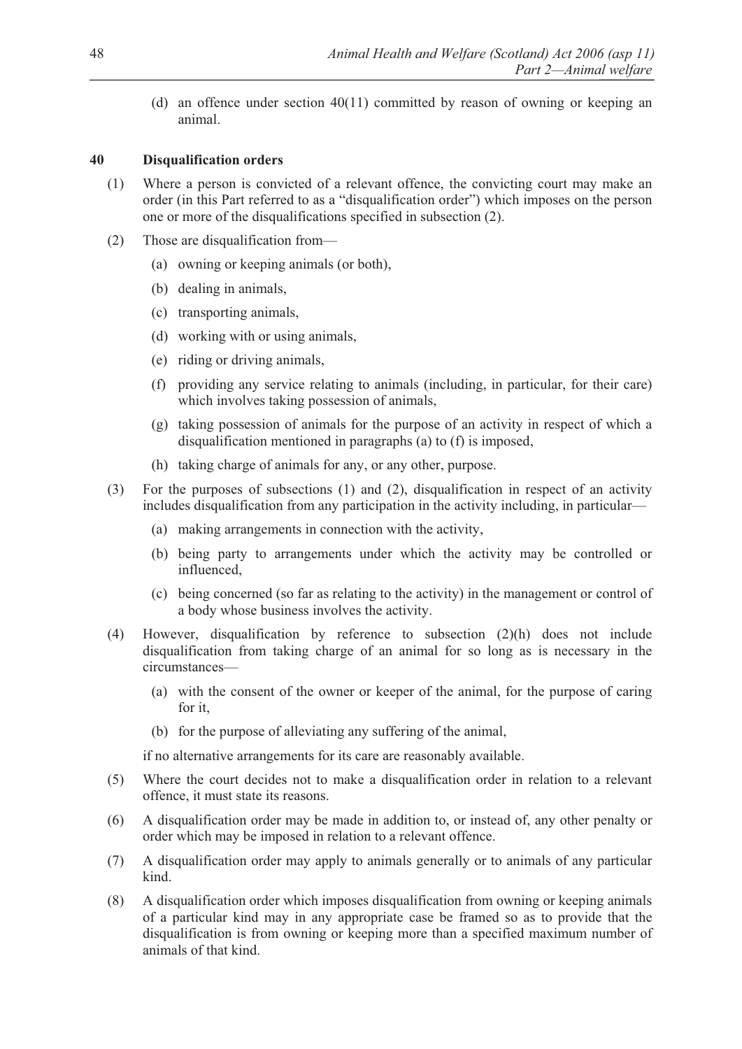(d) an offence under section 40(11) committed by reason of owning or keeping an animal.

### 40 Disqualification orders

(1) Where a person is convicted of a relevant offence, the convicting court may make an order (in this Part referred to as a "disqualification order") which imposes on the person one or more of the disqualifications specified in subsection (2).

(2) Those are disqualification from—

(a) owning or keeping animals (or both),

(b) dealing in animals,

(c) transporting animals,

(d) working with or using animals,

(e) riding or driving animals,

(f) providing any service relating to animals (including, in particular, for their care) which involves taking possession of animals,

(g) taking possession of animals for the purpose of an activity in respect of which a disqualification mentioned in paragraphs (a) to (f) is imposed,

(h) taking charge of animals for any, or any other, purpose.

(3) For the purposes of subsections (1) and (2), disqualification in respect of an activity includes disqualification from any participation in the activity including, in particular—

(a) making arrangements in connection with the activity,

(b) being party to arrangements under which the activity may be controlled or influenced,

(c) being concerned (so far as relating to the activity) in the management or control of a body whose business involves the activity.

(4) However, disqualification by reference to subsection (2)(h) does not include disqualification from taking charge of an animal for so long as is necessary in the circumstances—

(a) with the consent of the owner or keeper of the animal, for the purpose of caring for it,

(b) for the purpose of alleviating any suffering of the animal,

if no alternative arrangements for its care are reasonably available.

(5) Where the court decides not to make a disqualification order in relation to a relevant offence, it must state its reasons.

(6) A disqualification order may be made in addition to, or instead of, any other penalty or order which may be imposed in relation to a relevant offence.

(7) A disqualification order may apply to animals generally or to animals of any particular kind.

(8) A disqualification order which imposes disqualification from owning or keeping animals of a particular kind may in any appropriate case be framed so as to provide that the disqualification is from owning or keeping more than a specified maximum number of animals of that kind.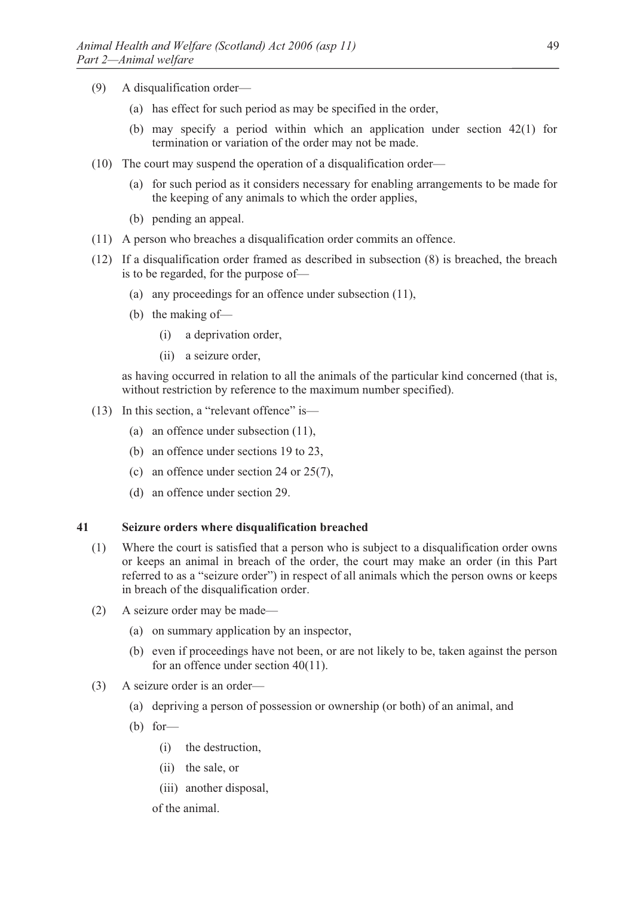(9) A disqualification order—

  (a) has effect for such period as may be specified in the order,

  (b) may specify a period within which an application under section 42(1) for termination or variation of the order may not be made.

(10) The court may suspend the operation of a disqualification order—

  (a) for such period as it considers necessary for enabling arrangements to be made for the keeping of any animals to which the order applies,

  (b) pending an appeal.

(11) A person who breaches a disqualification order commits an offence.

(12) If a disqualification order framed as described in subsection (8) is breached, the breach is to be regarded, for the purpose of—

  (a) any proceedings for an offence under subsection (11),

  (b) the making of—

    (i) a deprivation order,

    (ii) a seizure order,

  as having occurred in relation to all the animals of the particular kind concerned (that is, without restriction by reference to the maximum number specified).

(13) In this section, a "relevant offence" is—

  (a) an offence under subsection (11),

  (b) an offence under sections 19 to 23,

  (c) an offence under section 24 or 25(7),

  (d) an offence under section 29.

### 41 Seizure orders where disqualification breached

(1) Where the court is satisfied that a person who is subject to a disqualification order owns or keeps an animal in breach of the order, the court may make an order (in this Part referred to as a "seizure order") in respect of all animals which the person owns or keeps in breach of the disqualification order.

(2) A seizure order may be made—

  (a) on summary application by an inspector,

  (b) even if proceedings have not been, or are not likely to be, taken against the person for an offence under section 40(11).

(3) A seizure order is an order—

  (a) depriving a person of possession or ownership (or both) of an animal, and

  (b) for—

    (i) the destruction,

    (ii) the sale, or

    (iii) another disposal,

  of the animal.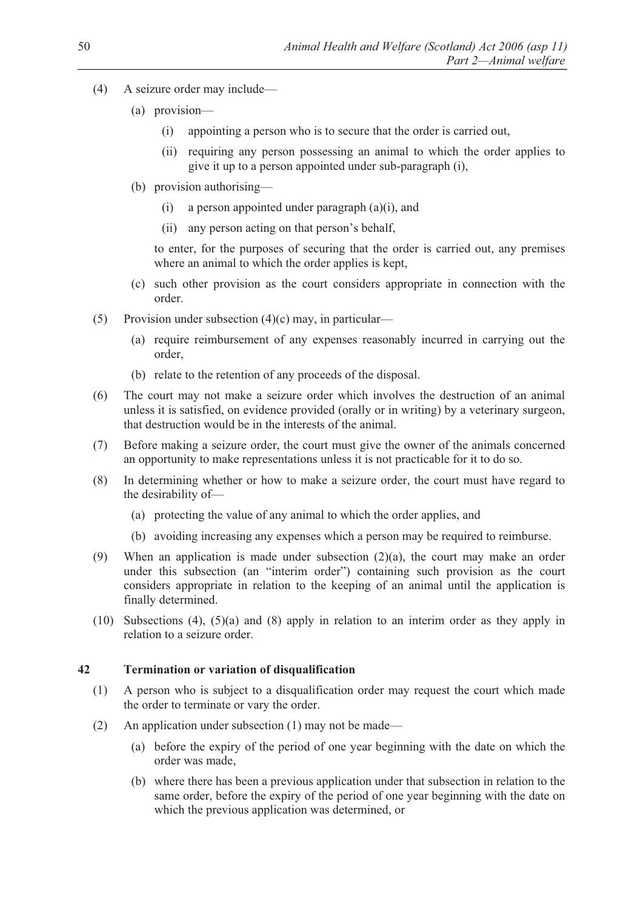(4) A seizure order may include—

  (a) provision—

    (i) appointing a person who is to secure that the order is carried out,

    (ii) requiring any person possessing an animal to which the order applies to give it up to a person appointed under sub-paragraph (i),

  (b) provision authorising—

    (i) a person appointed under paragraph (a)(i), and

    (ii) any person acting on that person's behalf,

  to enter, for the purposes of securing that the order is carried out, any premises where an animal to which the order applies is kept,

  (c) such other provision as the court considers appropriate in connection with the order.

(5) Provision under subsection (4)(c) may, in particular—

  (a) require reimbursement of any expenses reasonably incurred in carrying out the order,

  (b) relate to the retention of any proceeds of the disposal.

(6) The court may not make a seizure order which involves the destruction of an animal unless it is satisfied, on evidence provided (orally or in writing) by a veterinary surgeon, that destruction would be in the interests of the animal.

(7) Before making a seizure order, the court must give the owner of the animals concerned an opportunity to make representations unless it is not practicable for it to do so.

(8) In determining whether or how to make a seizure order, the court must have regard to the desirability of—

  (a) protecting the value of any animal to which the order applies, and

  (b) avoiding increasing any expenses which a person may be required to reimburse.

(9) When an application is made under subsection (2)(a), the court may make an order under this subsection (an "interim order") containing such provision as the court considers appropriate in relation to the keeping of an animal until the application is finally determined.

(10) Subsections (4), (5)(a) and (8) apply in relation to an interim order as they apply in relation to a seizure order.

### 42 Termination or variation of disqualification

(1) A person who is subject to a disqualification order may request the court which made the order to terminate or vary the order.

(2) An application under subsection (1) may not be made—

  (a) before the expiry of the period of one year beginning with the date on which the order was made,

  (b) where there has been a previous application under that subsection in relation to the same order, before the expiry of the period of one year beginning with the date on which the previous application was determined, or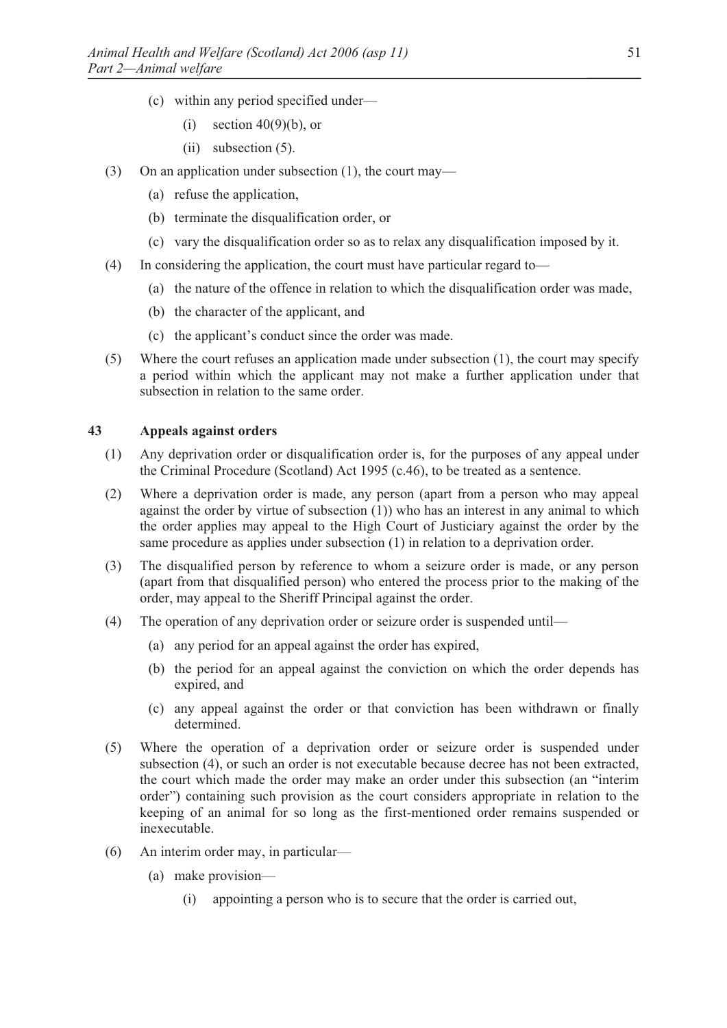(c) within any period specified under—

(i) section 40(9)(b), or

(ii) subsection (5).

(3) On an application under subsection (1), the court may—

(a) refuse the application,

(b) terminate the disqualification order, or

(c) vary the disqualification order so as to relax any disqualification imposed by it.

(4) In considering the application, the court must have particular regard to—

(a) the nature of the offence in relation to which the disqualification order was made,

(b) the character of the applicant, and

(c) the applicant's conduct since the order was made.

(5) Where the court refuses an application made under subsection (1), the court may specify a period within which the applicant may not make a further application under that subsection in relation to the same order.

### 43 Appeals against orders

(1) Any deprivation order or disqualification order is, for the purposes of any appeal under the Criminal Procedure (Scotland) Act 1995 (c.46), to be treated as a sentence.

(2) Where a deprivation order is made, any person (apart from a person who may appeal against the order by virtue of subsection (1)) who has an interest in any animal to which the order applies may appeal to the High Court of Justiciary against the order by the same procedure as applies under subsection (1) in relation to a deprivation order.

(3) The disqualified person by reference to whom a seizure order is made, or any person (apart from that disqualified person) who entered the process prior to the making of the order, may appeal to the Sheriff Principal against the order.

(4) The operation of any deprivation order or seizure order is suspended until—

(a) any period for an appeal against the order has expired,

(b) the period for an appeal against the conviction on which the order depends has expired, and

(c) any appeal against the order or that conviction has been withdrawn or finally determined.

(5) Where the operation of a deprivation order or seizure order is suspended under subsection (4), or such an order is not executable because decree has not been extracted, the court which made the order may make an order under this subsection (an "interim order") containing such provision as the court considers appropriate in relation to the keeping of an animal for so long as the first-mentioned order remains suspended or inexecutable.

(6) An interim order may, in particular—

(a) make provision—

(i) appointing a person who is to secure that the order is carried out,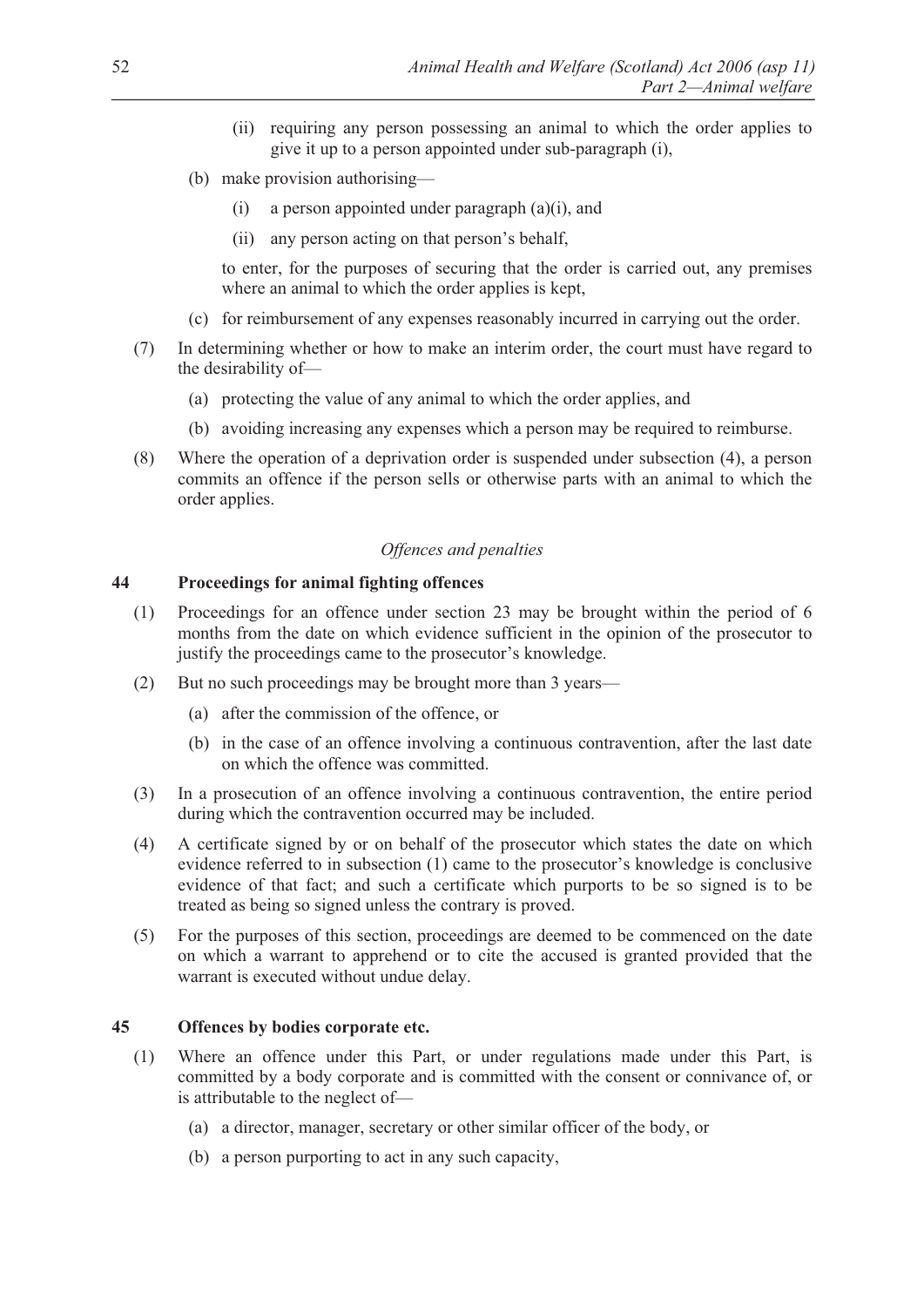(ii) requiring any person possessing an animal to which the order applies to give it up to a person appointed under sub-paragraph (i),

(b) make provision authorising—

(i) a person appointed under paragraph (a)(i), and

(ii) any person acting on that person's behalf,

to enter, for the purposes of securing that the order is carried out, any premises where an animal to which the order applies is kept,

(c) for reimbursement of any expenses reasonably incurred in carrying out the order.

(7) In determining whether or how to make an interim order, the court must have regard to the desirability of—

(a) protecting the value of any animal to which the order applies, and

(b) avoiding increasing any expenses which a person may be required to reimburse.

(8) Where the operation of a deprivation order is suspended under subsection (4), a person commits an offence if the person sells or otherwise parts with an animal to which the order applies.

*Offences and penalties*

### 44 Proceedings for animal fighting offences

(1) Proceedings for an offence under section 23 may be brought within the period of 6 months from the date on which evidence sufficient in the opinion of the prosecutor to justify the proceedings came to the prosecutor's knowledge.

(2) But no such proceedings may be brought more than 3 years—

(a) after the commission of the offence, or

(b) in the case of an offence involving a continuous contravention, after the last date on which the offence was committed.

(3) In a prosecution of an offence involving a continuous contravention, the entire period during which the contravention occurred may be included.

(4) A certificate signed by or on behalf of the prosecutor which states the date on which evidence referred to in subsection (1) came to the prosecutor's knowledge is conclusive evidence of that fact; and such a certificate which purports to be so signed is to be treated as being so signed unless the contrary is proved.

(5) For the purposes of this section, proceedings are deemed to be commenced on the date on which a warrant to apprehend or to cite the accused is granted provided that the warrant is executed without undue delay.

### 45 Offences by bodies corporate etc.

(1) Where an offence under this Part, or under regulations made under this Part, is committed by a body corporate and is committed with the consent or connivance of, or is attributable to the neglect of—

(a) a director, manager, secretary or other similar officer of the body, or

(b) a person purporting to act in any such capacity,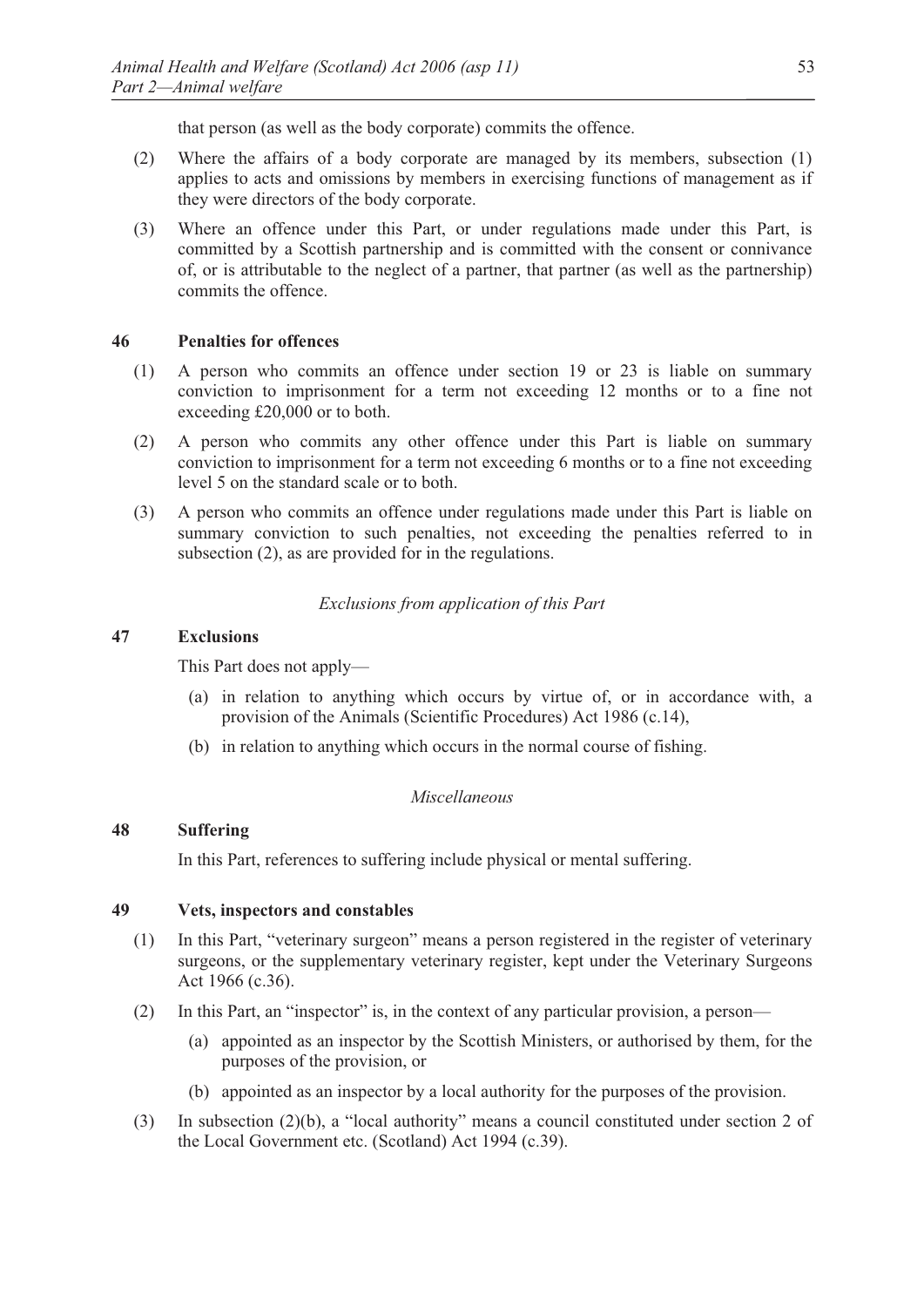that person (as well as the body corporate) commits the offence.

(2) Where the affairs of a body corporate are managed by its members, subsection (1) applies to acts and omissions by members in exercising functions of management as if they were directors of the body corporate.

(3) Where an offence under this Part, or under regulations made under this Part, is committed by a Scottish partnership and is committed with the consent or connivance of, or is attributable to the neglect of a partner, that partner (as well as the partnership) commits the offence.

### 46 Penalties for offences

(1) A person who commits an offence under section 19 or 23 is liable on summary conviction to imprisonment for a term not exceeding 12 months or to a fine not exceeding £20,000 or to both.

(2) A person who commits any other offence under this Part is liable on summary conviction to imprisonment for a term not exceeding 6 months or to a fine not exceeding level 5 on the standard scale or to both.

(3) A person who commits an offence under regulations made under this Part is liable on summary conviction to such penalties, not exceeding the penalties referred to in subsection (2), as are provided for in the regulations.

*Exclusions from application of this Part*

### 47 Exclusions

This Part does not apply—

(a) in relation to anything which occurs by virtue of, or in accordance with, a provision of the Animals (Scientific Procedures) Act 1986 (c.14),

(b) in relation to anything which occurs in the normal course of fishing.

*Miscellaneous*

### 48 Suffering

In this Part, references to suffering include physical or mental suffering.

### 49 Vets, inspectors and constables

(1) In this Part, "veterinary surgeon" means a person registered in the register of veterinary surgeons, or the supplementary veterinary register, kept under the Veterinary Surgeons Act 1966 (c.36).

(2) In this Part, an "inspector" is, in the context of any particular provision, a person—

(a) appointed as an inspector by the Scottish Ministers, or authorised by them, for the purposes of the provision, or

(b) appointed as an inspector by a local authority for the purposes of the provision.

(3) In subsection (2)(b), a "local authority" means a council constituted under section 2 of the Local Government etc. (Scotland) Act 1994 (c.39).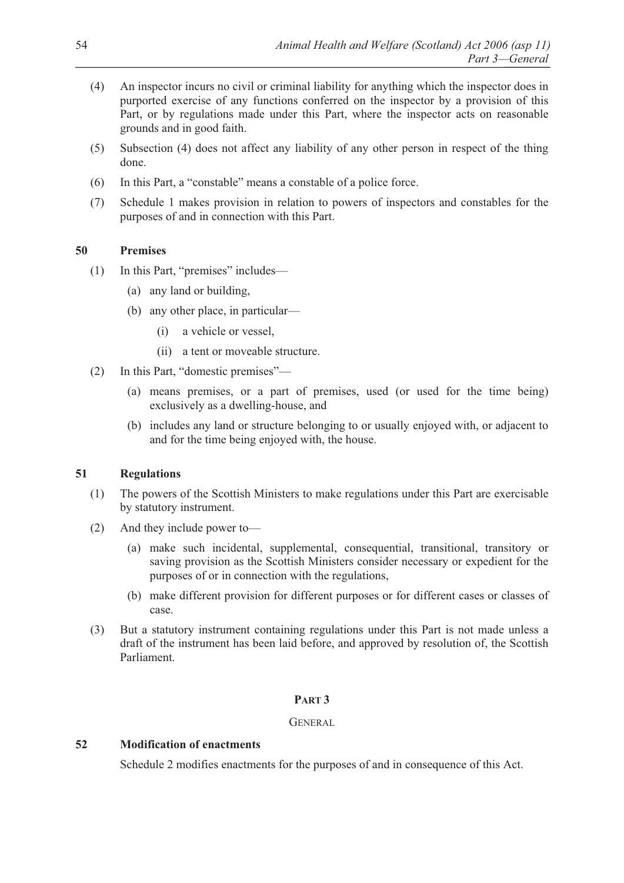(4) An inspector incurs no civil or criminal liability for anything which the inspector does in purported exercise of any functions conferred on the inspector by a provision of this Part, or by regulations made under this Part, where the inspector acts on reasonable grounds and in good faith.

(5) Subsection (4) does not affect any liability of any other person in respect of the thing done.

(6) In this Part, a "constable" means a constable of a police force.

(7) Schedule 1 makes provision in relation to powers of inspectors and constables for the purposes of and in connection with this Part.

### 50 Premises

(1) In this Part, "premises" includes—

(a) any land or building,

(b) any other place, in particular—

(i) a vehicle or vessel,

(ii) a tent or moveable structure.

(2) In this Part, "domestic premises"—

(a) means premises, or a part of premises, used (or used for the time being) exclusively as a dwelling-house, and

(b) includes any land or structure belonging to or usually enjoyed with, or adjacent to and for the time being enjoyed with, the house.

### 51 Regulations

(1) The powers of the Scottish Ministers to make regulations under this Part are exercisable by statutory instrument.

(2) And they include power to—

(a) make such incidental, supplemental, consequential, transitional, transitory or saving provision as the Scottish Ministers consider necessary or expedient for the purposes of or in connection with the regulations,

(b) make different provision for different purposes or for different cases or classes of case.

(3) But a statutory instrument containing regulations under this Part is not made unless a draft of the instrument has been laid before, and approved by resolution of, the Scottish Parliament.

## PART 3

## GENERAL

### 52 Modification of enactments

Schedule 2 modifies enactments for the purposes of and in consequence of this Act.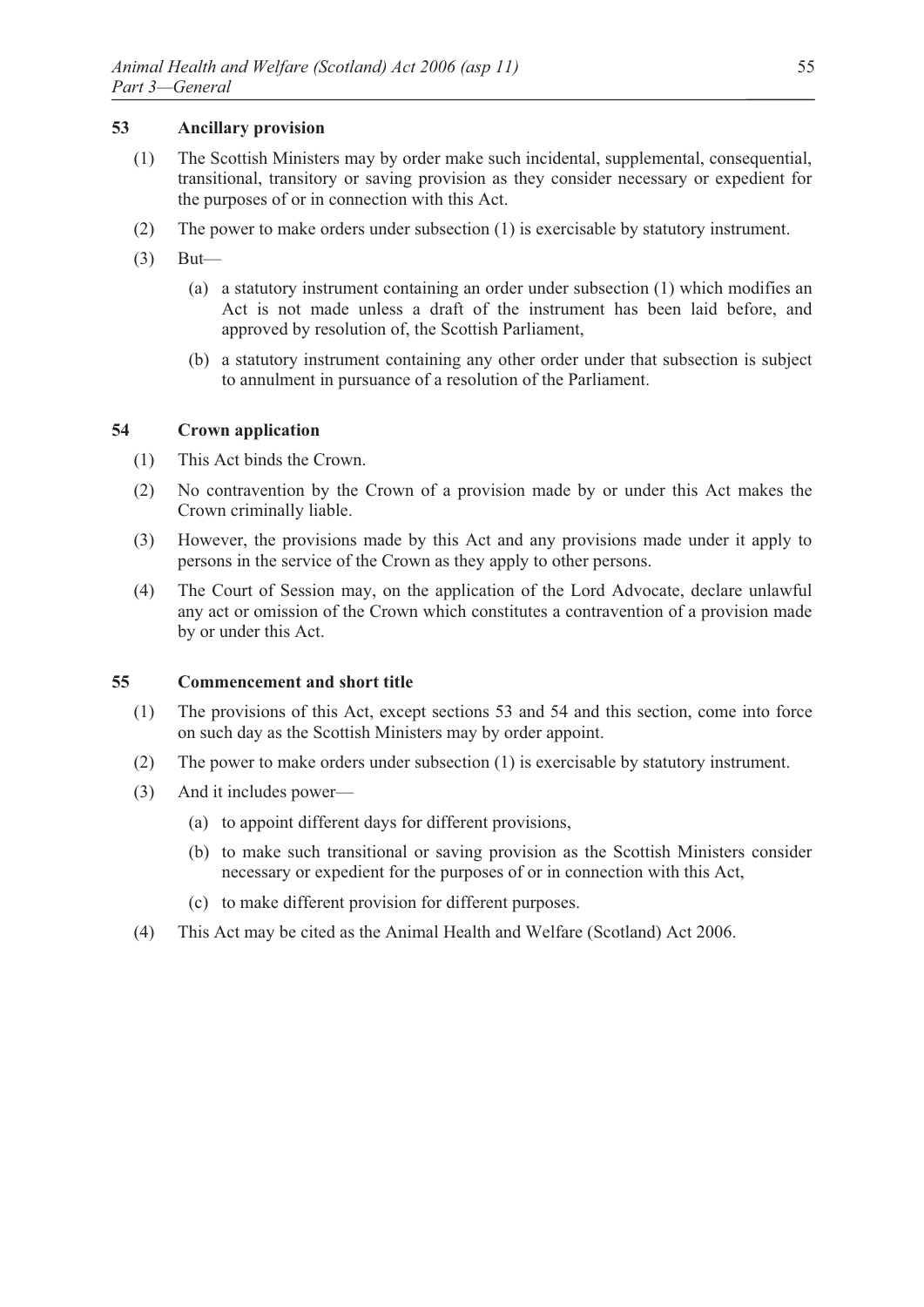### 53 Ancillary provision

(1) The Scottish Ministers may by order make such incidental, supplemental, consequential, transitional, transitory or saving provision as they consider necessary or expedient for the purposes of or in connection with this Act.

(2) The power to make orders under subsection (1) is exercisable by statutory instrument.

(3) But—

(a) a statutory instrument containing an order under subsection (1) which modifies an Act is not made unless a draft of the instrument has been laid before, and approved by resolution of, the Scottish Parliament,

(b) a statutory instrument containing any other order under that subsection is subject to annulment in pursuance of a resolution of the Parliament.

### 54 Crown application

(1) This Act binds the Crown.

(2) No contravention by the Crown of a provision made by or under this Act makes the Crown criminally liable.

(3) However, the provisions made by this Act and any provisions made under it apply to persons in the service of the Crown as they apply to other persons.

(4) The Court of Session may, on the application of the Lord Advocate, declare unlawful any act or omission of the Crown which constitutes a contravention of a provision made by or under this Act.

### 55 Commencement and short title

(1) The provisions of this Act, except sections 53 and 54 and this section, come into force on such day as the Scottish Ministers may by order appoint.

(2) The power to make orders under subsection (1) is exercisable by statutory instrument.

(3) And it includes power—

(a) to appoint different days for different provisions,

(b) to make such transitional or saving provision as the Scottish Ministers consider necessary or expedient for the purposes of or in connection with this Act,

(c) to make different provision for different purposes.

(4) This Act may be cited as the Animal Health and Welfare (Scotland) Act 2006.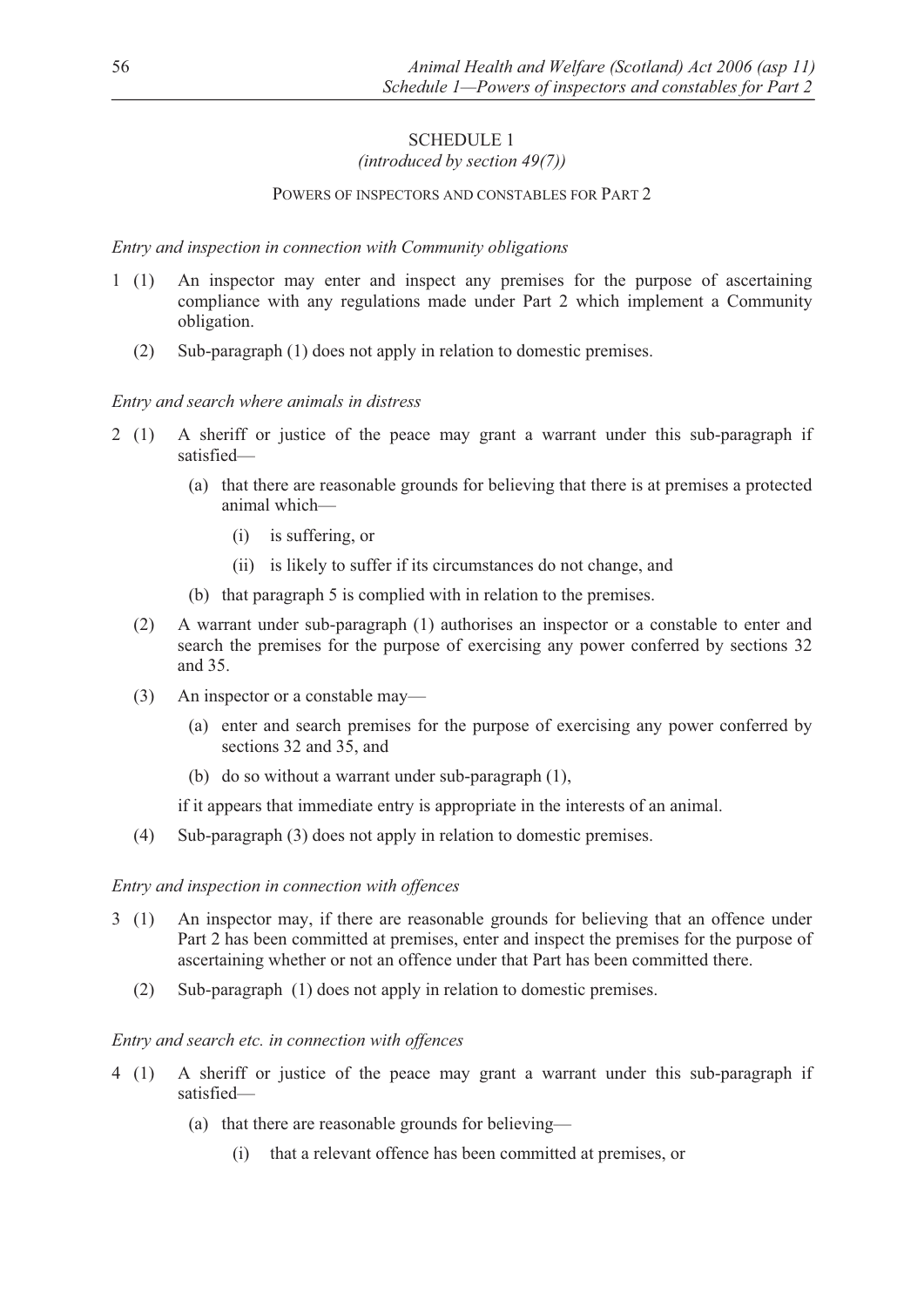# SCHEDULE 1

*(introduced by section 49(7))*

## POWERS OF INSPECTORS AND CONSTABLES FOR PART 2

*Entry and inspection in connection with Community obligations*

1 (1) An inspector may enter and inspect any premises for the purpose of ascertaining compliance with any regulations made under Part 2 which implement a Community obligation.

(2) Sub-paragraph (1) does not apply in relation to domestic premises.

*Entry and search where animals in distress*

2 (1) A sheriff or justice of the peace may grant a warrant under this sub-paragraph if satisfied—

(a) that there are reasonable grounds for believing that there is at premises a protected animal which—

(i) is suffering, or

(ii) is likely to suffer if its circumstances do not change, and

(b) that paragraph 5 is complied with in relation to the premises.

(2) A warrant under sub-paragraph (1) authorises an inspector or a constable to enter and search the premises for the purpose of exercising any power conferred by sections 32 and 35.

(3) An inspector or a constable may—

(a) enter and search premises for the purpose of exercising any power conferred by sections 32 and 35, and

(b) do so without a warrant under sub-paragraph (1),

if it appears that immediate entry is appropriate in the interests of an animal.

(4) Sub-paragraph (3) does not apply in relation to domestic premises.

*Entry and inspection in connection with offences*

3 (1) An inspector may, if there are reasonable grounds for believing that an offence under Part 2 has been committed at premises, enter and inspect the premises for the purpose of ascertaining whether or not an offence under that Part has been committed there.

(2) Sub-paragraph (1) does not apply in relation to domestic premises.

*Entry and search etc. in connection with offences*

4 (1) A sheriff or justice of the peace may grant a warrant under this sub-paragraph if satisfied—

(a) that there are reasonable grounds for believing—

(i) that a relevant offence has been committed at premises, or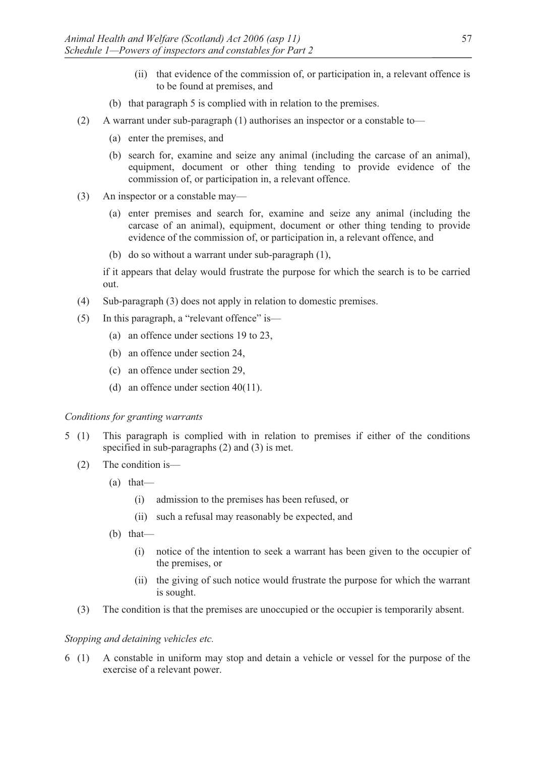(ii) that evidence of the commission of, or participation in, a relevant offence is to be found at premises, and

(b) that paragraph 5 is complied with in relation to the premises.

(2) A warrant under sub-paragraph (1) authorises an inspector or a constable to—

(a) enter the premises, and

(b) search for, examine and seize any animal (including the carcase of an animal), equipment, document or other thing tending to provide evidence of the commission of, or participation in, a relevant offence.

(3) An inspector or a constable may—

(a) enter premises and search for, examine and seize any animal (including the carcase of an animal), equipment, document or other thing tending to provide evidence of the commission of, or participation in, a relevant offence, and

(b) do so without a warrant under sub-paragraph (1),

if it appears that delay would frustrate the purpose for which the search is to be carried out.

(4) Sub-paragraph (3) does not apply in relation to domestic premises.

(5) In this paragraph, a "relevant offence" is—

(a) an offence under sections 19 to 23,

(b) an offence under section 24,

(c) an offence under section 29,

(d) an offence under section 40(11).

*Conditions for granting warrants*

5 (1) This paragraph is complied with in relation to premises if either of the conditions specified in sub-paragraphs (2) and (3) is met.

(2) The condition is—

(a) that—

(i) admission to the premises has been refused, or

(ii) such a refusal may reasonably be expected, and

(b) that—

(i) notice of the intention to seek a warrant has been given to the occupier of the premises, or

(ii) the giving of such notice would frustrate the purpose for which the warrant is sought.

(3) The condition is that the premises are unoccupied or the occupier is temporarily absent.

*Stopping and detaining vehicles etc.*

6 (1) A constable in uniform may stop and detain a vehicle or vessel for the purpose of the exercise of a relevant power.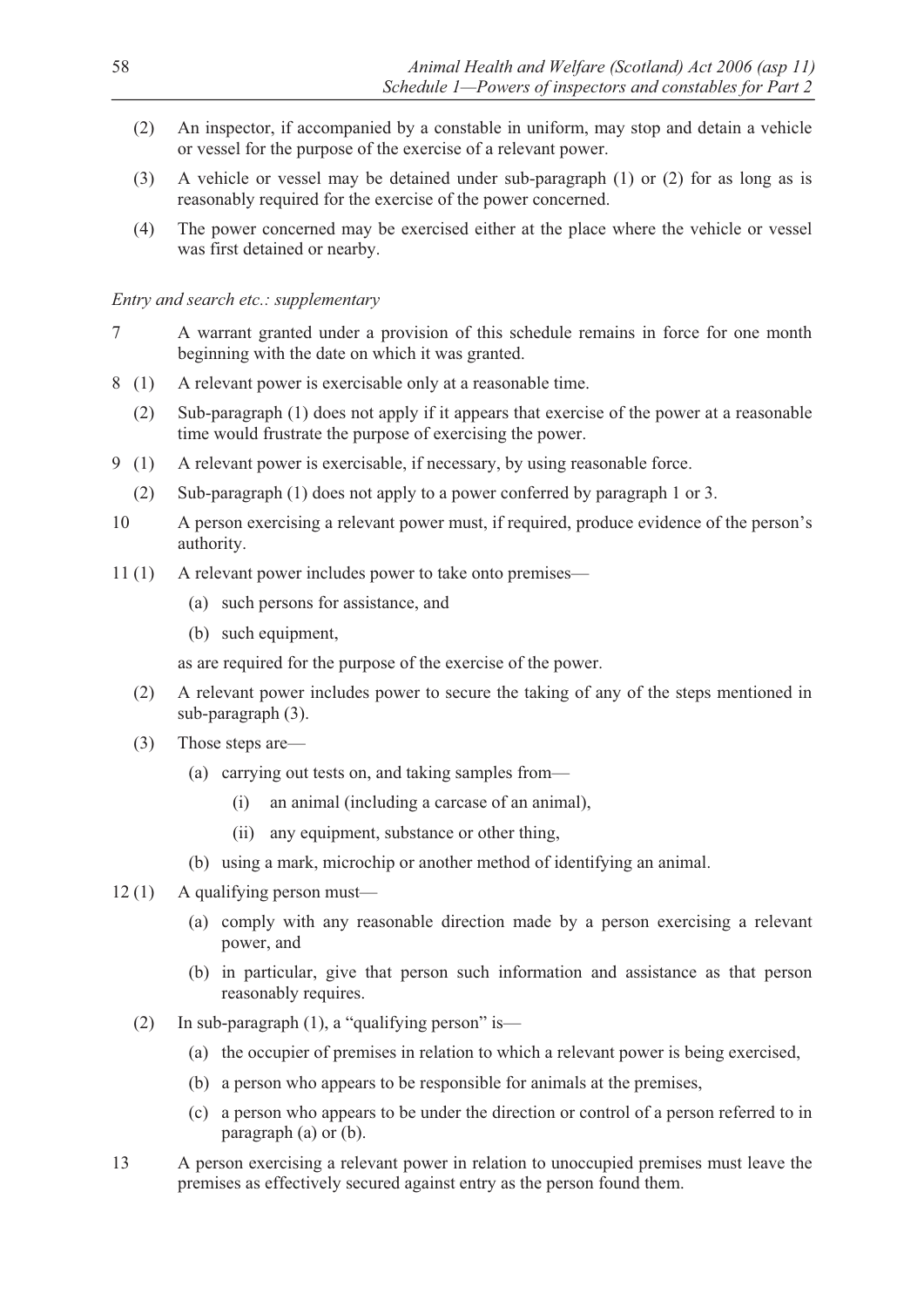(2) An inspector, if accompanied by a constable in uniform, may stop and detain a vehicle or vessel for the purpose of the exercise of a relevant power.

(3) A vehicle or vessel may be detained under sub-paragraph (1) or (2) for as long as is reasonably required for the exercise of the power concerned.

(4) The power concerned may be exercised either at the place where the vehicle or vessel was first detained or nearby.

*Entry and search etc.: supplementary*

7 A warrant granted under a provision of this schedule remains in force for one month beginning with the date on which it was granted.

8 (1) A relevant power is exercisable only at a reasonable time.

(2) Sub-paragraph (1) does not apply if it appears that exercise of the power at a reasonable time would frustrate the purpose of exercising the power.

9 (1) A relevant power is exercisable, if necessary, by using reasonable force.

(2) Sub-paragraph (1) does not apply to a power conferred by paragraph 1 or 3.

10 A person exercising a relevant power must, if required, produce evidence of the person's authority.

11 (1) A relevant power includes power to take onto premises—

(a) such persons for assistance, and

(b) such equipment,

as are required for the purpose of the exercise of the power.

(2) A relevant power includes power to secure the taking of any of the steps mentioned in sub-paragraph (3).

(3) Those steps are—

(a) carrying out tests on, and taking samples from—

(i) an animal (including a carcase of an animal),

(ii) any equipment, substance or other thing,

(b) using a mark, microchip or another method of identifying an animal.

12 (1) A qualifying person must—

(a) comply with any reasonable direction made by a person exercising a relevant power, and

(b) in particular, give that person such information and assistance as that person reasonably requires.

(2) In sub-paragraph (1), a "qualifying person" is—

(a) the occupier of premises in relation to which a relevant power is being exercised,

(b) a person who appears to be responsible for animals at the premises,

(c) a person who appears to be under the direction or control of a person referred to in paragraph (a) or (b).

13 A person exercising a relevant power in relation to unoccupied premises must leave the premises as effectively secured against entry as the person found them.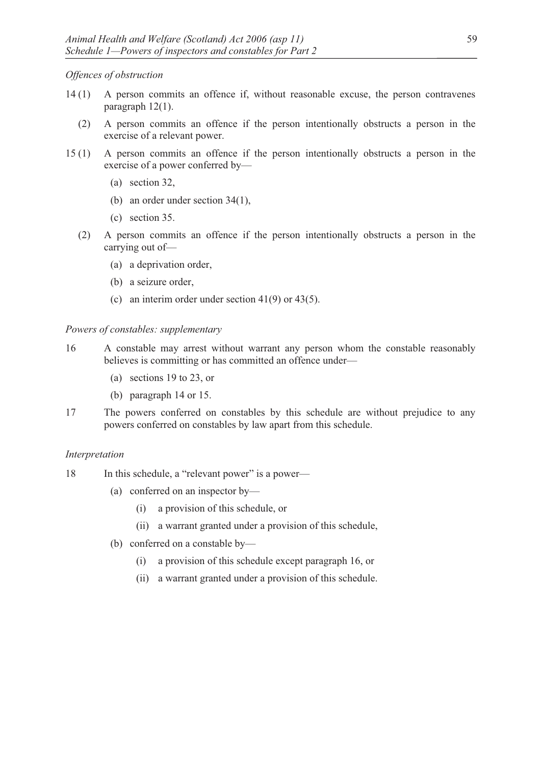*Offences of obstruction*

14 (1) A person commits an offence if, without reasonable excuse, the person contravenes paragraph 12(1).

(2) A person commits an offence if the person intentionally obstructs a person in the exercise of a relevant power.

15 (1) A person commits an offence if the person intentionally obstructs a person in the exercise of a power conferred by—

(a) section 32,

(b) an order under section 34(1),

(c) section 35.

(2) A person commits an offence if the person intentionally obstructs a person in the carrying out of—

(a) a deprivation order,

(b) a seizure order,

(c) an interim order under section 41(9) or 43(5).

*Powers of constables: supplementary*

16 A constable may arrest without warrant any person whom the constable reasonably believes is committing or has committed an offence under—

(a) sections 19 to 23, or

(b) paragraph 14 or 15.

17 The powers conferred on constables by this schedule are without prejudice to any powers conferred on constables by law apart from this schedule.

*Interpretation*

18 In this schedule, a "relevant power" is a power—

(a) conferred on an inspector by—

(i) a provision of this schedule, or

(ii) a warrant granted under a provision of this schedule,

(b) conferred on a constable by—

(i) a provision of this schedule except paragraph 16, or

(ii) a warrant granted under a provision of this schedule.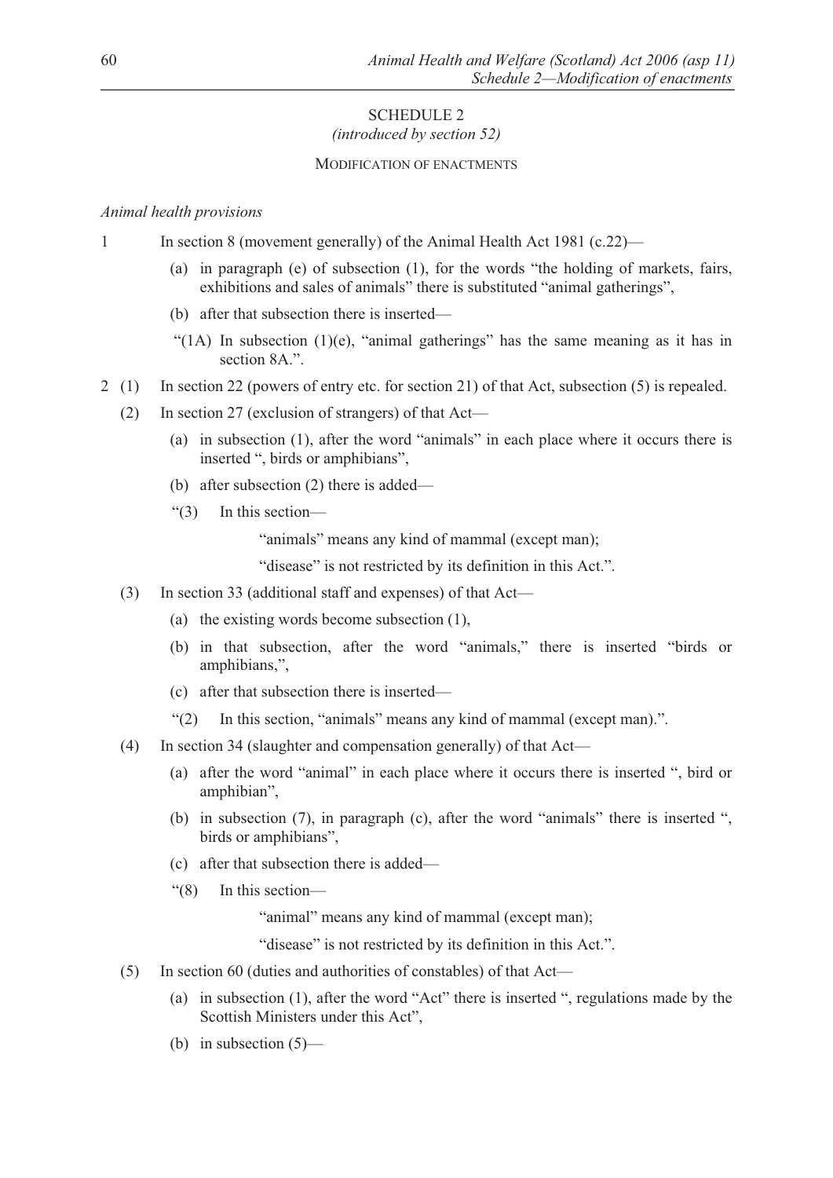## SCHEDULE 2
*(introduced by section 52)*

### MODIFICATION OF ENACTMENTS

*Animal health provisions*

1 In section 8 (movement generally) of the Animal Health Act 1981 (c.22)—

  (a) in paragraph (e) of subsection (1), for the words "the holding of markets, fairs, exhibitions and sales of animals" there is substituted "animal gatherings",

  (b) after that subsection there is inserted—

  "(1A) In subsection (1)(e), "animal gatherings" has the same meaning as it has in section 8A.".

2 (1) In section 22 (powers of entry etc. for section 21) of that Act, subsection (5) is repealed.

  (2) In section 27 (exclusion of strangers) of that Act—

  (a) in subsection (1), after the word "animals" in each place where it occurs there is inserted ", birds or amphibians",

  (b) after subsection (2) there is added—

  "(3) In this section—

  "animals" means any kind of mammal (except man);

  "disease" is not restricted by its definition in this Act.".

  (3) In section 33 (additional staff and expenses) of that Act—

  (a) the existing words become subsection (1),

  (b) in that subsection, after the word "animals," there is inserted "birds or amphibians,",

  (c) after that subsection there is inserted—

  "(2) In this section, "animals" means any kind of mammal (except man).".

  (4) In section 34 (slaughter and compensation generally) of that Act—

  (a) after the word "animal" in each place where it occurs there is inserted ", bird or amphibian",

  (b) in subsection (7), in paragraph (c), after the word "animals" there is inserted ", birds or amphibians",

  (c) after that subsection there is added—

  "(8) In this section—

  "animal" means any kind of mammal (except man);

  "disease" is not restricted by its definition in this Act.".

  (5) In section 60 (duties and authorities of constables) of that Act—

  (a) in subsection (1), after the word "Act" there is inserted ", regulations made by the Scottish Ministers under this Act",

  (b) in subsection (5)—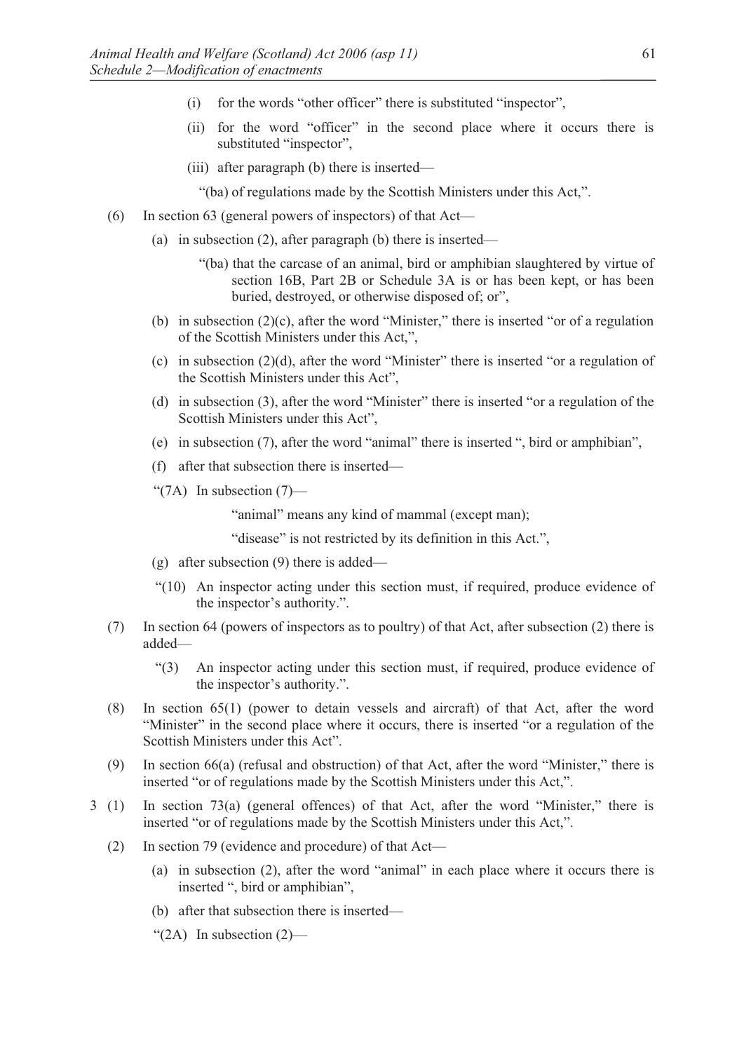(i) for the words "other officer" there is substituted "inspector",

(ii) for the word "officer" in the second place where it occurs there is substituted "inspector",

(iii) after paragraph (b) there is inserted—

"(ba) of regulations made by the Scottish Ministers under this Act,".

(6) In section 63 (general powers of inspectors) of that Act—

(a) in subsection (2), after paragraph (b) there is inserted—

"(ba) that the carcase of an animal, bird or amphibian slaughtered by virtue of section 16B, Part 2B or Schedule 3A is or has been kept, or has been buried, destroyed, or otherwise disposed of; or",

(b) in subsection (2)(c), after the word "Minister," there is inserted "or of a regulation of the Scottish Ministers under this Act,",

(c) in subsection (2)(d), after the word "Minister" there is inserted "or a regulation of the Scottish Ministers under this Act",

(d) in subsection (3), after the word "Minister" there is inserted "or a regulation of the Scottish Ministers under this Act",

(e) in subsection (7), after the word "animal" there is inserted ", bird or amphibian",

(f) after that subsection there is inserted—

"(7A) In subsection (7)—

"animal" means any kind of mammal (except man);

"disease" is not restricted by its definition in this Act.",

(g) after subsection (9) there is added—

"(10) An inspector acting under this section must, if required, produce evidence of the inspector's authority.".

(7) In section 64 (powers of inspectors as to poultry) of that Act, after subsection (2) there is added—

"(3) An inspector acting under this section must, if required, produce evidence of the inspector's authority.".

(8) In section 65(1) (power to detain vessels and aircraft) of that Act, after the word "Minister" in the second place where it occurs, there is inserted "or a regulation of the Scottish Ministers under this Act".

(9) In section 66(a) (refusal and obstruction) of that Act, after the word "Minister," there is inserted "or of regulations made by the Scottish Ministers under this Act,".

3 (1) In section 73(a) (general offences) of that Act, after the word "Minister," there is inserted "or of regulations made by the Scottish Ministers under this Act,".

(2) In section 79 (evidence and procedure) of that Act—

(a) in subsection (2), after the word "animal" in each place where it occurs there is inserted ", bird or amphibian",

(b) after that subsection there is inserted—

"(2A) In subsection (2)—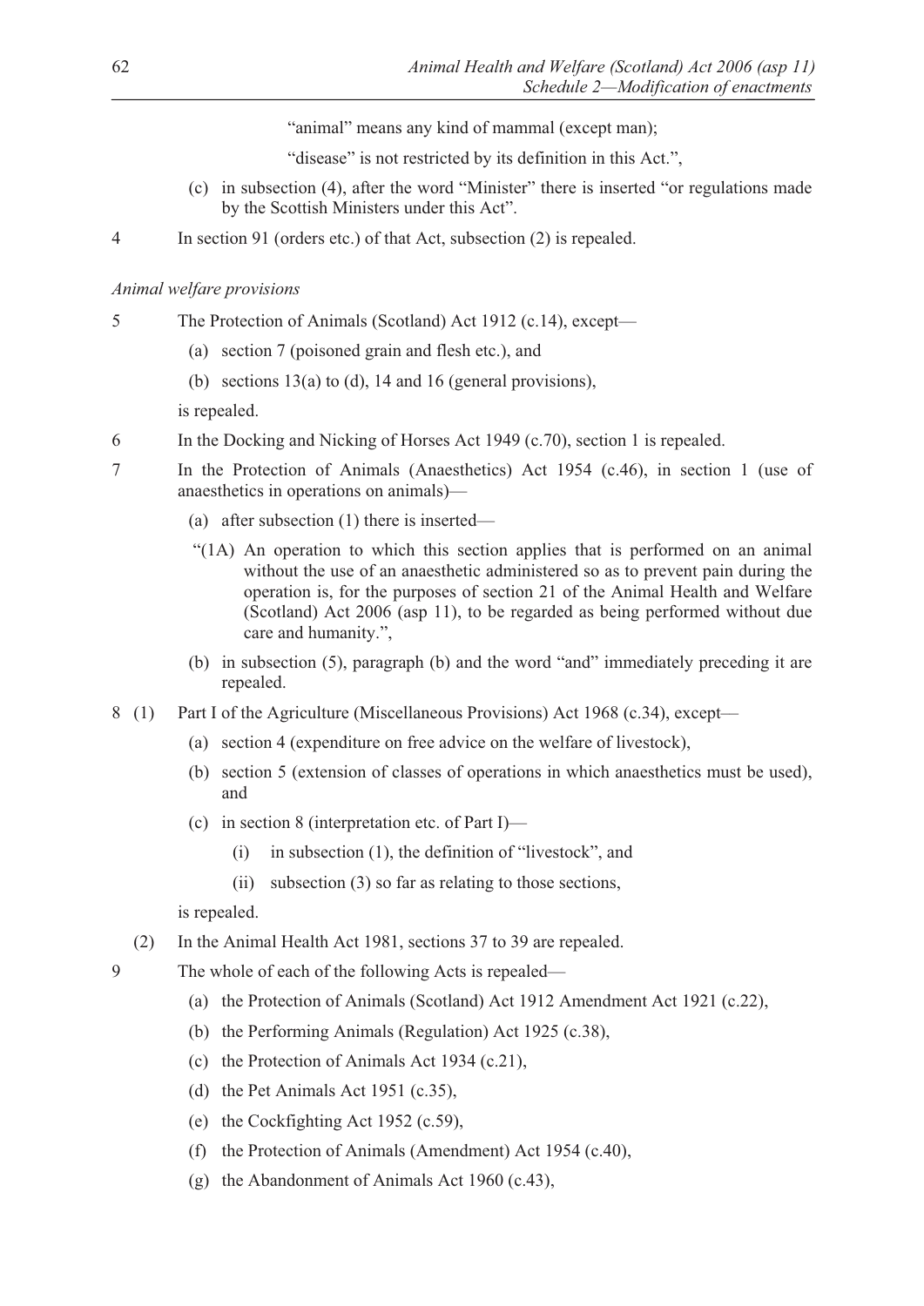"animal" means any kind of mammal (except man);

"disease" is not restricted by its definition in this Act.",

(c) in subsection (4), after the word "Minister" there is inserted "or regulations made by the Scottish Ministers under this Act".

4 In section 91 (orders etc.) of that Act, subsection (2) is repealed.

*Animal welfare provisions*

5 The Protection of Animals (Scotland) Act 1912 (c.14), except—

(a) section 7 (poisoned grain and flesh etc.), and

(b) sections 13(a) to (d), 14 and 16 (general provisions),

is repealed.

6 In the Docking and Nicking of Horses Act 1949 (c.70), section 1 is repealed.

7 In the Protection of Animals (Anaesthetics) Act 1954 (c.46), in section 1 (use of anaesthetics in operations on animals)—

(a) after subsection (1) there is inserted—

"(1A) An operation to which this section applies that is performed on an animal without the use of an anaesthetic administered so as to prevent pain during the operation is, for the purposes of section 21 of the Animal Health and Welfare (Scotland) Act 2006 (asp 11), to be regarded as being performed without due care and humanity.",

(b) in subsection (5), paragraph (b) and the word "and" immediately preceding it are repealed.

8 (1) Part I of the Agriculture (Miscellaneous Provisions) Act 1968 (c.34), except—

(a) section 4 (expenditure on free advice on the welfare of livestock),

(b) section 5 (extension of classes of operations in which anaesthetics must be used), and

(c) in section 8 (interpretation etc. of Part I)—

(i) in subsection (1), the definition of "livestock", and

(ii) subsection (3) so far as relating to those sections,

is repealed.

(2) In the Animal Health Act 1981, sections 37 to 39 are repealed.

9 The whole of each of the following Acts is repealed—

(a) the Protection of Animals (Scotland) Act 1912 Amendment Act 1921 (c.22),

(b) the Performing Animals (Regulation) Act 1925 (c.38),

(c) the Protection of Animals Act 1934 (c.21),

(d) the Pet Animals Act 1951 (c.35),

(e) the Cockfighting Act 1952 (c.59),

(f) the Protection of Animals (Amendment) Act 1954 (c.40),

(g) the Abandonment of Animals Act 1960 (c.43),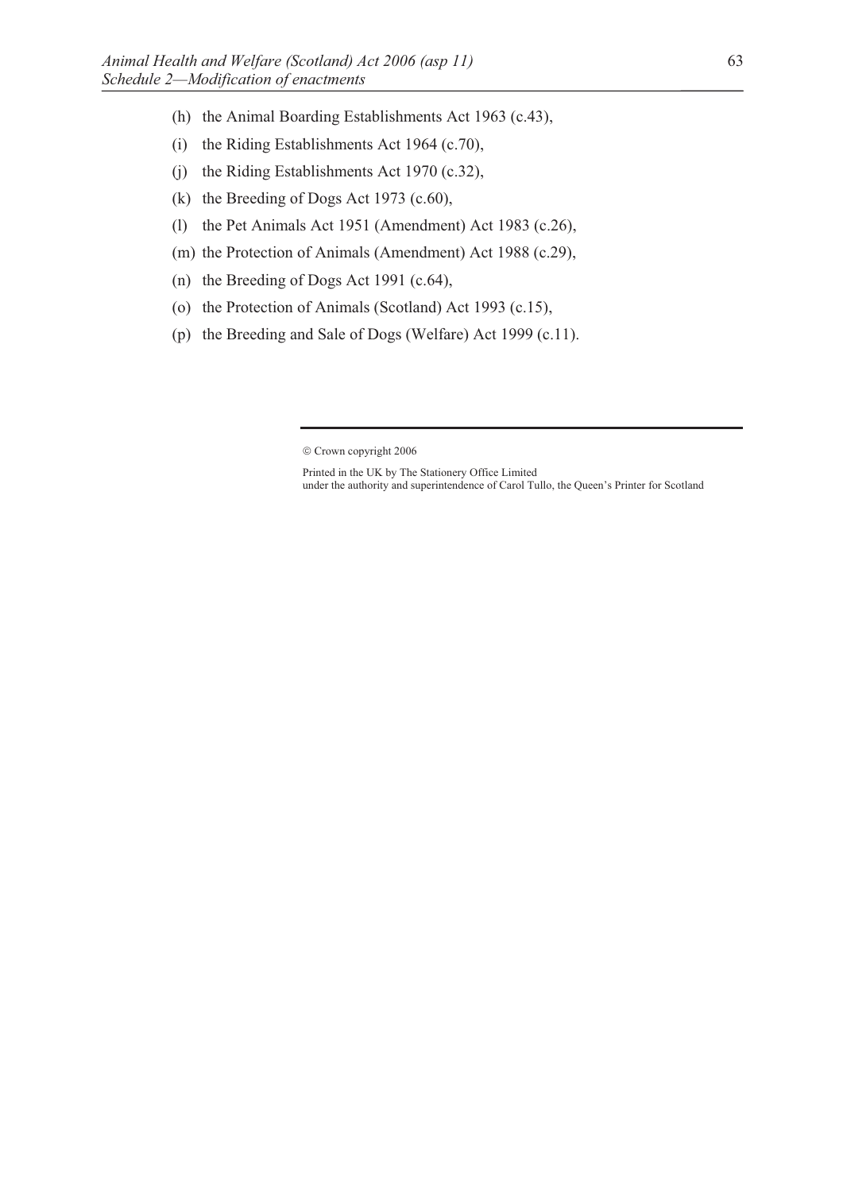(h) the Animal Boarding Establishments Act 1963 (c.43),

(i) the Riding Establishments Act 1964 (c.70),

(j) the Riding Establishments Act 1970 (c.32),

(k) the Breeding of Dogs Act 1973 (c.60),

(l) the Pet Animals Act 1951 (Amendment) Act 1983 (c.26),

(m) the Protection of Animals (Amendment) Act 1988 (c.29),

(n) the Breeding of Dogs Act 1991 (c.64),

(o) the Protection of Animals (Scotland) Act 1993 (c.15),

(p) the Breeding and Sale of Dogs (Welfare) Act 1999 (c.11).

---

© Crown copyright 2006

Printed in the UK by The Stationery Office Limited
under the authority and superintendence of Carol Tullo, the Queen's Printer for Scotland